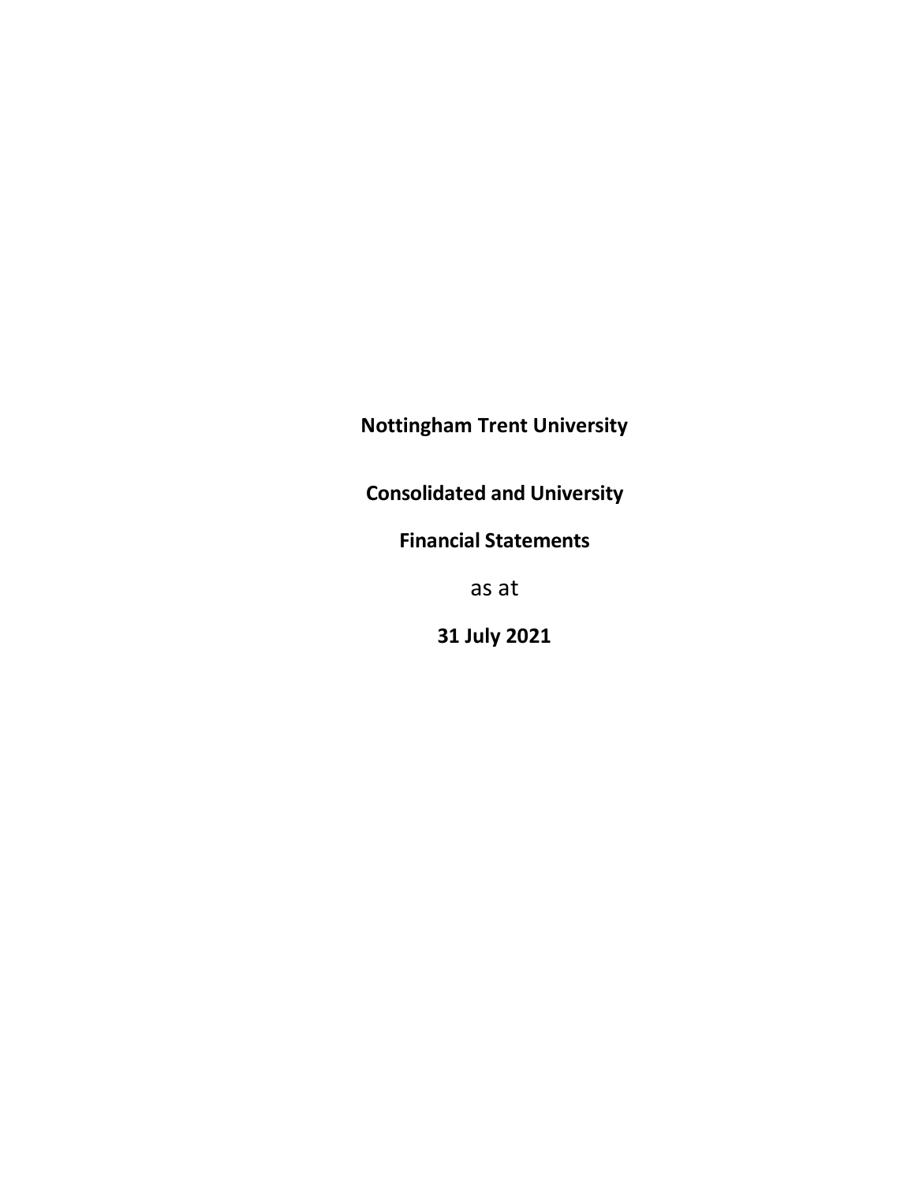# Nottingham Trent University

**Consolidated and University**

**Financial Statements**

as at

**31 July 2021**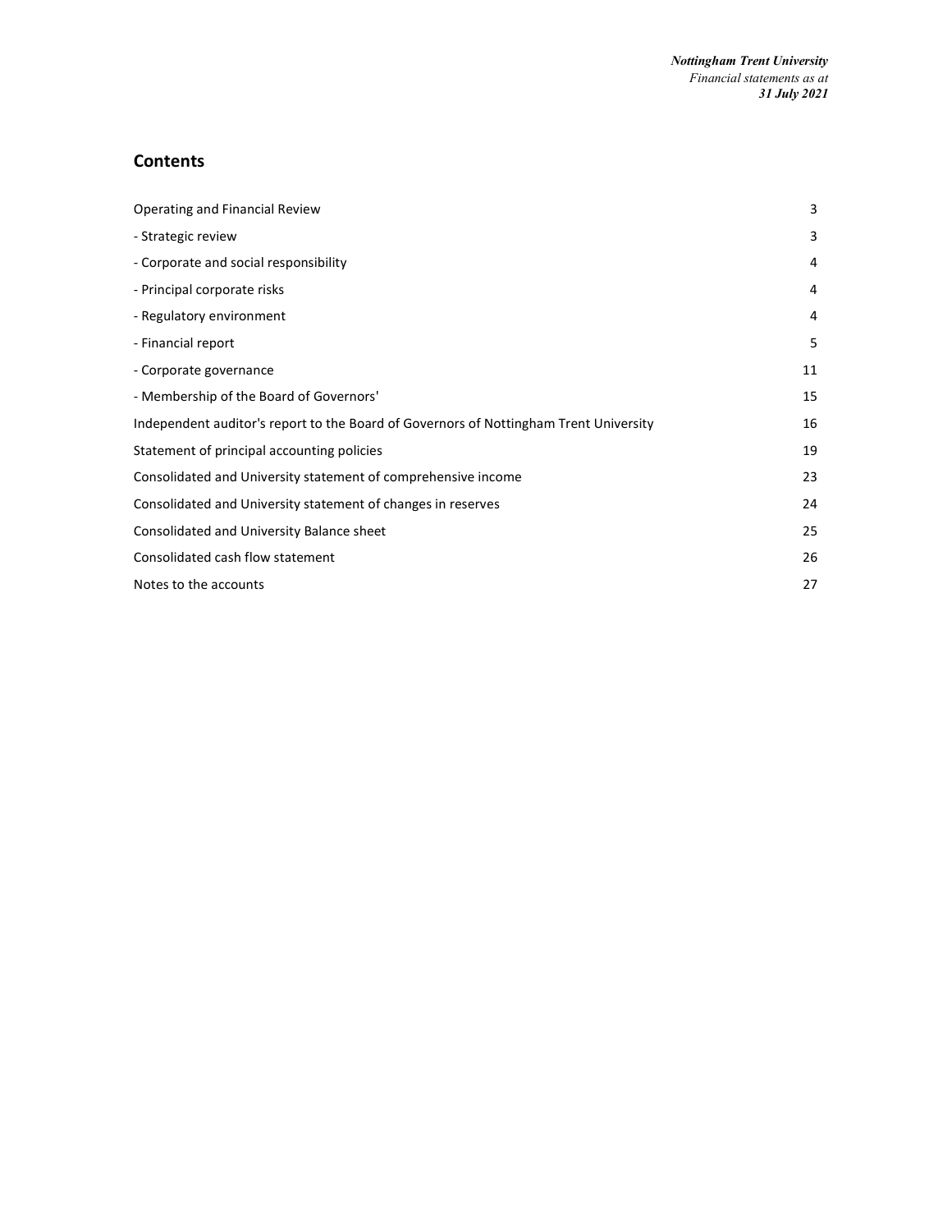## Contents

| | |
|---|---|
| Operating and Financial Review | 3 |
| - Strategic review | 3 |
| - Corporate and social responsibility | 4 |
| - Principal corporate risks | 4 |
| - Regulatory environment | 4 |
| - Financial report | 5 |
| - Corporate governance | 11 |
| - Membership of the Board of Governors' | 15 |
| Independent auditor's report to the Board of Governors of Nottingham Trent University | 16 |
| Statement of principal accounting policies | 19 |
| Consolidated and University statement of comprehensive income | 23 |
| Consolidated and University statement of changes in reserves | 24 |
| Consolidated and University Balance sheet | 25 |
| Consolidated cash flow statement | 26 |
| Notes to the accounts | 27 |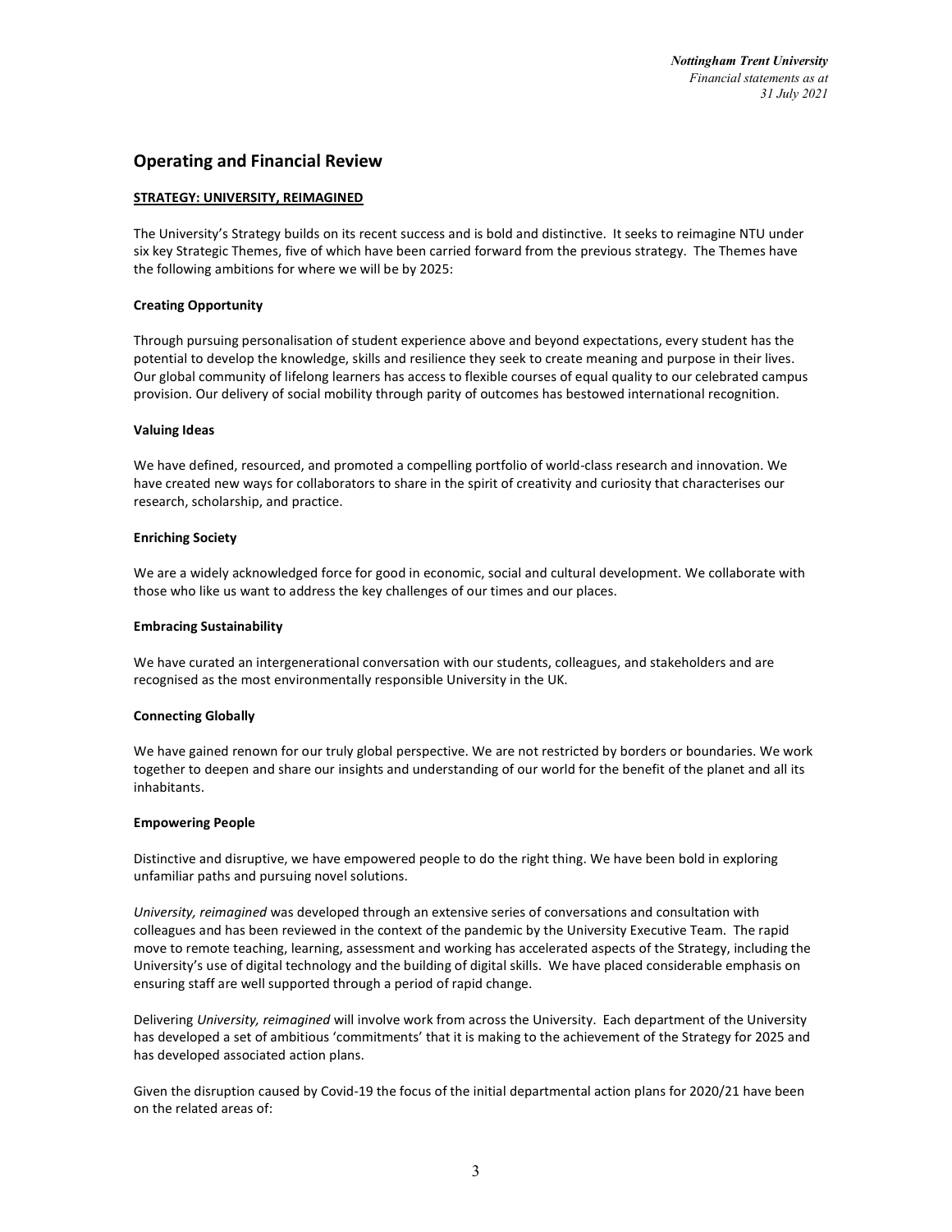## Operating and Financial Review

**STRATEGY: UNIVERSITY, REIMAGINED**

The University's Strategy builds on its recent success and is bold and distinctive. It seeks to reimagine NTU under six key Strategic Themes, five of which have been carried forward from the previous strategy. The Themes have the following ambitions for where we will be by 2025:

**Creating Opportunity**

Through pursuing personalisation of student experience above and beyond expectations, every student has the potential to develop the knowledge, skills and resilience they seek to create meaning and purpose in their lives. Our global community of lifelong learners has access to flexible courses of equal quality to our celebrated campus provision. Our delivery of social mobility through parity of outcomes has bestowed international recognition.

**Valuing Ideas**

We have defined, resourced, and promoted a compelling portfolio of world-class research and innovation. We have created new ways for collaborators to share in the spirit of creativity and curiosity that characterises our research, scholarship, and practice.

**Enriching Society**

We are a widely acknowledged force for good in economic, social and cultural development. We collaborate with those who like us want to address the key challenges of our times and our places.

**Embracing Sustainability**

We have curated an intergenerational conversation with our students, colleagues, and stakeholders and are recognised as the most environmentally responsible University in the UK.

**Connecting Globally**

We have gained renown for our truly global perspective. We are not restricted by borders or boundaries. We work together to deepen and share our insights and understanding of our world for the benefit of the planet and all its inhabitants.

**Empowering People**

Distinctive and disruptive, we have empowered people to do the right thing. We have been bold in exploring unfamiliar paths and pursuing novel solutions.

*University, reimagined* was developed through an extensive series of conversations and consultation with colleagues and has been reviewed in the context of the pandemic by the University Executive Team. The rapid move to remote teaching, learning, assessment and working has accelerated aspects of the Strategy, including the University's use of digital technology and the building of digital skills. We have placed considerable emphasis on ensuring staff are well supported through a period of rapid change.

Delivering *University, reimagined* will involve work from across the University. Each department of the University has developed a set of ambitious 'commitments' that it is making to the achievement of the Strategy for 2025 and has developed associated action plans.

Given the disruption caused by Covid-19 the focus of the initial departmental action plans for 2020/21 have been on the related areas of: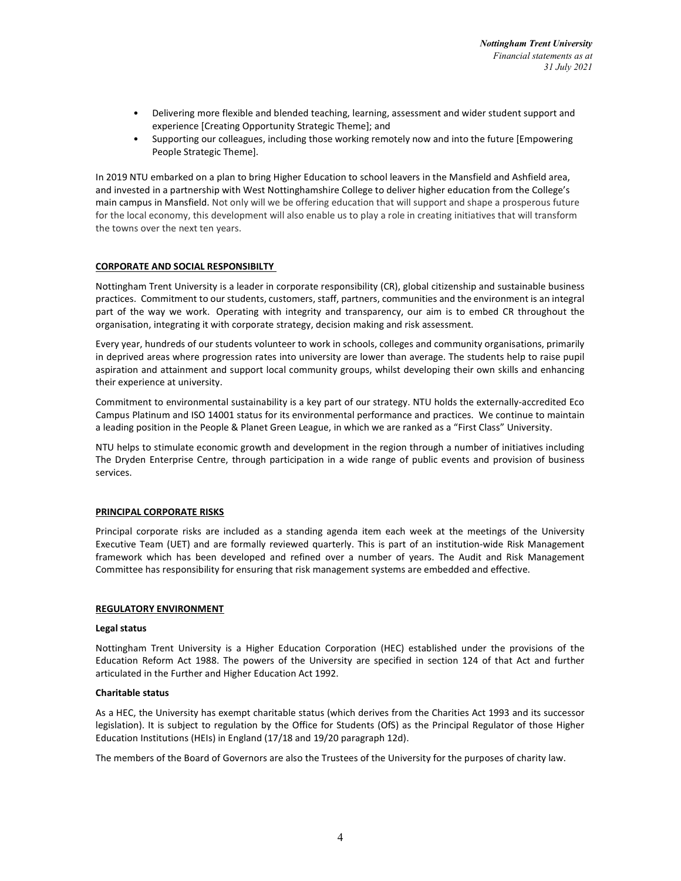- Delivering more flexible and blended teaching, learning, assessment and wider student support and experience [Creating Opportunity Strategic Theme]; and
- Supporting our colleagues, including those working remotely now and into the future [Empowering People Strategic Theme].

In 2019 NTU embarked on a plan to bring Higher Education to school leavers in the Mansfield and Ashfield area, and invested in a partnership with West Nottinghamshire College to deliver higher education from the College's main campus in Mansfield. Not only will we be offering education that will support and shape a prosperous future for the local economy, this development will also enable us to play a role in creating initiatives that will transform the towns over the next ten years.

## CORPORATE AND SOCIAL RESPONSIBILTY

Nottingham Trent University is a leader in corporate responsibility (CR), global citizenship and sustainable business practices. Commitment to our students, customers, staff, partners, communities and the environment is an integral part of the way we work. Operating with integrity and transparency, our aim is to embed CR throughout the organisation, integrating it with corporate strategy, decision making and risk assessment.

Every year, hundreds of our students volunteer to work in schools, colleges and community organisations, primarily in deprived areas where progression rates into university are lower than average. The students help to raise pupil aspiration and attainment and support local community groups, whilst developing their own skills and enhancing their experience at university.

Commitment to environmental sustainability is a key part of our strategy. NTU holds the externally-accredited Eco Campus Platinum and ISO 14001 status for its environmental performance and practices. We continue to maintain a leading position in the People & Planet Green League, in which we are ranked as a "First Class" University.

NTU helps to stimulate economic growth and development in the region through a number of initiatives including The Dryden Enterprise Centre, through participation in a wide range of public events and provision of business services.

## PRINCIPAL CORPORATE RISKS

Principal corporate risks are included as a standing agenda item each week at the meetings of the University Executive Team (UET) and are formally reviewed quarterly. This is part of an institution-wide Risk Management framework which has been developed and refined over a number of years. The Audit and Risk Management Committee has responsibility for ensuring that risk management systems are embedded and effective.

## REGULATORY ENVIRONMENT

### Legal status

Nottingham Trent University is a Higher Education Corporation (HEC) established under the provisions of the Education Reform Act 1988. The powers of the University are specified in section 124 of that Act and further articulated in the Further and Higher Education Act 1992.

### Charitable status

As a HEC, the University has exempt charitable status (which derives from the Charities Act 1993 and its successor legislation). It is subject to regulation by the Office for Students (OfS) as the Principal Regulator of those Higher Education Institutions (HEIs) in England (17/18 and 19/20 paragraph 12d).

The members of the Board of Governors are also the Trustees of the University for the purposes of charity law.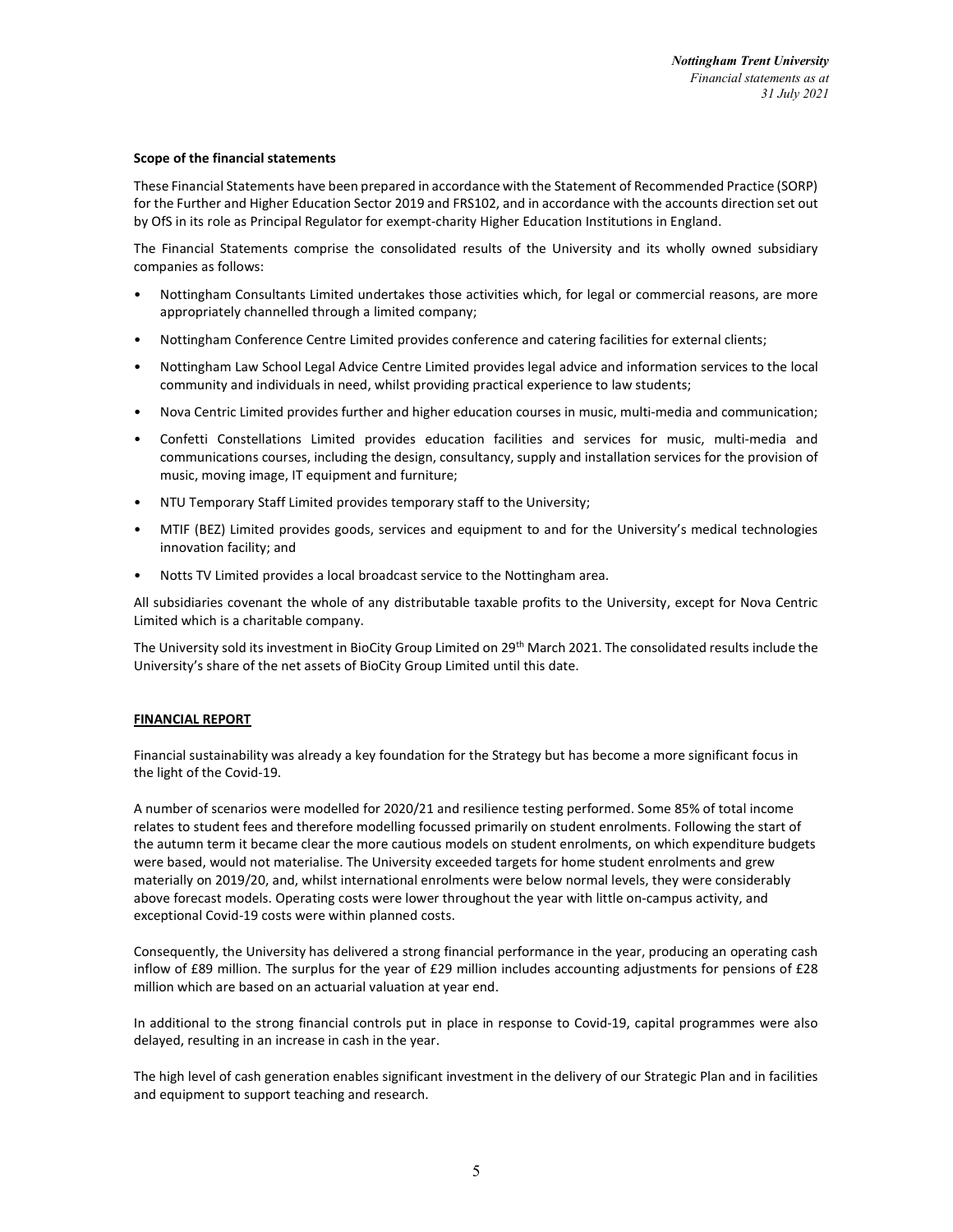**Scope of the financial statements**

These Financial Statements have been prepared in accordance with the Statement of Recommended Practice (SORP) for the Further and Higher Education Sector 2019 and FRS102, and in accordance with the accounts direction set out by OfS in its role as Principal Regulator for exempt-charity Higher Education Institutions in England.

The Financial Statements comprise the consolidated results of the University and its wholly owned subsidiary companies as follows:

- Nottingham Consultants Limited undertakes those activities which, for legal or commercial reasons, are more appropriately channelled through a limited company;
- Nottingham Conference Centre Limited provides conference and catering facilities for external clients;
- Nottingham Law School Legal Advice Centre Limited provides legal advice and information services to the local community and individuals in need, whilst providing practical experience to law students;
- Nova Centric Limited provides further and higher education courses in music, multi-media and communication;
- Confetti Constellations Limited provides education facilities and services for music, multi-media and communications courses, including the design, consultancy, supply and installation services for the provision of music, moving image, IT equipment and furniture;
- NTU Temporary Staff Limited provides temporary staff to the University;
- MTIF (BEZ) Limited provides goods, services and equipment to and for the University's medical technologies innovation facility; and
- Notts TV Limited provides a local broadcast service to the Nottingham area.

All subsidiaries covenant the whole of any distributable taxable profits to the University, except for Nova Centric Limited which is a charitable company.

The University sold its investment in BioCity Group Limited on 29th March 2021. The consolidated results include the University's share of the net assets of BioCity Group Limited until this date.

**FINANCIAL REPORT**

Financial sustainability was already a key foundation for the Strategy but has become a more significant focus in the light of the Covid-19.

A number of scenarios were modelled for 2020/21 and resilience testing performed. Some 85% of total income relates to student fees and therefore modelling focussed primarily on student enrolments. Following the start of the autumn term it became clear the more cautious models on student enrolments, on which expenditure budgets were based, would not materialise. The University exceeded targets for home student enrolments and grew materially on 2019/20, and, whilst international enrolments were below normal levels, they were considerably above forecast models. Operating costs were lower throughout the year with little on-campus activity, and exceptional Covid-19 costs were within planned costs.

Consequently, the University has delivered a strong financial performance in the year, producing an operating cash inflow of £89 million. The surplus for the year of £29 million includes accounting adjustments for pensions of £28 million which are based on an actuarial valuation at year end.

In additional to the strong financial controls put in place in response to Covid-19, capital programmes were also delayed, resulting in an increase in cash in the year.

The high level of cash generation enables significant investment in the delivery of our Strategic Plan and in facilities and equipment to support teaching and research.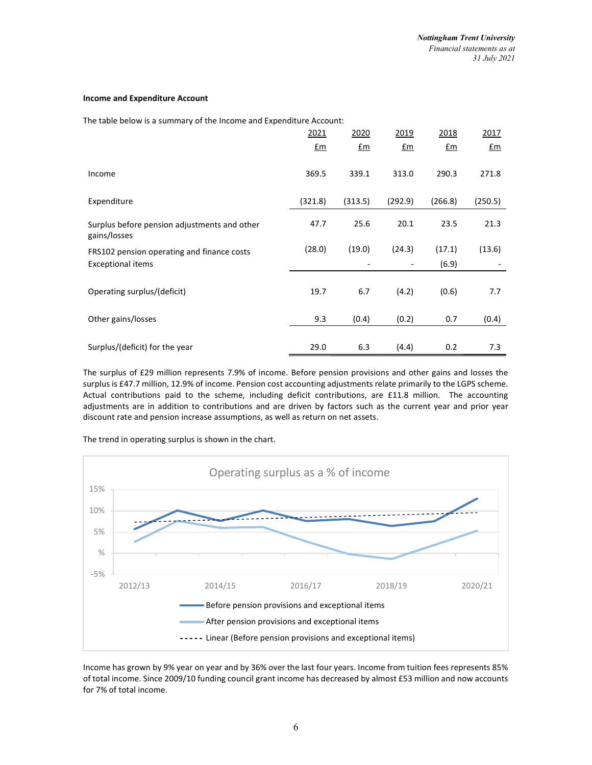**Income and Expenditure Account**

The table below is a summary of the Income and Expenditure Account:

| | 2021 | 2020 | 2019 | 2018 | 2017 |
|---|---|---|---|---|---|
| | £m | £m | £m | £m | £m |
| Income | 369.5 | 339.1 | 313.0 | 290.3 | 271.8 |
| Expenditure | (321.8) | (313.5) | (292.9) | (266.8) | (250.5) |
| Surplus before pension adjustments and other gains/losses | 47.7 | 25.6 | 20.1 | 23.5 | 21.3 |
| FRS102 pension operating and finance costs | (28.0) | (19.0) | (24.3) | (17.1) | (13.6) |
| Exceptional items | | - | - | (6.9) | - |
| Operating surplus/(deficit) | 19.7 | 6.7 | (4.2) | (0.6) | 7.7 |
| Other gains/losses | 9.3 | (0.4) | (0.2) | 0.7 | (0.4) |
| Surplus/(deficit) for the year | 29.0 | 6.3 | (4.4) | 0.2 | 7.3 |

The surplus of £29 million represents 7.9% of income. Before pension provisions and other gains and losses the surplus is £47.7 million, 12.9% of income. Pension cost accounting adjustments relate primarily to the LGPS scheme. Actual contributions paid to the scheme, including deficit contributions, are £11.8 million. The accounting adjustments are in addition to contributions and are driven by factors such as the current year and prior year discount rate and pension increase assumptions, as well as return on net assets.

The trend in operating surplus is shown in the chart.

Income has grown by 9% year on year and by 36% over the last four years. Income from tuition fees represents 85% of total income. Since 2009/10 funding council grant income has decreased by almost £53 million and now accounts for 7% of total income.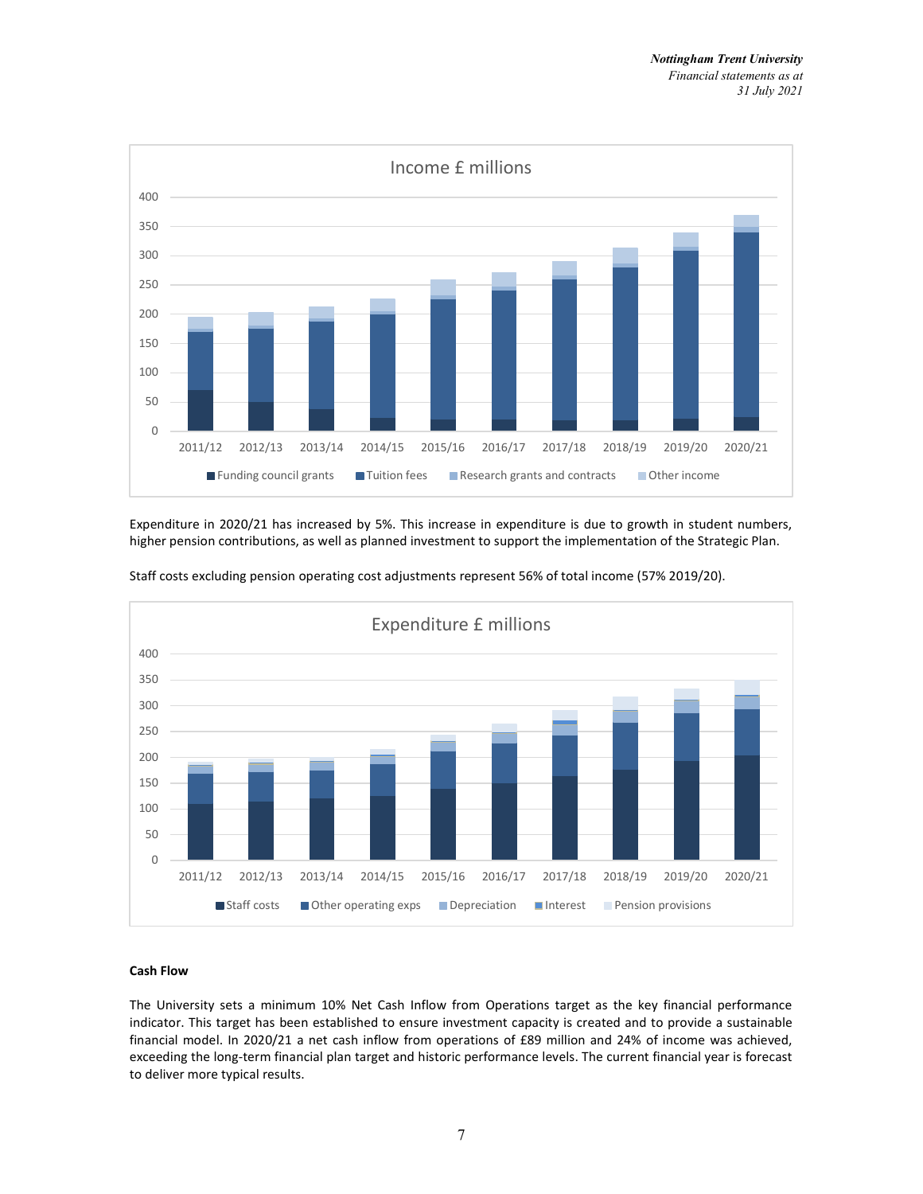Expenditure in 2020/21 has increased by 5%. This increase in expenditure is due to growth in student numbers, higher pension contributions, as well as planned investment to support the implementation of the Strategic Plan.

Staff costs excluding pension operating cost adjustments represent 56% of total income (57% 2019/20).

### Cash Flow

The University sets a minimum 10% Net Cash Inflow from Operations target as the key financial performance indicator. This target has been established to ensure investment capacity is created and to provide a sustainable financial model. In 2020/21 a net cash inflow from operations of £89 million and 24% of income was achieved, exceeding the long-term financial plan target and historic performance levels. The current financial year is forecast to deliver more typical results.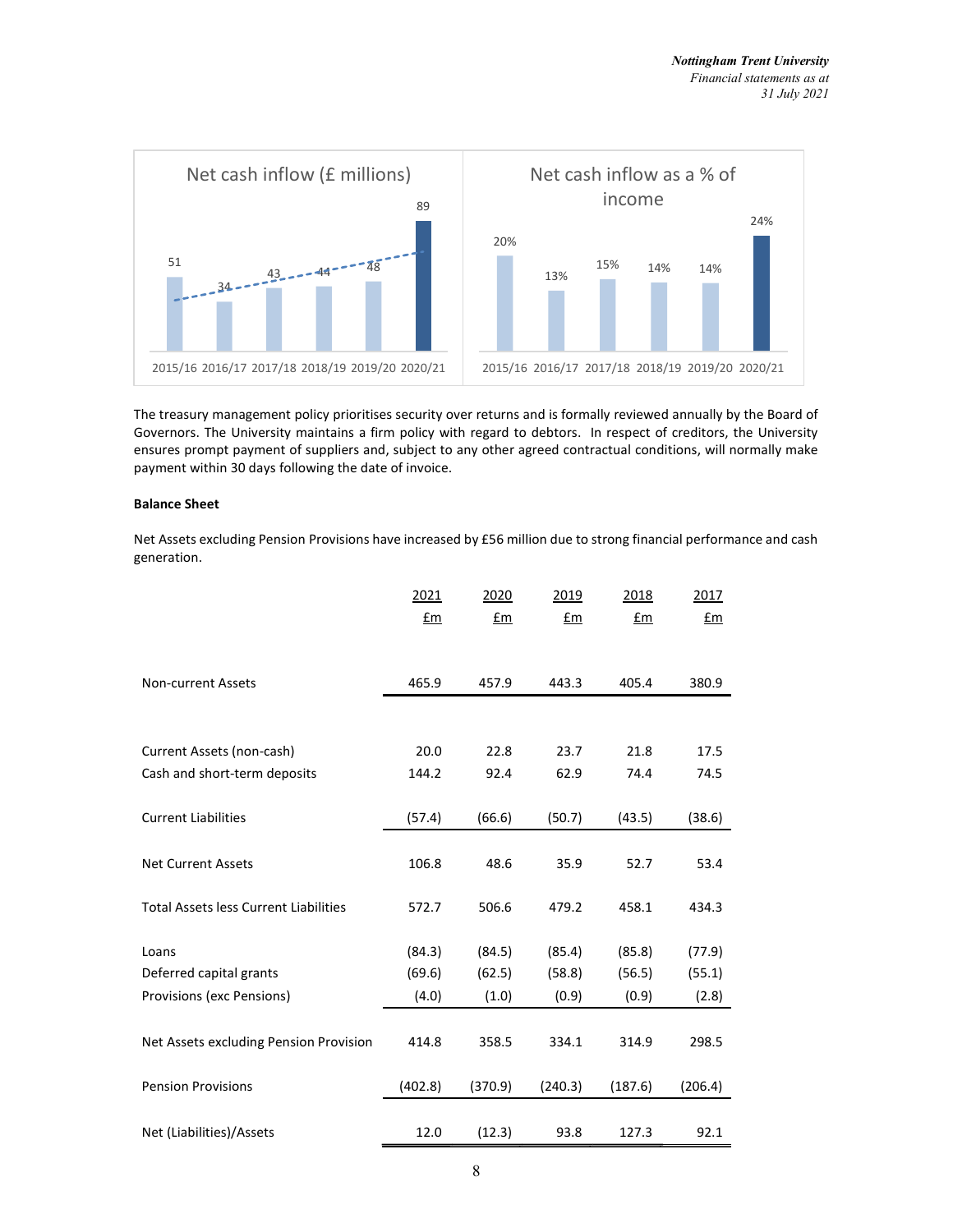Net cash inflow (£ millions)

| 2015/16 | 2016/17 | 2017/18 | 2018/19 | 2019/20 | 2020/21 |
|---|---|---|---|---|---|
| 51 | 34 | 43 | 44 | 48 | 89 |

Net cash inflow as a % of income

| 2015/16 | 2016/17 | 2017/18 | 2018/19 | 2019/20 | 2020/21 |
|---|---|---|---|---|---|
| 20% | 13% | 15% | 14% | 14% | 24% |

The treasury management policy prioritises security over returns and is formally reviewed annually by the Board of Governors. The University maintains a firm policy with regard to debtors. In respect of creditors, the University ensures prompt payment of suppliers and, subject to any other agreed contractual conditions, will normally make payment within 30 days following the date of invoice.

**Balance Sheet**

Net Assets excluding Pension Provisions have increased by £56 million due to strong financial performance and cash generation.

| | 2021 £m | 2020 £m | 2019 £m | 2018 £m | 2017 £m |
|---|---|---|---|---|---|
| Non-current Assets | 465.9 | 457.9 | 443.3 | 405.4 | 380.9 |
| Current Assets (non-cash) | 20.0 | 22.8 | 23.7 | 21.8 | 17.5 |
| Cash and short-term deposits | 144.2 | 92.4 | 62.9 | 74.4 | 74.5 |
| Current Liabilities | (57.4) | (66.6) | (50.7) | (43.5) | (38.6) |
| Net Current Assets | 106.8 | 48.6 | 35.9 | 52.7 | 53.4 |
| Total Assets less Current Liabilities | 572.7 | 506.6 | 479.2 | 458.1 | 434.3 |
| Loans | (84.3) | (84.5) | (85.4) | (85.8) | (77.9) |
| Deferred capital grants | (69.6) | (62.5) | (58.8) | (56.5) | (55.1) |
| Provisions (exc Pensions) | (4.0) | (1.0) | (0.9) | (0.9) | (2.8) |
| Net Assets excluding Pension Provision | 414.8 | 358.5 | 334.1 | 314.9 | 298.5 |
| Pension Provisions | (402.8) | (370.9) | (240.3) | (187.6) | (206.4) |
| Net (Liabilities)/Assets | 12.0 | (12.3) | 93.8 | 127.3 | 92.1 |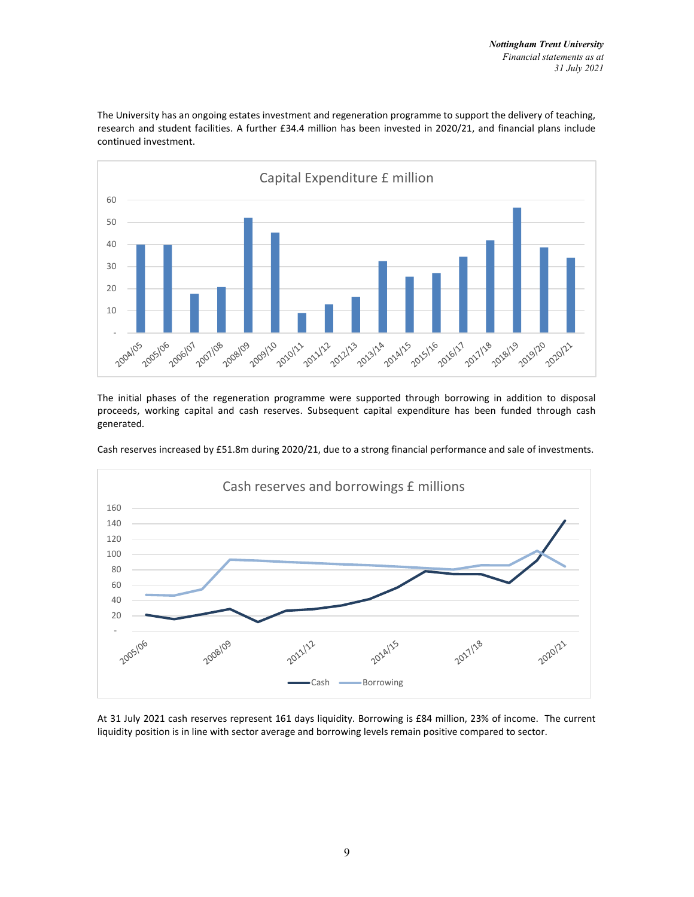The University has an ongoing estates investment and regeneration programme to support the delivery of teaching, research and student facilities. A further £34.4 million has been invested in 2020/21, and financial plans include continued investment.

The initial phases of the regeneration programme were supported through borrowing in addition to disposal proceeds, working capital and cash reserves. Subsequent capital expenditure has been funded through cash generated.

Cash reserves increased by £51.8m during 2020/21, due to a strong financial performance and sale of investments.

At 31 July 2021 cash reserves represent 161 days liquidity. Borrowing is £84 million, 23% of income. The current liquidity position is in line with sector average and borrowing levels remain positive compared to sector.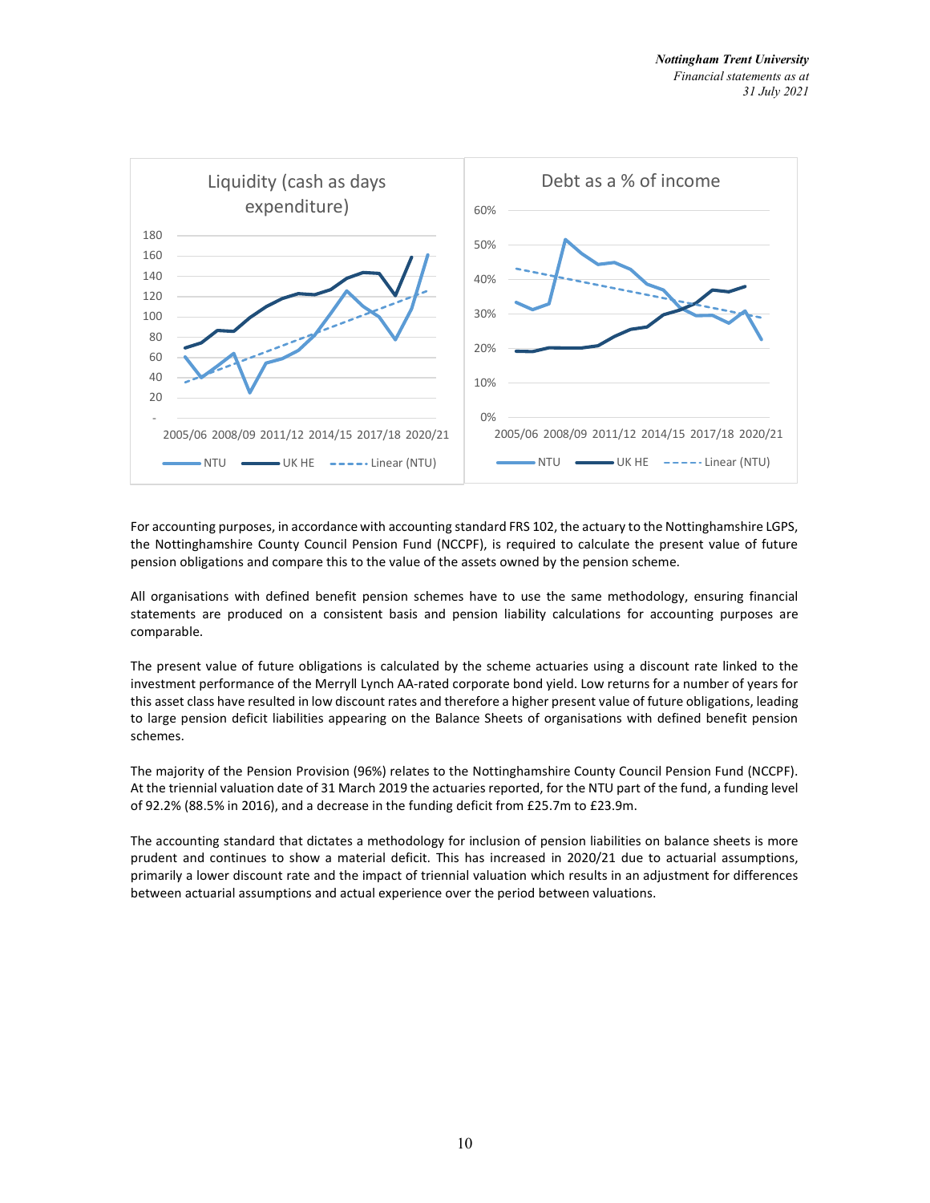Liquidity (cash as days expenditure)

Debt as a % of income

For accounting purposes, in accordance with accounting standard FRS 102, the actuary to the Nottinghamshire LGPS, the Nottinghamshire County Council Pension Fund (NCCPF), is required to calculate the present value of future pension obligations and compare this to the value of the assets owned by the pension scheme.

All organisations with defined benefit pension schemes have to use the same methodology, ensuring financial statements are produced on a consistent basis and pension liability calculations for accounting purposes are comparable.

The present value of future obligations is calculated by the scheme actuaries using a discount rate linked to the investment performance of the Merryll Lynch AA-rated corporate bond yield. Low returns for a number of years for this asset class have resulted in low discount rates and therefore a higher present value of future obligations, leading to large pension deficit liabilities appearing on the Balance Sheets of organisations with defined benefit pension schemes.

The majority of the Pension Provision (96%) relates to the Nottinghamshire County Council Pension Fund (NCCPF). At the triennial valuation date of 31 March 2019 the actuaries reported, for the NTU part of the fund, a funding level of 92.2% (88.5% in 2016), and a decrease in the funding deficit from £25.7m to £23.9m.

The accounting standard that dictates a methodology for inclusion of pension liabilities on balance sheets is more prudent and continues to show a material deficit. This has increased in 2020/21 due to actuarial assumptions, primarily a lower discount rate and the impact of triennial valuation which results in an adjustment for differences between actuarial assumptions and actual experience over the period between valuations.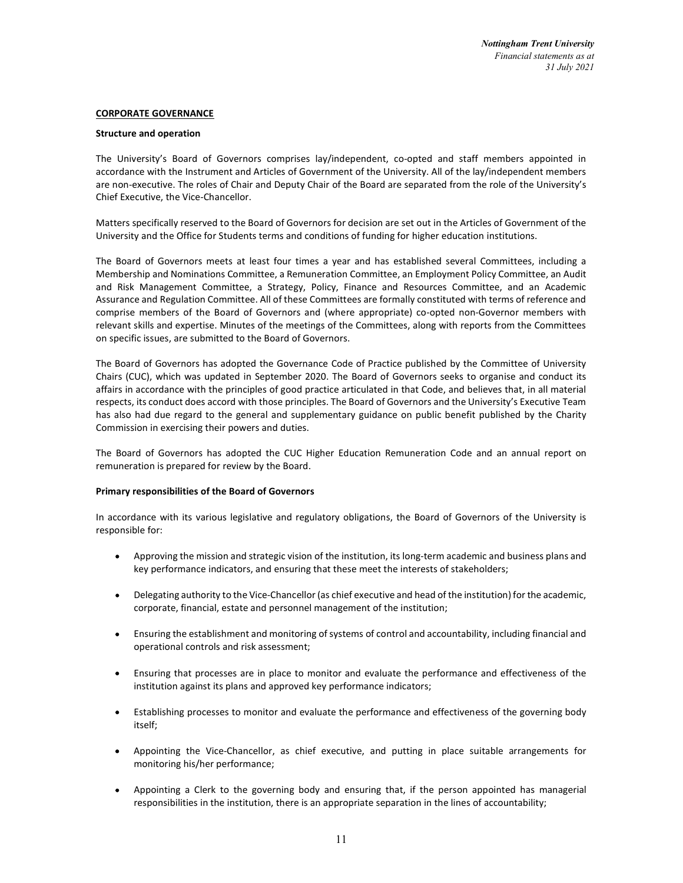## CORPORATE GOVERNANCE

### Structure and operation

The University's Board of Governors comprises lay/independent, co-opted and staff members appointed in accordance with the Instrument and Articles of Government of the University. All of the lay/independent members are non-executive. The roles of Chair and Deputy Chair of the Board are separated from the role of the University's Chief Executive, the Vice-Chancellor.

Matters specifically reserved to the Board of Governors for decision are set out in the Articles of Government of the University and the Office for Students terms and conditions of funding for higher education institutions.

The Board of Governors meets at least four times a year and has established several Committees, including a Membership and Nominations Committee, a Remuneration Committee, an Employment Policy Committee, an Audit and Risk Management Committee, a Strategy, Policy, Finance and Resources Committee, and an Academic Assurance and Regulation Committee. All of these Committees are formally constituted with terms of reference and comprise members of the Board of Governors and (where appropriate) co-opted non-Governor members with relevant skills and expertise. Minutes of the meetings of the Committees, along with reports from the Committees on specific issues, are submitted to the Board of Governors.

The Board of Governors has adopted the Governance Code of Practice published by the Committee of University Chairs (CUC), which was updated in September 2020. The Board of Governors seeks to organise and conduct its affairs in accordance with the principles of good practice articulated in that Code, and believes that, in all material respects, its conduct does accord with those principles. The Board of Governors and the University's Executive Team has also had due regard to the general and supplementary guidance on public benefit published by the Charity Commission in exercising their powers and duties.

The Board of Governors has adopted the CUC Higher Education Remuneration Code and an annual report on remuneration is prepared for review by the Board.

### Primary responsibilities of the Board of Governors

In accordance with its various legislative and regulatory obligations, the Board of Governors of the University is responsible for:

- Approving the mission and strategic vision of the institution, its long-term academic and business plans and key performance indicators, and ensuring that these meet the interests of stakeholders;
- Delegating authority to the Vice-Chancellor (as chief executive and head of the institution) for the academic, corporate, financial, estate and personnel management of the institution;
- Ensuring the establishment and monitoring of systems of control and accountability, including financial and operational controls and risk assessment;
- Ensuring that processes are in place to monitor and evaluate the performance and effectiveness of the institution against its plans and approved key performance indicators;
- Establishing processes to monitor and evaluate the performance and effectiveness of the governing body itself;
- Appointing the Vice-Chancellor, as chief executive, and putting in place suitable arrangements for monitoring his/her performance;
- Appointing a Clerk to the governing body and ensuring that, if the person appointed has managerial responsibilities in the institution, there is an appropriate separation in the lines of accountability;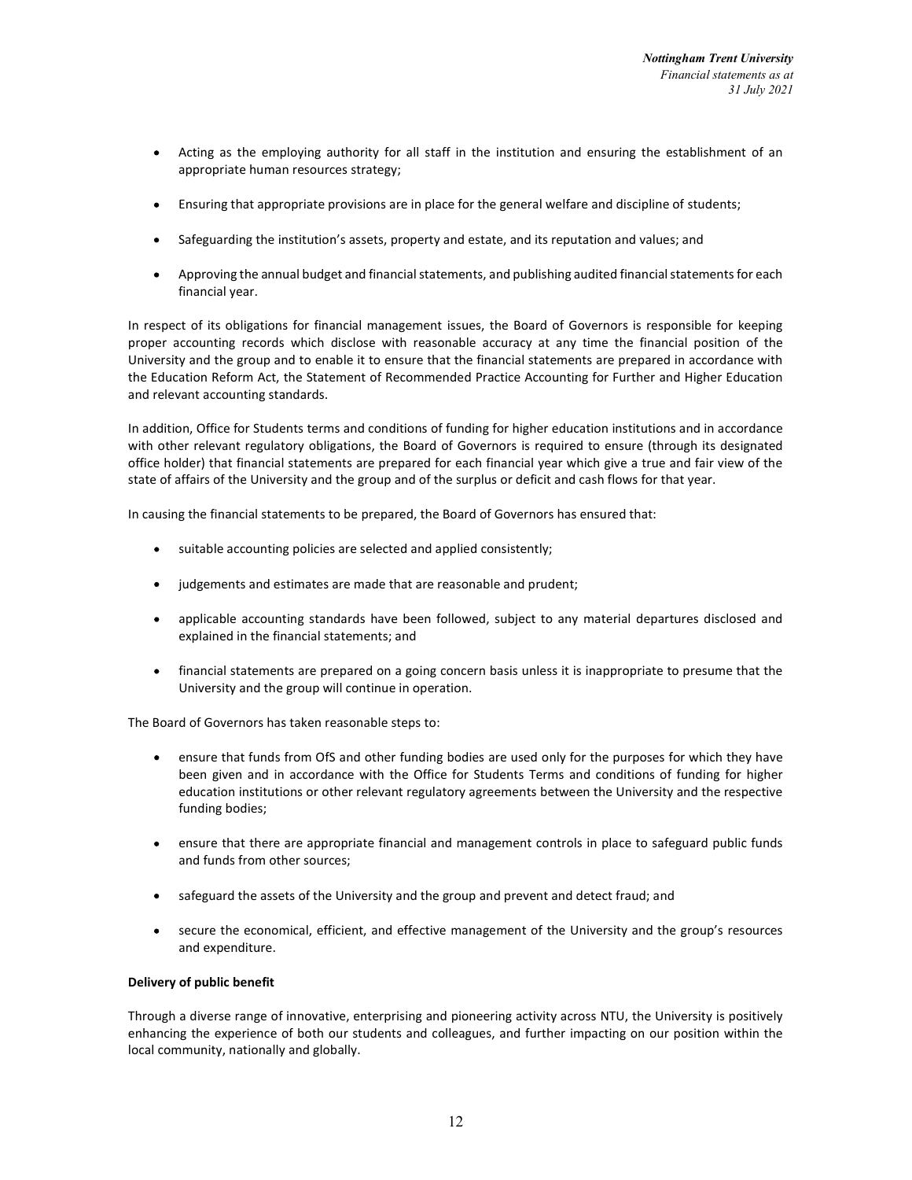- Acting as the employing authority for all staff in the institution and ensuring the establishment of an appropriate human resources strategy;

- Ensuring that appropriate provisions are in place for the general welfare and discipline of students;

- Safeguarding the institution's assets, property and estate, and its reputation and values; and

- Approving the annual budget and financial statements, and publishing audited financial statements for each financial year.

In respect of its obligations for financial management issues, the Board of Governors is responsible for keeping proper accounting records which disclose with reasonable accuracy at any time the financial position of the University and the group and to enable it to ensure that the financial statements are prepared in accordance with the Education Reform Act, the Statement of Recommended Practice Accounting for Further and Higher Education and relevant accounting standards.

In addition, Office for Students terms and conditions of funding for higher education institutions and in accordance with other relevant regulatory obligations, the Board of Governors is required to ensure (through its designated office holder) that financial statements are prepared for each financial year which give a true and fair view of the state of affairs of the University and the group and of the surplus or deficit and cash flows for that year.

In causing the financial statements to be prepared, the Board of Governors has ensured that:

- suitable accounting policies are selected and applied consistently;

- judgements and estimates are made that are reasonable and prudent;

- applicable accounting standards have been followed, subject to any material departures disclosed and explained in the financial statements; and

- financial statements are prepared on a going concern basis unless it is inappropriate to presume that the University and the group will continue in operation.

The Board of Governors has taken reasonable steps to:

- ensure that funds from OfS and other funding bodies are used only for the purposes for which they have been given and in accordance with the Office for Students Terms and conditions of funding for higher education institutions or other relevant regulatory agreements between the University and the respective funding bodies;

- ensure that there are appropriate financial and management controls in place to safeguard public funds and funds from other sources;

- safeguard the assets of the University and the group and prevent and detect fraud; and

- secure the economical, efficient, and effective management of the University and the group's resources and expenditure.

**Delivery of public benefit**

Through a diverse range of innovative, enterprising and pioneering activity across NTU, the University is positively enhancing the experience of both our students and colleagues, and further impacting on our position within the local community, nationally and globally.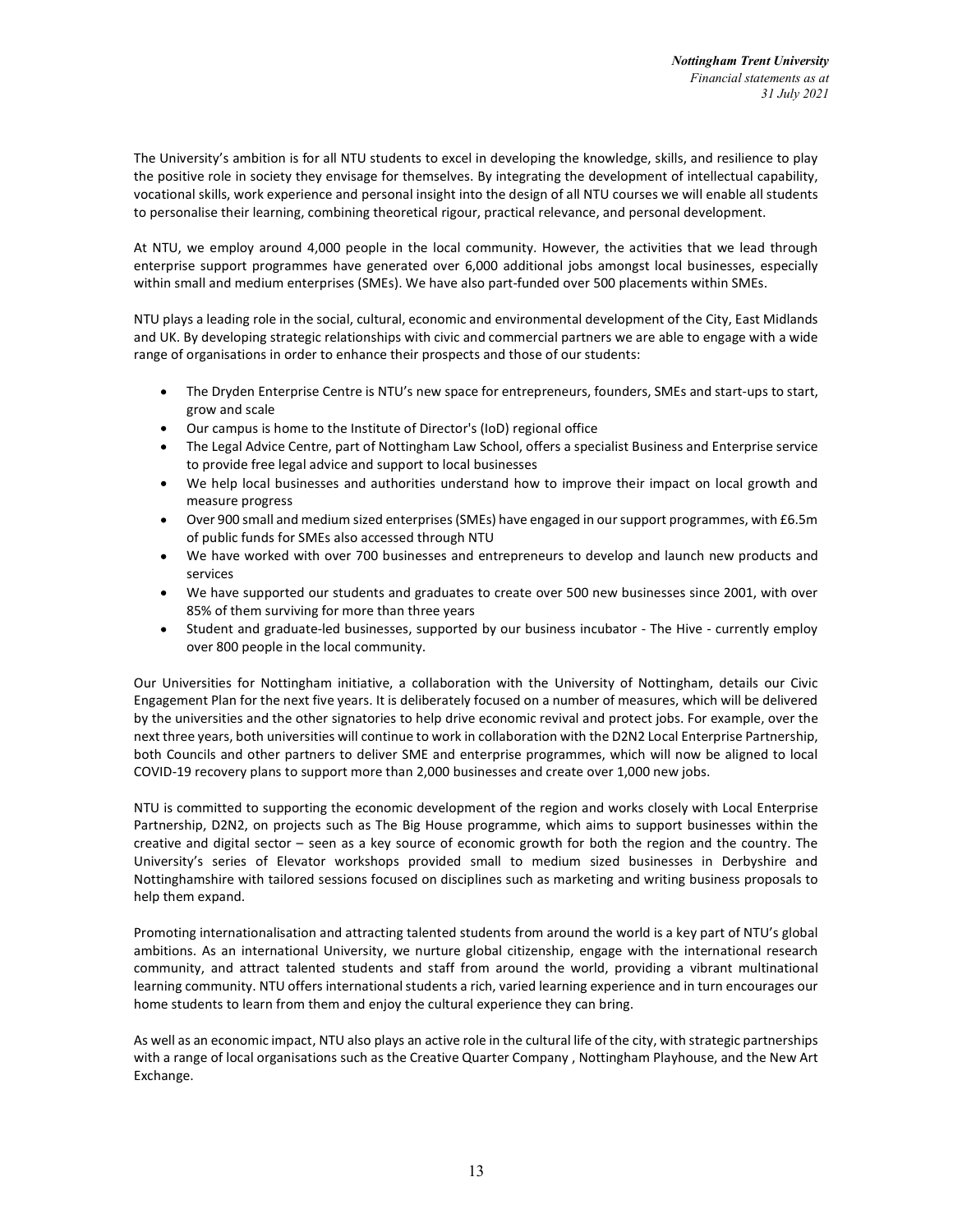The University's ambition is for all NTU students to excel in developing the knowledge, skills, and resilience to play the positive role in society they envisage for themselves. By integrating the development of intellectual capability, vocational skills, work experience and personal insight into the design of all NTU courses we will enable all students to personalise their learning, combining theoretical rigour, practical relevance, and personal development.

At NTU, we employ around 4,000 people in the local community. However, the activities that we lead through enterprise support programmes have generated over 6,000 additional jobs amongst local businesses, especially within small and medium enterprises (SMEs). We have also part-funded over 500 placements within SMEs.

NTU plays a leading role in the social, cultural, economic and environmental development of the City, East Midlands and UK. By developing strategic relationships with civic and commercial partners we are able to engage with a wide range of organisations in order to enhance their prospects and those of our students:

- The Dryden Enterprise Centre is NTU's new space for entrepreneurs, founders, SMEs and start-ups to start, grow and scale
- Our campus is home to the Institute of Director's (IoD) regional office
- The Legal Advice Centre, part of Nottingham Law School, offers a specialist Business and Enterprise service to provide free legal advice and support to local businesses
- We help local businesses and authorities understand how to improve their impact on local growth and measure progress
- Over 900 small and medium sized enterprises (SMEs) have engaged in our support programmes, with £6.5m of public funds for SMEs also accessed through NTU
- We have worked with over 700 businesses and entrepreneurs to develop and launch new products and services
- We have supported our students and graduates to create over 500 new businesses since 2001, with over 85% of them surviving for more than three years
- Student and graduate-led businesses, supported by our business incubator - The Hive - currently employ over 800 people in the local community.

Our Universities for Nottingham initiative, a collaboration with the University of Nottingham, details our Civic Engagement Plan for the next five years. It is deliberately focused on a number of measures, which will be delivered by the universities and the other signatories to help drive economic revival and protect jobs. For example, over the next three years, both universities will continue to work in collaboration with the D2N2 Local Enterprise Partnership, both Councils and other partners to deliver SME and enterprise programmes, which will now be aligned to local COVID-19 recovery plans to support more than 2,000 businesses and create over 1,000 new jobs.

NTU is committed to supporting the economic development of the region and works closely with Local Enterprise Partnership, D2N2, on projects such as The Big House programme, which aims to support businesses within the creative and digital sector – seen as a key source of economic growth for both the region and the country. The University's series of Elevator workshops provided small to medium sized businesses in Derbyshire and Nottinghamshire with tailored sessions focused on disciplines such as marketing and writing business proposals to help them expand.

Promoting internationalisation and attracting talented students from around the world is a key part of NTU's global ambitions. As an international University, we nurture global citizenship, engage with the international research community, and attract talented students and staff from around the world, providing a vibrant multinational learning community. NTU offers international students a rich, varied learning experience and in turn encourages our home students to learn from them and enjoy the cultural experience they can bring.

As well as an economic impact, NTU also plays an active role in the cultural life of the city, with strategic partnerships with a range of local organisations such as the Creative Quarter Company , Nottingham Playhouse, and the New Art Exchange.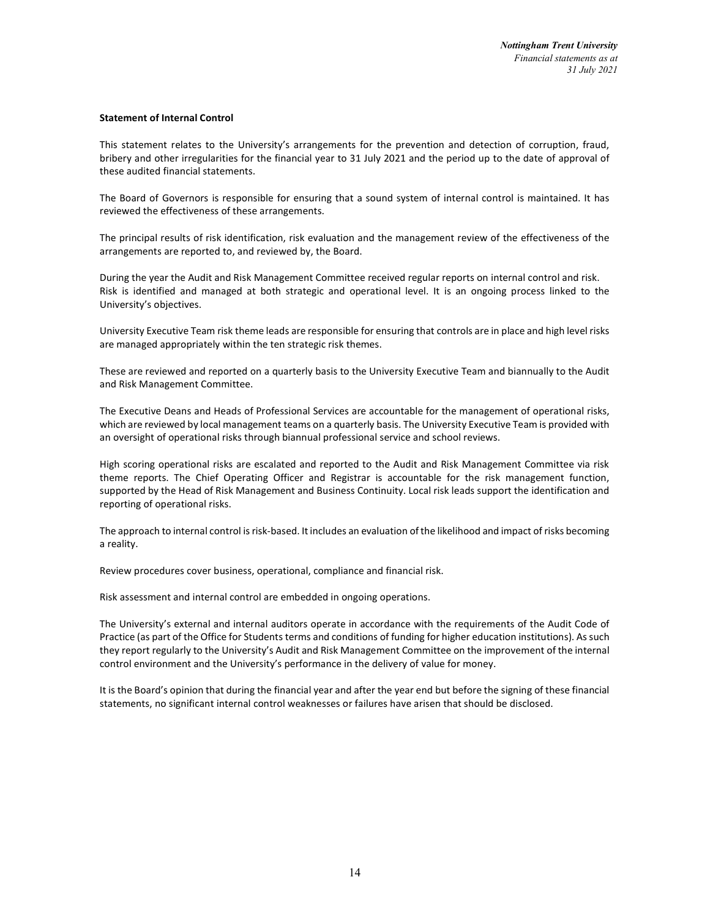**Statement of Internal Control**

This statement relates to the University's arrangements for the prevention and detection of corruption, fraud, bribery and other irregularities for the financial year to 31 July 2021 and the period up to the date of approval of these audited financial statements.

The Board of Governors is responsible for ensuring that a sound system of internal control is maintained. It has reviewed the effectiveness of these arrangements.

The principal results of risk identification, risk evaluation and the management review of the effectiveness of the arrangements are reported to, and reviewed by, the Board.

During the year the Audit and Risk Management Committee received regular reports on internal control and risk. Risk is identified and managed at both strategic and operational level. It is an ongoing process linked to the University's objectives.

University Executive Team risk theme leads are responsible for ensuring that controls are in place and high level risks are managed appropriately within the ten strategic risk themes.

These are reviewed and reported on a quarterly basis to the University Executive Team and biannually to the Audit and Risk Management Committee.

The Executive Deans and Heads of Professional Services are accountable for the management of operational risks, which are reviewed by local management teams on a quarterly basis. The University Executive Team is provided with an oversight of operational risks through biannual professional service and school reviews.

High scoring operational risks are escalated and reported to the Audit and Risk Management Committee via risk theme reports. The Chief Operating Officer and Registrar is accountable for the risk management function, supported by the Head of Risk Management and Business Continuity. Local risk leads support the identification and reporting of operational risks.

The approach to internal control is risk-based. It includes an evaluation of the likelihood and impact of risks becoming a reality.

Review procedures cover business, operational, compliance and financial risk.

Risk assessment and internal control are embedded in ongoing operations.

The University's external and internal auditors operate in accordance with the requirements of the Audit Code of Practice (as part of the Office for Students terms and conditions of funding for higher education institutions). As such they report regularly to the University's Audit and Risk Management Committee on the improvement of the internal control environment and the University's performance in the delivery of value for money.

It is the Board's opinion that during the financial year and after the year end but before the signing of these financial statements, no significant internal control weaknesses or failures have arisen that should be disclosed.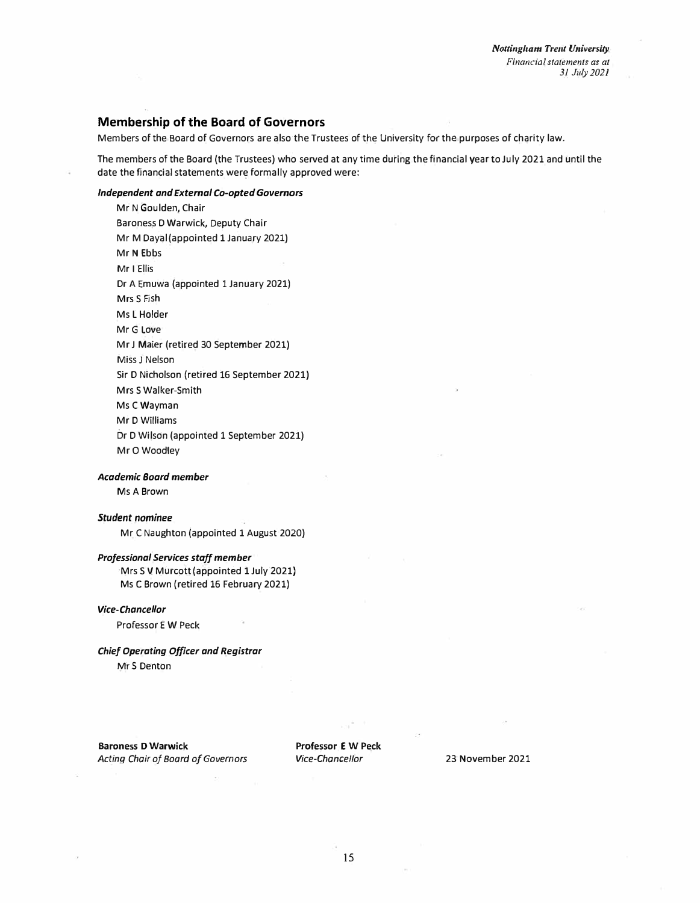## Membership of the Board of Governors

Members of the Board of Governors are also the Trustees of the University for the purposes of charity law.

The members of the Board (the Trustees) who served at any time during the financial year to July 2021 and until the date the financial statements were formally approved were:

***Independent and External Co-opted Governors***

Mr N Goulden, Chair
Baroness D Warwick, Deputy Chair
Mr M Dayal (appointed 1 January 2021)
Mr N Ebbs
Mr I Ellis
Dr A Emuwa (appointed 1 January 2021)
Mrs S Fish
Ms L Holder
Mr G Love
Mr J Maier (retired 30 September 2021)
Miss J Nelson
Sir D Nicholson (retired 16 September 2021)
Mrs S Walker-Smith
Ms C Wayman
Mr D Williams
Dr D Wilson (appointed 1 September 2021)
Mr O Woodley

***Academic Board member***

Ms A Brown

***Student nominee***

Mr C Naughton (appointed 1 August 2020)

***Professional Services staff member***

Mrs S V Murcott (appointed 1 July 2021)
Ms C Brown (retired 16 February 2021)

***Vice-Chancellor***

Professor E W Peck

***Chief Operating Officer and Registrar***

Mr S Denton

**Baroness D Warwick**
*Acting Chair of Board of Governors*

**Professor E W Peck**
*Vice-Chancellor*

23 November 2021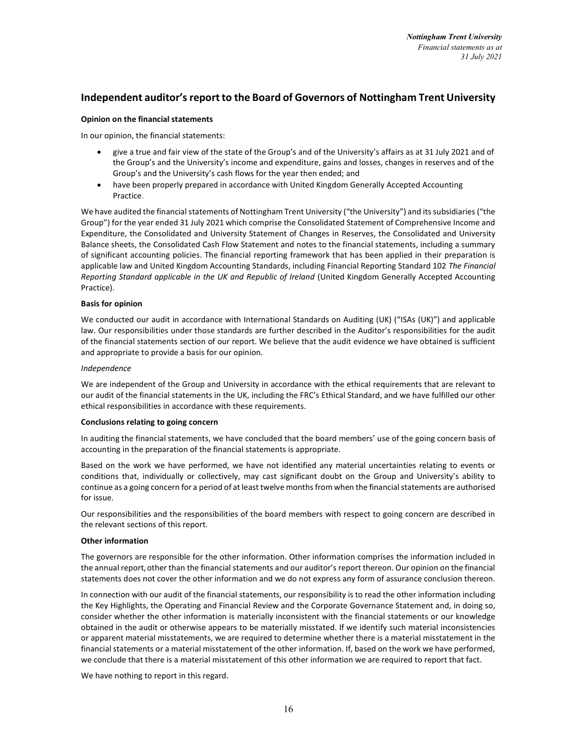## Independent auditor's report to the Board of Governors of Nottingham Trent University

**Opinion on the financial statements**

In our opinion, the financial statements:

- give a true and fair view of the state of the Group's and of the University's affairs as at 31 July 2021 and of the Group's and the University's income and expenditure, gains and losses, changes in reserves and of the Group's and the University's cash flows for the year then ended; and
- have been properly prepared in accordance with United Kingdom Generally Accepted Accounting Practice.

We have audited the financial statements of Nottingham Trent University ("the University") and its subsidiaries ("the Group") for the year ended 31 July 2021 which comprise the Consolidated Statement of Comprehensive Income and Expenditure, the Consolidated and University Statement of Changes in Reserves, the Consolidated and University Balance sheets, the Consolidated Cash Flow Statement and notes to the financial statements, including a summary of significant accounting policies. The financial reporting framework that has been applied in their preparation is applicable law and United Kingdom Accounting Standards, including Financial Reporting Standard 102 *The Financial Reporting Standard applicable in the UK and Republic of Ireland* (United Kingdom Generally Accepted Accounting Practice).

**Basis for opinion**

We conducted our audit in accordance with International Standards on Auditing (UK) ("ISAs (UK)") and applicable law. Our responsibilities under those standards are further described in the Auditor's responsibilities for the audit of the financial statements section of our report. We believe that the audit evidence we have obtained is sufficient and appropriate to provide a basis for our opinion.

*Independence*

We are independent of the Group and University in accordance with the ethical requirements that are relevant to our audit of the financial statements in the UK, including the FRC's Ethical Standard, and we have fulfilled our other ethical responsibilities in accordance with these requirements.

**Conclusions relating to going concern**

In auditing the financial statements, we have concluded that the board members' use of the going concern basis of accounting in the preparation of the financial statements is appropriate.

Based on the work we have performed, we have not identified any material uncertainties relating to events or conditions that, individually or collectively, may cast significant doubt on the Group and University's ability to continue as a going concern for a period of at least twelve months from when the financial statements are authorised for issue.

Our responsibilities and the responsibilities of the board members with respect to going concern are described in the relevant sections of this report.

**Other information**

The governors are responsible for the other information. Other information comprises the information included in the annual report, other than the financial statements and our auditor's report thereon. Our opinion on the financial statements does not cover the other information and we do not express any form of assurance conclusion thereon.

In connection with our audit of the financial statements, our responsibility is to read the other information including the Key Highlights, the Operating and Financial Review and the Corporate Governance Statement and, in doing so, consider whether the other information is materially inconsistent with the financial statements or our knowledge obtained in the audit or otherwise appears to be materially misstated. If we identify such material inconsistencies or apparent material misstatements, we are required to determine whether there is a material misstatement in the financial statements or a material misstatement of the other information. If, based on the work we have performed, we conclude that there is a material misstatement of this other information we are required to report that fact.

We have nothing to report in this regard.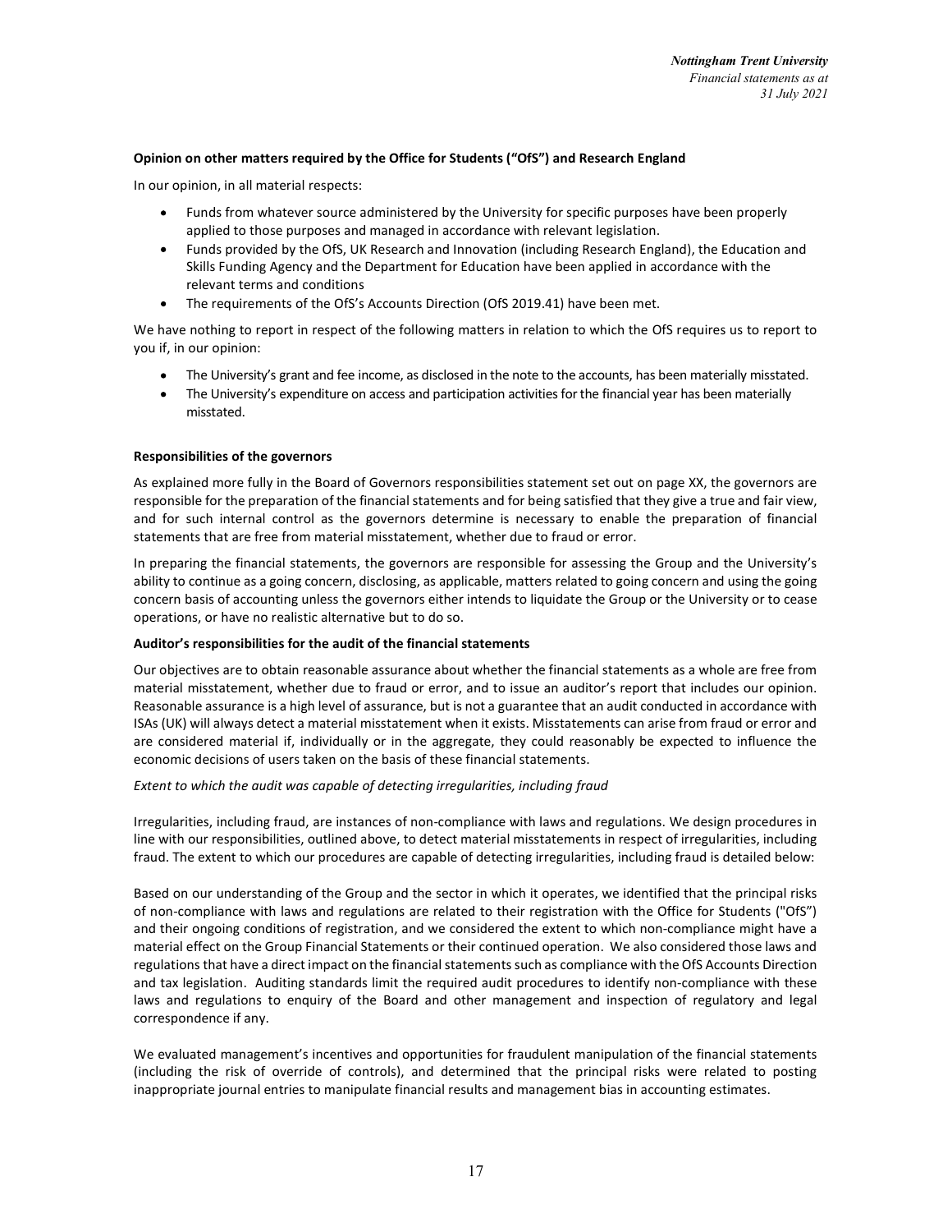**Opinion on other matters required by the Office for Students ("OfS") and Research England**

In our opinion, in all material respects:

- Funds from whatever source administered by the University for specific purposes have been properly applied to those purposes and managed in accordance with relevant legislation.
- Funds provided by the OfS, UK Research and Innovation (including Research England), the Education and Skills Funding Agency and the Department for Education have been applied in accordance with the relevant terms and conditions
- The requirements of the OfS's Accounts Direction (OfS 2019.41) have been met.

We have nothing to report in respect of the following matters in relation to which the OfS requires us to report to you if, in our opinion:

- The University's grant and fee income, as disclosed in the note to the accounts, has been materially misstated.
- The University's expenditure on access and participation activities for the financial year has been materially misstated.

**Responsibilities of the governors**

As explained more fully in the Board of Governors responsibilities statement set out on page XX, the governors are responsible for the preparation of the financial statements and for being satisfied that they give a true and fair view, and for such internal control as the governors determine is necessary to enable the preparation of financial statements that are free from material misstatement, whether due to fraud or error.

In preparing the financial statements, the governors are responsible for assessing the Group and the University's ability to continue as a going concern, disclosing, as applicable, matters related to going concern and using the going concern basis of accounting unless the governors either intends to liquidate the Group or the University or to cease operations, or have no realistic alternative but to do so.

**Auditor's responsibilities for the audit of the financial statements**

Our objectives are to obtain reasonable assurance about whether the financial statements as a whole are free from material misstatement, whether due to fraud or error, and to issue an auditor's report that includes our opinion. Reasonable assurance is a high level of assurance, but is not a guarantee that an audit conducted in accordance with ISAs (UK) will always detect a material misstatement when it exists. Misstatements can arise from fraud or error and are considered material if, individually or in the aggregate, they could reasonably be expected to influence the economic decisions of users taken on the basis of these financial statements.

*Extent to which the audit was capable of detecting irregularities, including fraud*

Irregularities, including fraud, are instances of non-compliance with laws and regulations. We design procedures in line with our responsibilities, outlined above, to detect material misstatements in respect of irregularities, including fraud. The extent to which our procedures are capable of detecting irregularities, including fraud is detailed below:

Based on our understanding of the Group and the sector in which it operates, we identified that the principal risks of non-compliance with laws and regulations are related to their registration with the Office for Students ("OfS") and their ongoing conditions of registration, and we considered the extent to which non-compliance might have a material effect on the Group Financial Statements or their continued operation. We also considered those laws and regulations that have a direct impact on the financial statements such as compliance with the OfS Accounts Direction and tax legislation. Auditing standards limit the required audit procedures to identify non-compliance with these laws and regulations to enquiry of the Board and other management and inspection of regulatory and legal correspondence if any.

We evaluated management's incentives and opportunities for fraudulent manipulation of the financial statements (including the risk of override of controls), and determined that the principal risks were related to posting inappropriate journal entries to manipulate financial results and management bias in accounting estimates.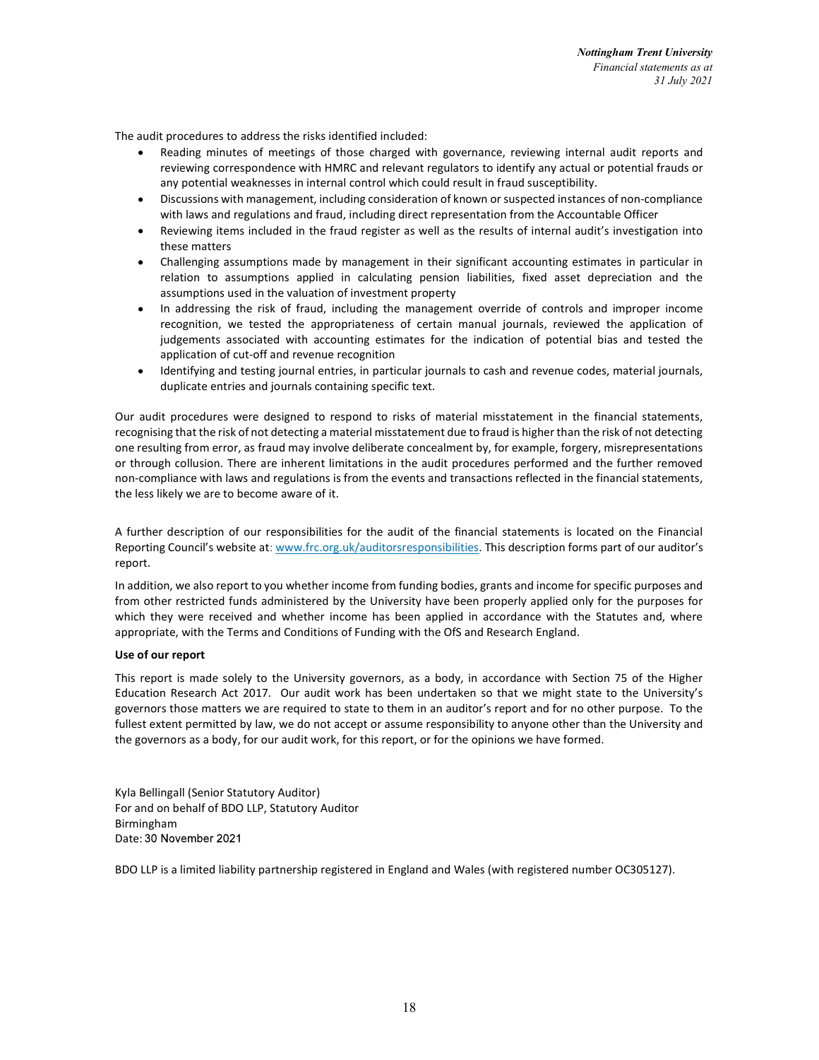The audit procedures to address the risks identified included:

- Reading minutes of meetings of those charged with governance, reviewing internal audit reports and reviewing correspondence with HMRC and relevant regulators to identify any actual or potential frauds or any potential weaknesses in internal control which could result in fraud susceptibility.
- Discussions with management, including consideration of known or suspected instances of non-compliance with laws and regulations and fraud, including direct representation from the Accountable Officer
- Reviewing items included in the fraud register as well as the results of internal audit's investigation into these matters
- Challenging assumptions made by management in their significant accounting estimates in particular in relation to assumptions applied in calculating pension liabilities, fixed asset depreciation and the assumptions used in the valuation of investment property
- In addressing the risk of fraud, including the management override of controls and improper income recognition, we tested the appropriateness of certain manual journals, reviewed the application of judgements associated with accounting estimates for the indication of potential bias and tested the application of cut-off and revenue recognition
- Identifying and testing journal entries, in particular journals to cash and revenue codes, material journals, duplicate entries and journals containing specific text.

Our audit procedures were designed to respond to risks of material misstatement in the financial statements, recognising that the risk of not detecting a material misstatement due to fraud is higher than the risk of not detecting one resulting from error, as fraud may involve deliberate concealment by, for example, forgery, misrepresentations or through collusion. There are inherent limitations in the audit procedures performed and the further removed non-compliance with laws and regulations is from the events and transactions reflected in the financial statements, the less likely we are to become aware of it.

A further description of our responsibilities for the audit of the financial statements is located on the Financial Reporting Council's website at: www.frc.org.uk/auditorsresponsibilities. This description forms part of our auditor's report.

In addition, we also report to you whether income from funding bodies, grants and income for specific purposes and from other restricted funds administered by the University have been properly applied only for the purposes for which they were received and whether income has been applied in accordance with the Statutes and, where appropriate, with the Terms and Conditions of Funding with the OfS and Research England.

**Use of our report**

This report is made solely to the University governors, as a body, in accordance with Section 75 of the Higher Education Research Act 2017. Our audit work has been undertaken so that we might state to the University's governors those matters we are required to state to them in an auditor's report and for no other purpose. To the fullest extent permitted by law, we do not accept or assume responsibility to anyone other than the University and the governors as a body, for our audit work, for this report, or for the opinions we have formed.

Kyla Bellingall (Senior Statutory Auditor)
For and on behalf of BDO LLP, Statutory Auditor
Birmingham
Date: 30 November 2021

BDO LLP is a limited liability partnership registered in England and Wales (with registered number OC305127).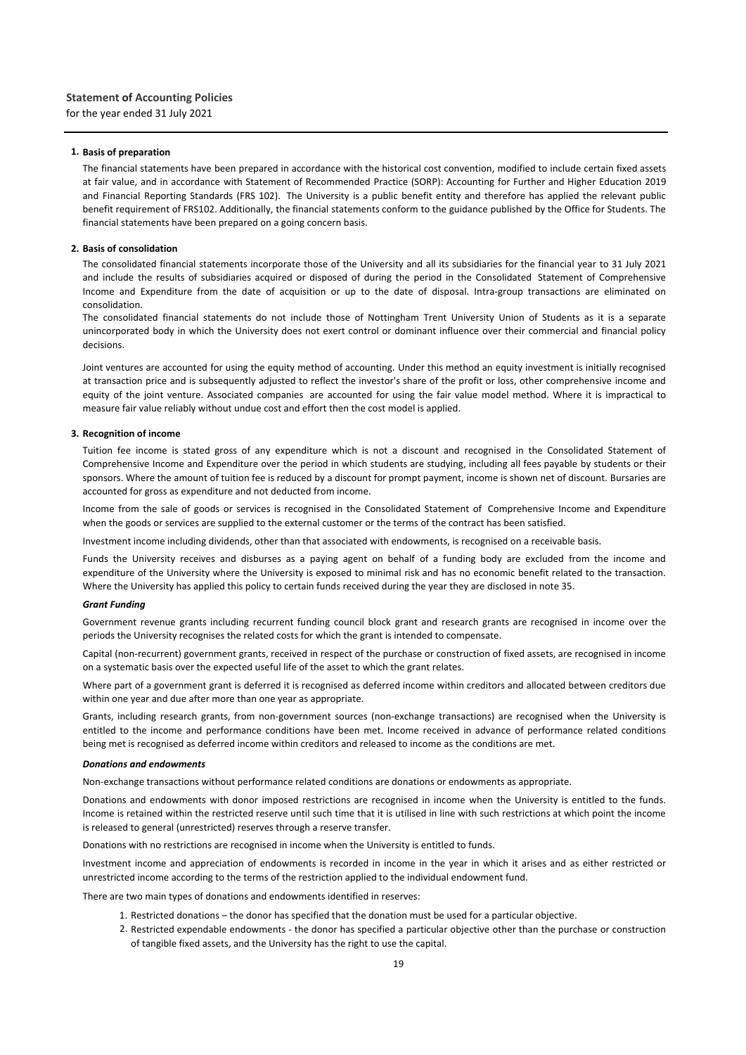# Statement of Accounting Policies

for the year ended 31 July 2021

## 1. Basis of preparation

The financial statements have been prepared in accordance with the historical cost convention, modified to include certain fixed assets at fair value, and in accordance with Statement of Recommended Practice (SORP): Accounting for Further and Higher Education 2019 and Financial Reporting Standards (FRS 102). The University is a public benefit entity and therefore has applied the relevant public benefit requirement of FRS102. Additionally, the financial statements conform to the guidance published by the Office for Students. The financial statements have been prepared on a going concern basis.

## 2. Basis of consolidation

The consolidated financial statements incorporate those of the University and all its subsidiaries for the financial year to 31 July 2021 and include the results of subsidiaries acquired or disposed of during the period in the Consolidated Statement of Comprehensive Income and Expenditure from the date of acquisition or up to the date of disposal. Intra-group transactions are eliminated on consolidation.

The consolidated financial statements do not include those of Nottingham Trent University Union of Students as it is a separate unincorporated body in which the University does not exert control or dominant influence over their commercial and financial policy decisions.

Joint ventures are accounted for using the equity method of accounting. Under this method an equity investment is initially recognised at transaction price and is subsequently adjusted to reflect the investor's share of the profit or loss, other comprehensive income and equity of the joint venture. Associated companies are accounted for using the fair value model method. Where it is impractical to measure fair value reliably without undue cost and effort then the cost model is applied.

## 3. Recognition of income

Tuition fee income is stated gross of any expenditure which is not a discount and recognised in the Consolidated Statement of Comprehensive Income and Expenditure over the period in which students are studying, including all fees payable by students or their sponsors. Where the amount of tuition fee is reduced by a discount for prompt payment, income is shown net of discount. Bursaries are accounted for gross as expenditure and not deducted from income.

Income from the sale of goods or services is recognised in the Consolidated Statement of Comprehensive Income and Expenditure when the goods or services are supplied to the external customer or the terms of the contract has been satisfied.

Investment income including dividends, other than that associated with endowments, is recognised on a receivable basis.

Funds the University receives and disburses as a paying agent on behalf of a funding body are excluded from the income and expenditure of the University where the University is exposed to minimal risk and has no economic benefit related to the transaction. Where the University has applied this policy to certain funds received during the year they are disclosed in note 35.

### *Grant Funding*

Government revenue grants including recurrent funding council block grant and research grants are recognised in income over the periods the University recognises the related costs for which the grant is intended to compensate.

Capital (non-recurrent) government grants, received in respect of the purchase or construction of fixed assets, are recognised in income on a systematic basis over the expected useful life of the asset to which the grant relates.

Where part of a government grant is deferred it is recognised as deferred income within creditors and allocated between creditors due within one year and due after more than one year as appropriate.

Grants, including research grants, from non-government sources (non-exchange transactions) are recognised when the University is entitled to the income and performance conditions have been met. Income received in advance of performance related conditions being met is recognised as deferred income within creditors and released to income as the conditions are met.

### *Donations and endowments*

Non-exchange transactions without performance related conditions are donations or endowments as appropriate.

Donations and endowments with donor imposed restrictions are recognised in income when the University is entitled to the funds. Income is retained within the restricted reserve until such time that it is utilised in line with such restrictions at which point the income is released to general (unrestricted) reserves through a reserve transfer.

Donations with no restrictions are recognised in income when the University is entitled to funds.

Investment income and appreciation of endowments is recorded in income in the year in which it arises and as either restricted or unrestricted income according to the terms of the restriction applied to the individual endowment fund.

There are two main types of donations and endowments identified in reserves:

1. Restricted donations – the donor has specified that the donation must be used for a particular objective.
2. Restricted expendable endowments - the donor has specified a particular objective other than the purchase or construction of tangible fixed assets, and the University has the right to use the capital.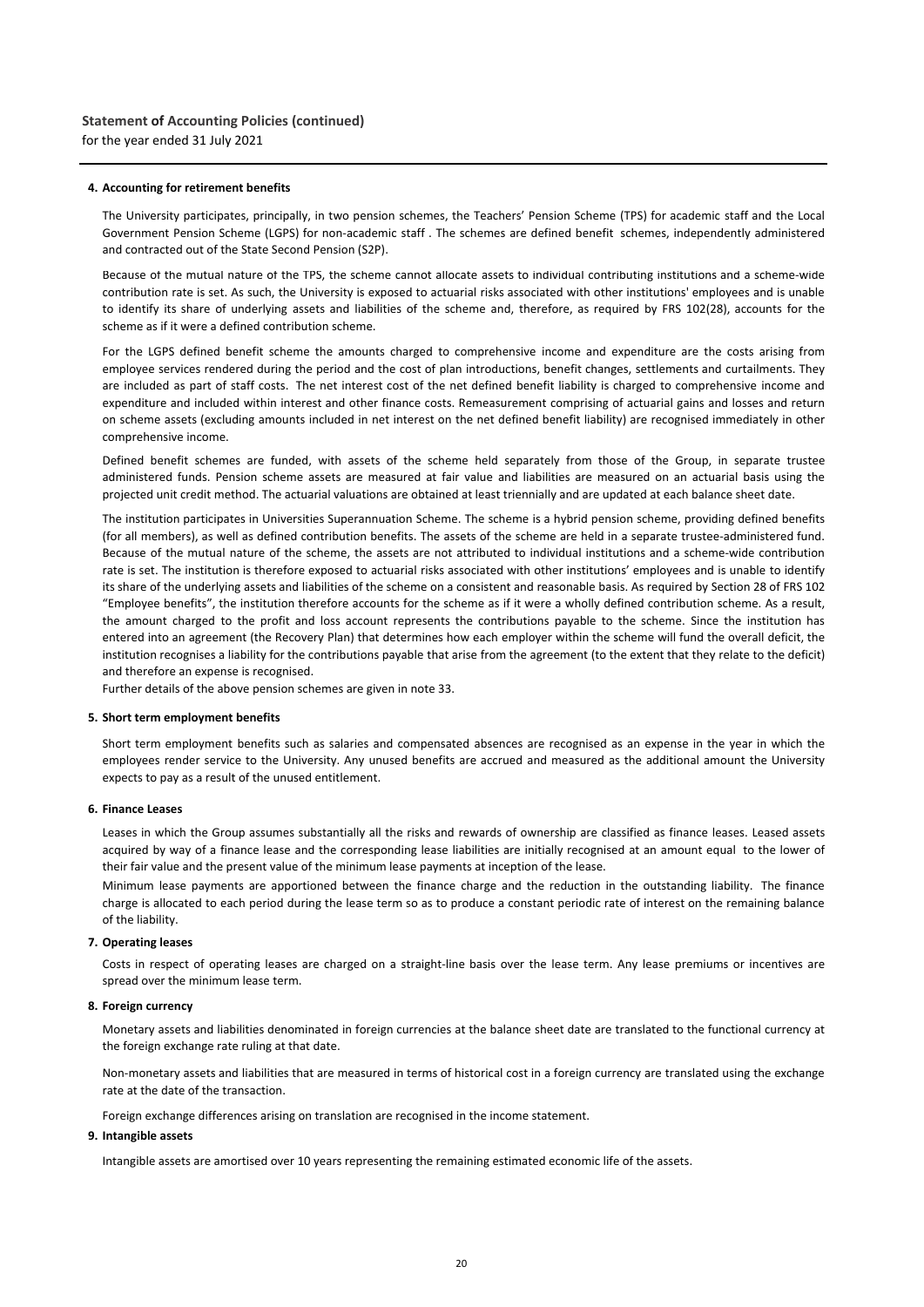## Statement of Accounting Policies (continued)

for the year ended 31 July 2021

### 4. Accounting for retirement benefits

The University participates, principally, in two pension schemes, the Teachers' Pension Scheme (TPS) for academic staff and the Local Government Pension Scheme (LGPS) for non-academic staff . The schemes are defined benefit schemes, independently administered and contracted out of the State Second Pension (S2P).

Because of the mutual nature of the TPS, the scheme cannot allocate assets to individual contributing institutions and a scheme-wide contribution rate is set. As such, the University is exposed to actuarial risks associated with other institutions' employees and is unable to identify its share of underlying assets and liabilities of the scheme and, therefore, as required by FRS 102(28), accounts for the scheme as if it were a defined contribution scheme.

For the LGPS defined benefit scheme the amounts charged to comprehensive income and expenditure are the costs arising from employee services rendered during the period and the cost of plan introductions, benefit changes, settlements and curtailments. They are included as part of staff costs. The net interest cost of the net defined benefit liability is charged to comprehensive income and expenditure and included within interest and other finance costs. Remeasurement comprising of actuarial gains and losses and return on scheme assets (excluding amounts included in net interest on the net defined benefit liability) are recognised immediately in other comprehensive income.

Defined benefit schemes are funded, with assets of the scheme held separately from those of the Group, in separate trustee administered funds. Pension scheme assets are measured at fair value and liabilities are measured on an actuarial basis using the projected unit credit method. The actuarial valuations are obtained at least triennially and are updated at each balance sheet date.

The institution participates in Universities Superannuation Scheme. The scheme is a hybrid pension scheme, providing defined benefits (for all members), as well as defined contribution benefits. The assets of the scheme are held in a separate trustee-administered fund. Because of the mutual nature of the scheme, the assets are not attributed to individual institutions and a scheme-wide contribution rate is set. The institution is therefore exposed to actuarial risks associated with other institutions' employees and is unable to identify its share of the underlying assets and liabilities of the scheme on a consistent and reasonable basis. As required by Section 28 of FRS 102 "Employee benefits", the institution therefore accounts for the scheme as if it were a wholly defined contribution scheme. As a result, the amount charged to the profit and loss account represents the contributions payable to the scheme. Since the institution has entered into an agreement (the Recovery Plan) that determines how each employer within the scheme will fund the overall deficit, the institution recognises a liability for the contributions payable that arise from the agreement (to the extent that they relate to the deficit) and therefore an expense is recognised.

Further details of the above pension schemes are given in note 33.

### 5. Short term employment benefits

Short term employment benefits such as salaries and compensated absences are recognised as an expense in the year in which the employees render service to the University. Any unused benefits are accrued and measured as the additional amount the University expects to pay as a result of the unused entitlement.

### 6. Finance Leases

Leases in which the Group assumes substantially all the risks and rewards of ownership are classified as finance leases. Leased assets acquired by way of a finance lease and the corresponding lease liabilities are initially recognised at an amount equal to the lower of their fair value and the present value of the minimum lease payments at inception of the lease.

Minimum lease payments are apportioned between the finance charge and the reduction in the outstanding liability. The finance charge is allocated to each period during the lease term so as to produce a constant periodic rate of interest on the remaining balance of the liability.

### 7. Operating leases

Costs in respect of operating leases are charged on a straight-line basis over the lease term. Any lease premiums or incentives are spread over the minimum lease term.

### 8. Foreign currency

Monetary assets and liabilities denominated in foreign currencies at the balance sheet date are translated to the functional currency at the foreign exchange rate ruling at that date.

Non-monetary assets and liabilities that are measured in terms of historical cost in a foreign currency are translated using the exchange rate at the date of the transaction.

Foreign exchange differences arising on translation are recognised in the income statement.

### 9. Intangible assets

Intangible assets are amortised over 10 years representing the remaining estimated economic life of the assets.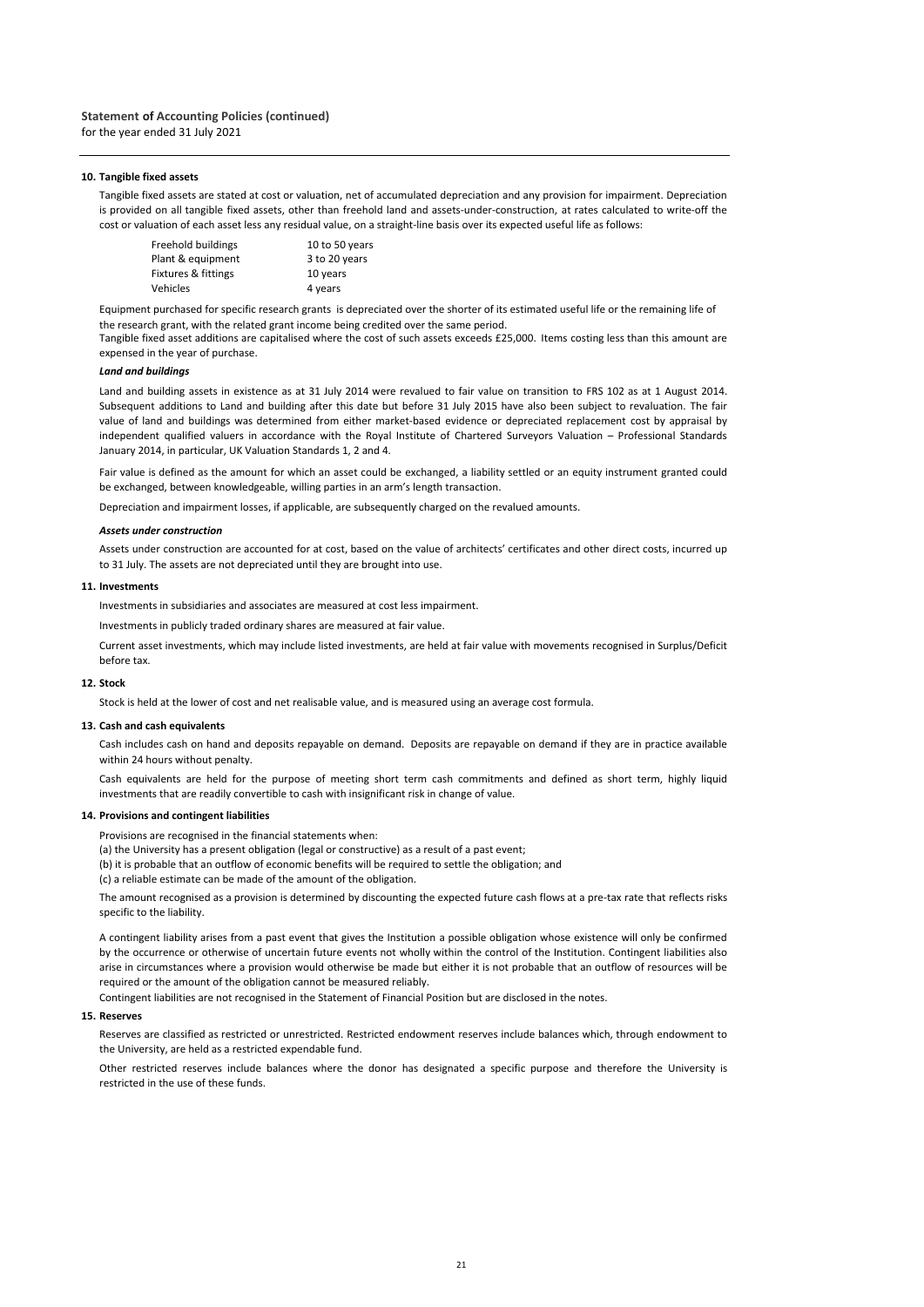## Statement of Accounting Policies (continued)

for the year ended 31 July 2021

### 10. Tangible fixed assets

Tangible fixed assets are stated at cost or valuation, net of accumulated depreciation and any provision for impairment. Depreciation is provided on all tangible fixed assets, other than freehold land and assets-under-construction, at rates calculated to write-off the cost or valuation of each asset less any residual value, on a straight-line basis over its expected useful life as follows:

| | |
|---|---|
| Freehold buildings | 10 to 50 years |
| Plant & equipment | 3 to 20 years |
| Fixtures & fittings | 10 years |
| Vehicles | 4 years |

Equipment purchased for specific research grants is depreciated over the shorter of its estimated useful life or the remaining life of the research grant, with the related grant income being credited over the same period.

Tangible fixed asset additions are capitalised where the cost of such assets exceeds £25,000. Items costing less than this amount are expensed in the year of purchase.

***Land and buildings***

Land and building assets in existence as at 31 July 2014 were revalued to fair value on transition to FRS 102 as at 1 August 2014. Subsequent additions to Land and building after this date but before 31 July 2015 have also been subject to revaluation. The fair value of land and buildings was determined from either market-based evidence or depreciated replacement cost by appraisal by independent qualified valuers in accordance with the Royal Institute of Chartered Surveyors Valuation – Professional Standards January 2014, in particular, UK Valuation Standards 1, 2 and 4.

Fair value is defined as the amount for which an asset could be exchanged, a liability settled or an equity instrument granted could be exchanged, between knowledgeable, willing parties in an arm's length transaction.

Depreciation and impairment losses, if applicable, are subsequently charged on the revalued amounts.

***Assets under construction***

Assets under construction are accounted for at cost, based on the value of architects' certificates and other direct costs, incurred up to 31 July. The assets are not depreciated until they are brought into use.

### 11. Investments

Investments in subsidiaries and associates are measured at cost less impairment.

Investments in publicly traded ordinary shares are measured at fair value.

Current asset investments, which may include listed investments, are held at fair value with movements recognised in Surplus/Deficit before tax.

### 12. Stock

Stock is held at the lower of cost and net realisable value, and is measured using an average cost formula.

### 13. Cash and cash equivalents

Cash includes cash on hand and deposits repayable on demand. Deposits are repayable on demand if they are in practice available within 24 hours without penalty.

Cash equivalents are held for the purpose of meeting short term cash commitments and defined as short term, highly liquid investments that are readily convertible to cash with insignificant risk in change of value.

### 14. Provisions and contingent liabilities

Provisions are recognised in the financial statements when:

(a) the University has a present obligation (legal or constructive) as a result of a past event;

(b) it is probable that an outflow of economic benefits will be required to settle the obligation; and

(c) a reliable estimate can be made of the amount of the obligation.

The amount recognised as a provision is determined by discounting the expected future cash flows at a pre-tax rate that reflects risks specific to the liability.

A contingent liability arises from a past event that gives the Institution a possible obligation whose existence will only be confirmed by the occurrence or otherwise of uncertain future events not wholly within the control of the Institution. Contingent liabilities also arise in circumstances where a provision would otherwise be made but either it is not probable that an outflow of resources will be required or the amount of the obligation cannot be measured reliably.

Contingent liabilities are not recognised in the Statement of Financial Position but are disclosed in the notes.

### 15. Reserves

Reserves are classified as restricted or unrestricted. Restricted endowment reserves include balances which, through endowment to the University, are held as a restricted expendable fund.

Other restricted reserves include balances where the donor has designated a specific purpose and therefore the University is restricted in the use of these funds.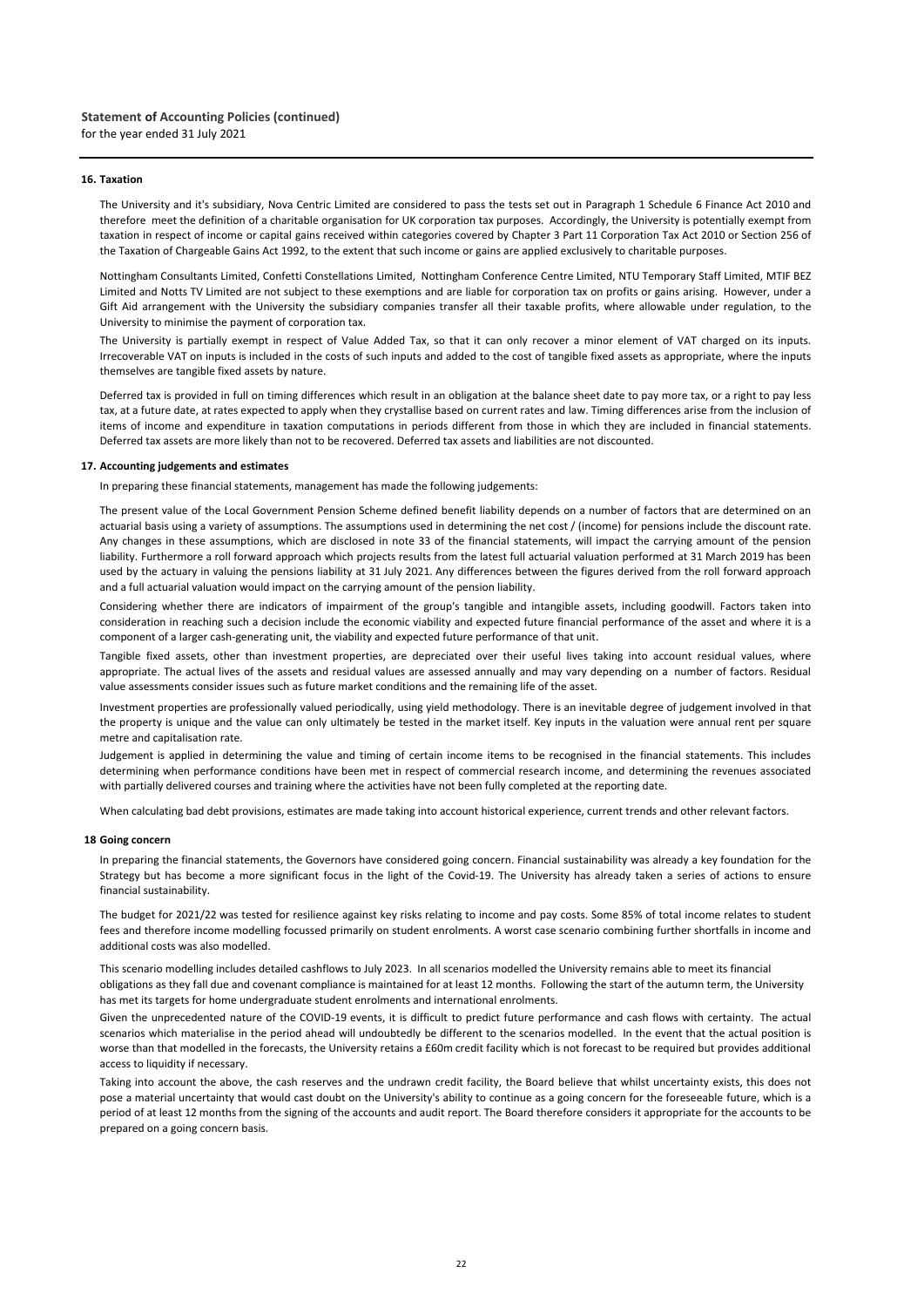## Statement of Accounting Policies (continued)

for the year ended 31 July 2021

### 16. Taxation

The University and it's subsidiary, Nova Centric Limited are considered to pass the tests set out in Paragraph 1 Schedule 6 Finance Act 2010 and therefore meet the definition of a charitable organisation for UK corporation tax purposes. Accordingly, the University is potentially exempt from taxation in respect of income or capital gains received within categories covered by Chapter 3 Part 11 Corporation Tax Act 2010 or Section 256 of the Taxation of Chargeable Gains Act 1992, to the extent that such income or gains are applied exclusively to charitable purposes.

Nottingham Consultants Limited, Confetti Constellations Limited, Nottingham Conference Centre Limited, NTU Temporary Staff Limited, MTIF BEZ Limited and Notts TV Limited are not subject to these exemptions and are liable for corporation tax on profits or gains arising. However, under a Gift Aid arrangement with the University the subsidiary companies transfer all their taxable profits, where allowable under regulation, to the University to minimise the payment of corporation tax.

The University is partially exempt in respect of Value Added Tax, so that it can only recover a minor element of VAT charged on its inputs. Irrecoverable VAT on inputs is included in the costs of such inputs and added to the cost of tangible fixed assets as appropriate, where the inputs themselves are tangible fixed assets by nature.

Deferred tax is provided in full on timing differences which result in an obligation at the balance sheet date to pay more tax, or a right to pay less tax, at a future date, at rates expected to apply when they crystallise based on current rates and law. Timing differences arise from the inclusion of items of income and expenditure in taxation computations in periods different from those in which they are included in financial statements. Deferred tax assets are more likely than not to be recovered. Deferred tax assets and liabilities are not discounted.

### 17. Accounting judgements and estimates

In preparing these financial statements, management has made the following judgements:

The present value of the Local Government Pension Scheme defined benefit liability depends on a number of factors that are determined on an actuarial basis using a variety of assumptions. The assumptions used in determining the net cost / (income) for pensions include the discount rate. Any changes in these assumptions, which are disclosed in note 33 of the financial statements, will impact the carrying amount of the pension liability. Furthermore a roll forward approach which projects results from the latest full actuarial valuation performed at 31 March 2019 has been used by the actuary in valuing the pensions liability at 31 July 2021. Any differences between the figures derived from the roll forward approach and a full actuarial valuation would impact on the carrying amount of the pension liability.

Considering whether there are indicators of impairment of the group's tangible and intangible assets, including goodwill. Factors taken into consideration in reaching such a decision include the economic viability and expected future financial performance of the asset and where it is a component of a larger cash-generating unit, the viability and expected future performance of that unit.

Tangible fixed assets, other than investment properties, are depreciated over their useful lives taking into account residual values, where appropriate. The actual lives of the assets and residual values are assessed annually and may vary depending on a number of factors. Residual value assessments consider issues such as future market conditions and the remaining life of the asset.

Investment properties are professionally valued periodically, using yield methodology. There is an inevitable degree of judgement involved in that the property is unique and the value can only ultimately be tested in the market itself. Key inputs in the valuation were annual rent per square metre and capitalisation rate.

Judgement is applied in determining the value and timing of certain income items to be recognised in the financial statements. This includes determining when performance conditions have been met in respect of commercial research income, and determining the revenues associated with partially delivered courses and training where the activities have not been fully completed at the reporting date.

When calculating bad debt provisions, estimates are made taking into account historical experience, current trends and other relevant factors.

### 18 Going concern

In preparing the financial statements, the Governors have considered going concern. Financial sustainability was already a key foundation for the Strategy but has become a more significant focus in the light of the Covid-19. The University has already taken a series of actions to ensure financial sustainability.

The budget for 2021/22 was tested for resilience against key risks relating to income and pay costs. Some 85% of total income relates to student fees and therefore income modelling focussed primarily on student enrolments. A worst case scenario combining further shortfalls in income and additional costs was also modelled.

This scenario modelling includes detailed cashflows to July 2023. In all scenarios modelled the University remains able to meet its financial obligations as they fall due and covenant compliance is maintained for at least 12 months. Following the start of the autumn term, the University has met its targets for home undergraduate student enrolments and international enrolments.

Given the unprecedented nature of the COVID-19 events, it is difficult to predict future performance and cash flows with certainty. The actual scenarios which materialise in the period ahead will undoubtedly be different to the scenarios modelled. In the event that the actual position is worse than that modelled in the forecasts, the University retains a £60m credit facility which is not forecast to be required but provides additional access to liquidity if necessary.

Taking into account the above, the cash reserves and the undrawn credit facility, the Board believe that whilst uncertainty exists, this does not pose a material uncertainty that would cast doubt on the University's ability to continue as a going concern for the foreseeable future, which is a period of at least 12 months from the signing of the accounts and audit report. The Board therefore considers it appropriate for the accounts to be prepared on a going concern basis.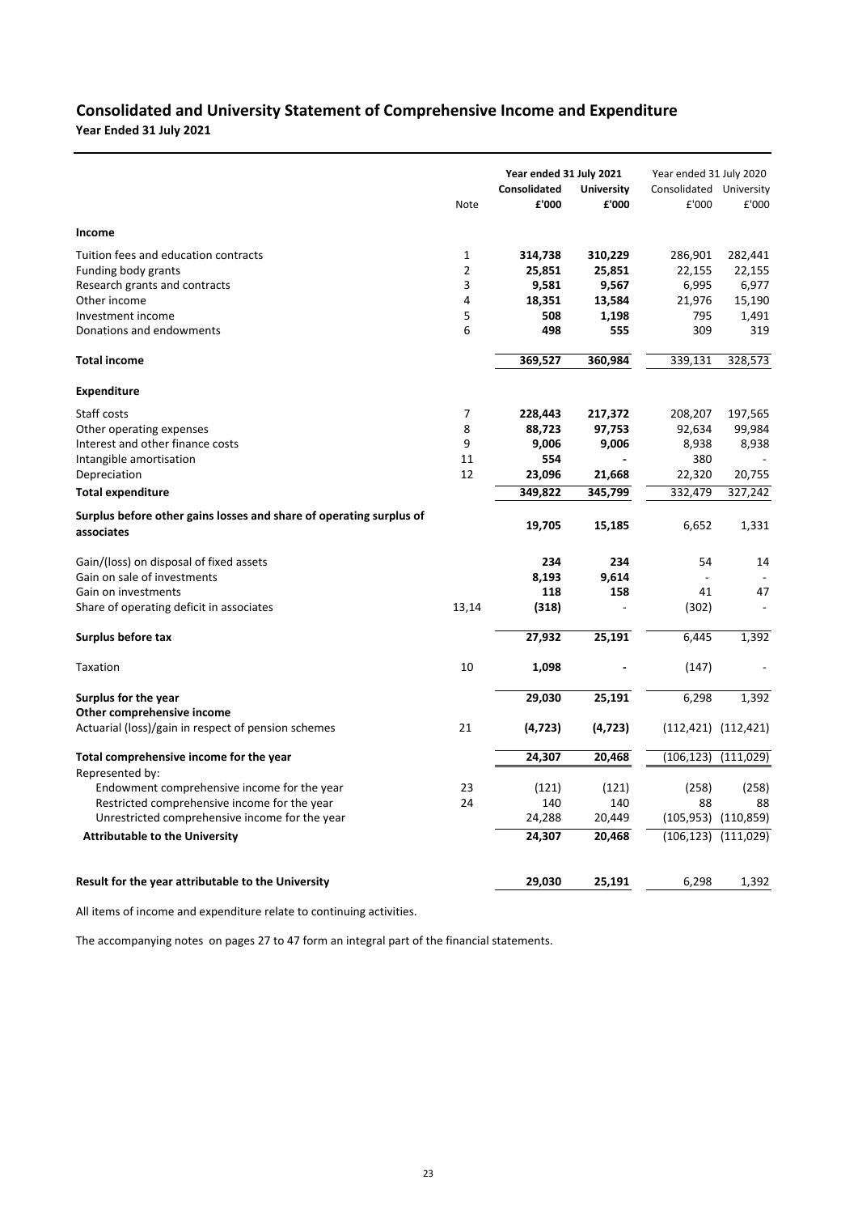# Consolidated and University Statement of Comprehensive Income and Expenditure

**Year Ended 31 July 2021**

| | Note | Year ended 31 July 2021 Consolidated £'000 | Year ended 31 July 2021 University £'000 | Year ended 31 July 2020 Consolidated £'000 | Year ended 31 July 2020 University £'000 |
|---|---|---|---|---|---|
| **Income** | | | | | |
| Tuition fees and education contracts | 1 | **314,738** | **310,229** | 286,901 | 282,441 |
| Funding body grants | 2 | **25,851** | **25,851** | 22,155 | 22,155 |
| Research grants and contracts | 3 | **9,581** | **9,567** | 6,995 | 6,977 |
| Other income | 4 | **18,351** | **13,584** | 21,976 | 15,190 |
| Investment income | 5 | **508** | **1,198** | 795 | 1,491 |
| Donations and endowments | 6 | **498** | **555** | 309 | 319 |
| **Total income** | | **369,527** | **360,984** | 339,131 | 328,573 |
| **Expenditure** | | | | | |
| Staff costs | 7 | **228,443** | **217,372** | 208,207 | 197,565 |
| Other operating expenses | 8 | **88,723** | **97,753** | 92,634 | 99,984 |
| Interest and other finance costs | 9 | **9,006** | **9,006** | 8,938 | 8,938 |
| Intangible amortisation | 11 | **554** | **-** | 380 | - |
| Depreciation | 12 | **23,096** | **21,668** | 22,320 | 20,755 |
| **Total expenditure** | | **349,822** | **345,799** | 332,479 | 327,242 |
| **Surplus before other gains losses and share of operating surplus of associates** | | **19,705** | **15,185** | 6,652 | 1,331 |
| Gain/(loss) on disposal of fixed assets | | **234** | **234** | 54 | 14 |
| Gain on sale of investments | | **8,193** | **9,614** | - | - |
| Gain on investments | | **118** | **158** | 41 | 47 |
| Share of operating deficit in associates | 13,14 | **(318)** | - | (302) | - |
| **Surplus before tax** | | **27,932** | **25,191** | 6,445 | 1,392 |
| Taxation | 10 | **1,098** | **-** | (147) | - |
| **Surplus for the year** | | **29,030** | **25,191** | 6,298 | 1,392 |
| **Other comprehensive income** | | | | | |
| Actuarial (loss)/gain in respect of pension schemes | 21 | **(4,723)** | **(4,723)** | (112,421) | (112,421) |
| **Total comprehensive income for the year** | | **24,307** | **20,468** | (106,123) | (111,029) |
| Represented by: | | | | | |
| Endowment comprehensive income for the year | 23 | (121) | (121) | (258) | (258) |
| Restricted comprehensive income for the year | 24 | 140 | 140 | 88 | 88 |
| Unrestricted comprehensive income for the year | | 24,288 | 20,449 | (105,953) | (110,859) |
| **Attributable to the University** | | **24,307** | **20,468** | (106,123) | (111,029) |
| **Result for the year attributable to the University** | | **29,030** | **25,191** | 6,298 | 1,392 |

All items of income and expenditure relate to continuing activities.

The accompanying notes on pages 27 to 47 form an integral part of the financial statements.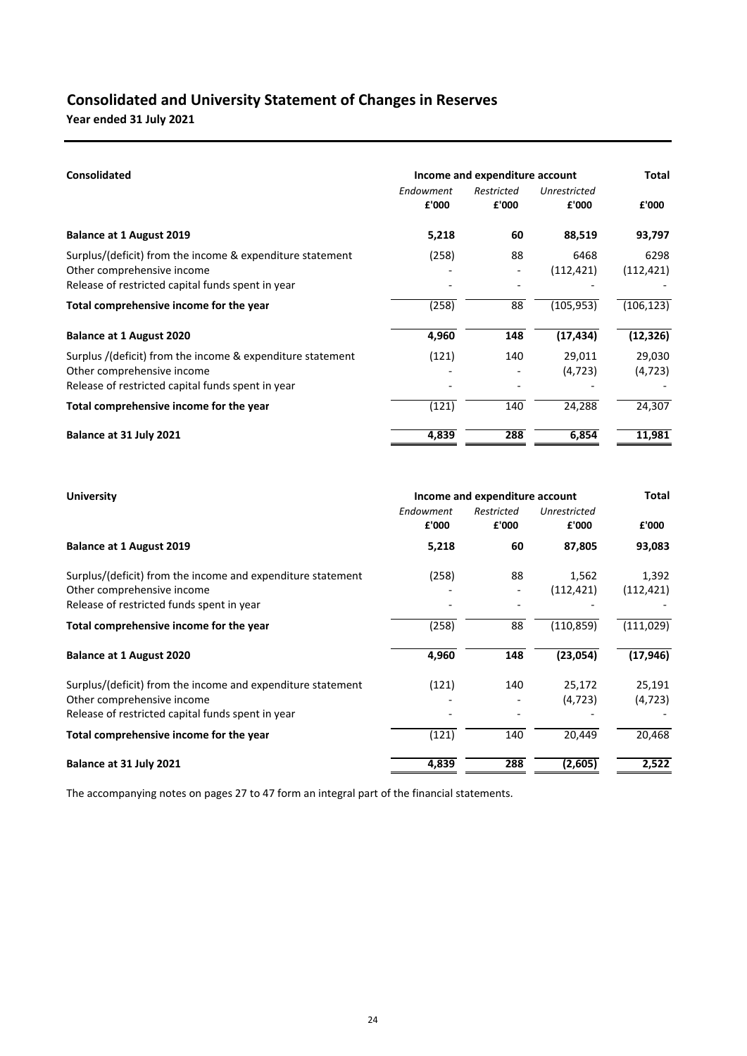# Consolidated and University Statement of Changes in Reserves

**Year ended 31 July 2021**

| **Consolidated** | **Income and expenditure account** | | | **Total** |
|---|---|---|---|---|
| | *Endowment* | *Restricted* | *Unrestricted* | |
| | **£'000** | **£'000** | **£'000** | **£'000** |
| **Balance at 1 August 2019** | **5,218** | **60** | **88,519** | **93,797** |
| Surplus/(deficit) from the income & expenditure statement | (258) | 88 | 6468 | 6298 |
| Other comprehensive income | - | - | (112,421) | (112,421) |
| Release of restricted capital funds spent in year | - | - | - | - |
| **Total comprehensive income for the year** | (258) | 88 | (105,953) | (106,123) |
| **Balance at 1 August 2020** | **4,960** | **148** | **(17,434)** | **(12,326)** |
| Surplus /(deficit) from the income & expenditure statement | (121) | 140 | 29,011 | 29,030 |
| Other comprehensive income | - | - | (4,723) | (4,723) |
| Release of restricted capital funds spent in year | - | - | - | - |
| **Total comprehensive income for the year** | (121) | 140 | 24,288 | 24,307 |
| **Balance at 31 July 2021** | **4,839** | **288** | **6,854** | **11,981** |

| **University** | **Income and expenditure account** | | | **Total** |
|---|---|---|---|---|
| | *Endowment* | *Restricted* | *Unrestricted* | |
| | **£'000** | **£'000** | **£'000** | **£'000** |
| **Balance at 1 August 2019** | **5,218** | **60** | **87,805** | **93,083** |
| Surplus/(deficit) from the income and expenditure statement | (258) | 88 | 1,562 | 1,392 |
| Other comprehensive income | - | - | (112,421) | (112,421) |
| Release of restricted funds spent in year | - | - | - | - |
| **Total comprehensive income for the year** | (258) | 88 | (110,859) | (111,029) |
| **Balance at 1 August 2020** | **4,960** | **148** | **(23,054)** | **(17,946)** |
| Surplus/(deficit) from the income and expenditure statement | (121) | 140 | 25,172 | 25,191 |
| Other comprehensive income | - | - | (4,723) | (4,723) |
| Release of restricted capital funds spent in year | - | - | - | - |
| **Total comprehensive income for the year** | (121) | 140 | 20,449 | 20,468 |
| **Balance at 31 July 2021** | **4,839** | **288** | **(2,605)** | **2,522** |

The accompanying notes on pages 27 to 47 form an integral part of the financial statements.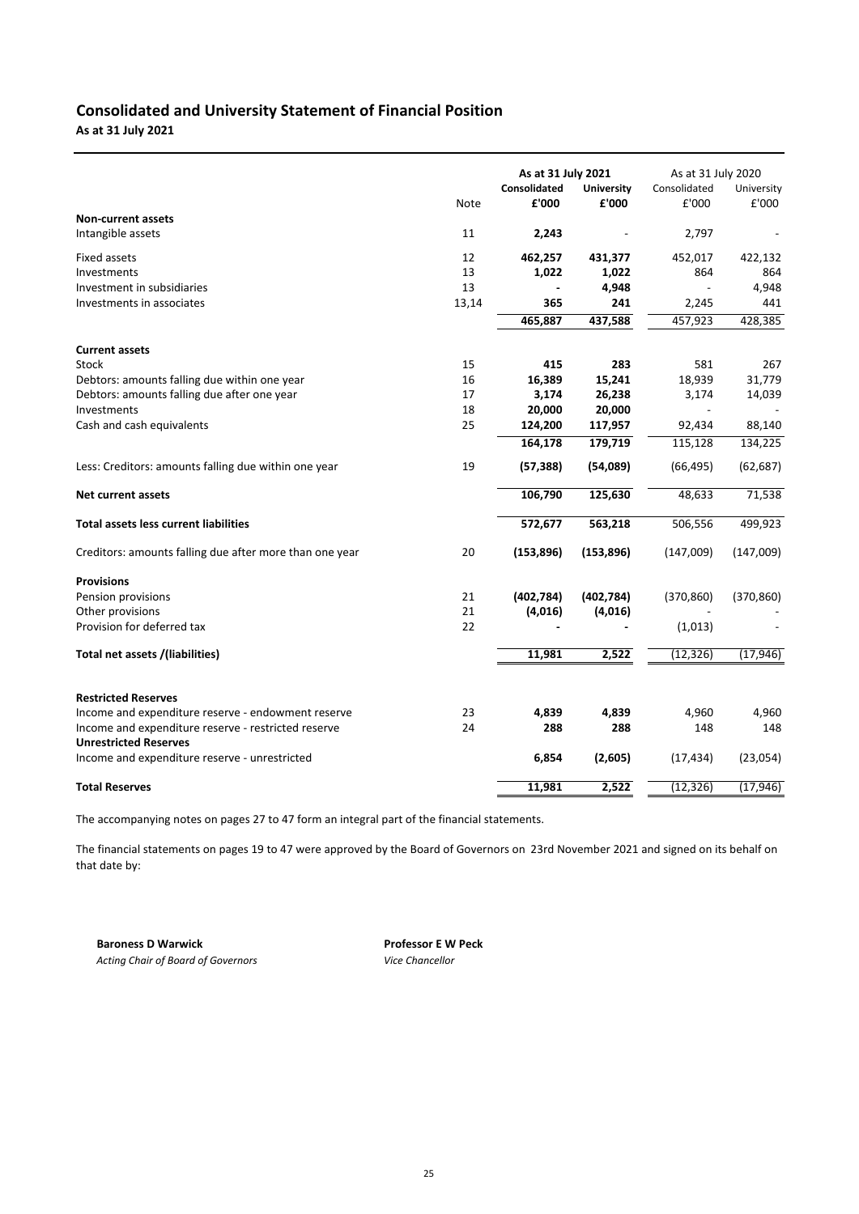## Consolidated and University Statement of Financial Position

**As at 31 July 2021**

| | Note | As at 31 July 2021 | | As at 31 July 2020 | |
|---|---|---|---|---|---|
| | | **Consolidated** | **University** | Consolidated | University |
| | | **£'000** | **£'000** | £'000 | £'000 |
| **Non-current assets** | | | | | |
| Intangible assets | 11 | **2,243** | - | 2,797 | - |
| Fixed assets | 12 | **462,257** | **431,377** | 452,017 | 422,132 |
| Investments | 13 | **1,022** | **1,022** | 864 | 864 |
| Investment in subsidiaries | 13 | **-** | **4,948** | - | 4,948 |
| Investments in associates | 13,14 | **365** | **241** | 2,245 | 441 |
| | | **465,887** | **437,588** | 457,923 | 428,385 |
| **Current assets** | | | | | |
| Stock | 15 | **415** | **283** | 581 | 267 |
| Debtors: amounts falling due within one year | 16 | **16,389** | **15,241** | 18,939 | 31,779 |
| Debtors: amounts falling due after one year | 17 | **3,174** | **26,238** | 3,174 | 14,039 |
| Investments | 18 | **20,000** | **20,000** | - | - |
| Cash and cash equivalents | 25 | **124,200** | **117,957** | 92,434 | 88,140 |
| | | **164,178** | **179,719** | 115,128 | 134,225 |
| Less: Creditors: amounts falling due within one year | 19 | **(57,388)** | **(54,089)** | (66,495) | (62,687) |
| **Net current assets** | | **106,790** | **125,630** | 48,633 | 71,538 |
| **Total assets less current liabilities** | | **572,677** | **563,218** | 506,556 | 499,923 |
| Creditors: amounts falling due after more than one year | 20 | **(153,896)** | **(153,896)** | (147,009) | (147,009) |
| **Provisions** | | | | | |
| Pension provisions | 21 | **(402,784)** | **(402,784)** | (370,860) | (370,860) |
| Other provisions | 21 | **(4,016)** | **(4,016)** | - | - |
| Provision for deferred tax | 22 | **-** | **-** | (1,013) | - |
| **Total net assets /(liabilities)** | | **11,981** | **2,522** | (12,326) | (17,946) |
| **Restricted Reserves** | | | | | |
| Income and expenditure reserve - endowment reserve | 23 | **4,839** | **4,839** | 4,960 | 4,960 |
| Income and expenditure reserve - restricted reserve | 24 | **288** | **288** | 148 | 148 |
| **Unrestricted Reserves** | | | | | |
| Income and expenditure reserve - unrestricted | | **6,854** | **(2,605)** | (17,434) | (23,054) |
| **Total Reserves** | | **11,981** | **2,522** | (12,326) | (17,946) |

The accompanying notes on pages 27 to 47 form an integral part of the financial statements.

The financial statements on pages 19 to 47 were approved by the Board of Governors on 23rd November 2021 and signed on its behalf on that date by:

**Baroness D Warwick**
*Acting Chair of Board of Governors*

**Professor E W Peck**
*Vice Chancellor*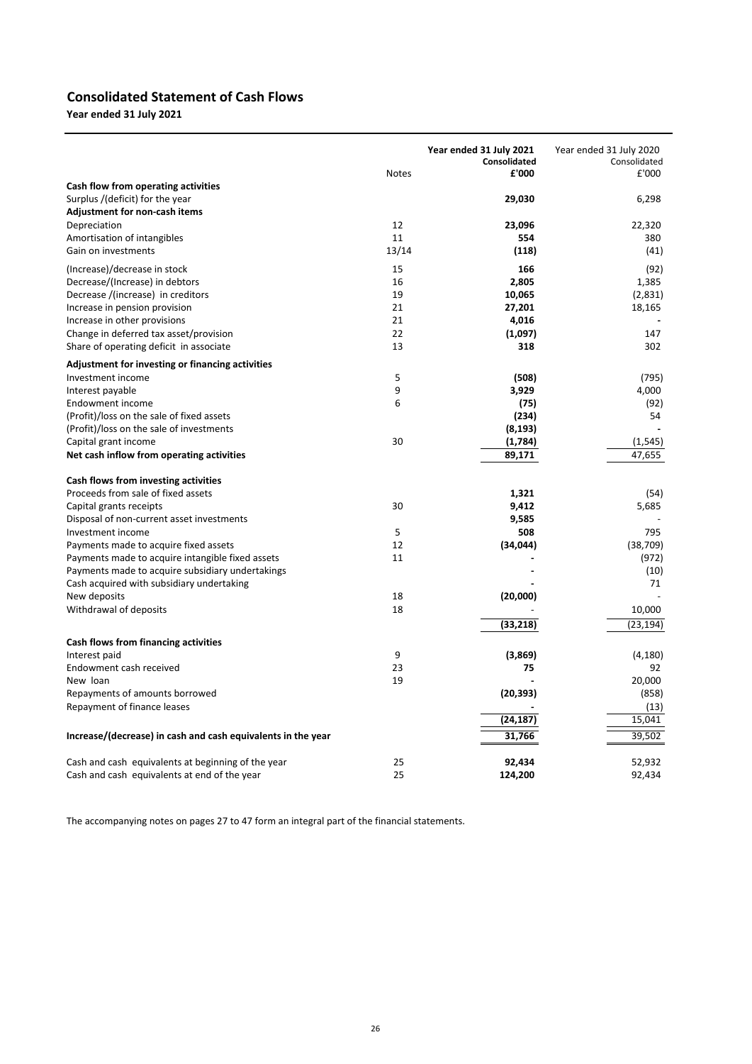## Consolidated Statement of Cash Flows

**Year ended 31 July 2021**

| | Notes | **Year ended 31 July 2021 Consolidated £'000** | Year ended 31 July 2020 Consolidated £'000 |
|---|---|---|---|
| **Cash flow from operating activities** | | | |
| Surplus /(deficit) for the year | | **29,030** | 6,298 |
| **Adjustment for non-cash items** | | | |
| Depreciation | 12 | **23,096** | 22,320 |
| Amortisation of intangibles | 11 | **554** | 380 |
| Gain on investments | 13/14 | **(118)** | (41) |
| (Increase)/decrease in stock | 15 | **166** | (92) |
| Decrease/(Increase) in debtors | 16 | **2,805** | 1,385 |
| Decrease /(increase) in creditors | 19 | **10,065** | (2,831) |
| Increase in pension provision | 21 | **27,201** | 18,165 |
| Increase in other provisions | 21 | **4,016** | - |
| Change in deferred tax asset/provision | 22 | **(1,097)** | 147 |
| Share of operating deficit in associate | 13 | **318** | 302 |
| **Adjustment for investing or financing activities** | | | |
| Investment income | 5 | **(508)** | (795) |
| Interest payable | 9 | **3,929** | 4,000 |
| Endowment income | 6 | **(75)** | (92) |
| (Profit)/loss on the sale of fixed assets | | **(234)** | 54 |
| (Profit)/loss on the sale of investments | | **(8,193)** | - |
| Capital grant income | 30 | **(1,784)** | (1,545) |
| **Net cash inflow from operating activities** | | **89,171** | 47,655 |
| **Cash flows from investing activities** | | | |
| Proceeds from sale of fixed assets | | **1,321** | (54) |
| Capital grants receipts | 30 | **9,412** | 5,685 |
| Disposal of non-current asset investments | | **9,585** | - |
| Investment income | 5 | **508** | 795 |
| Payments made to acquire fixed assets | 12 | **(34,044)** | (38,709) |
| Payments made to acquire intangible fixed assets | 11 | **-** | (972) |
| Payments made to acquire subsidiary undertakings | | **-** | (10) |
| Cash acquired with subsidiary undertaking | | **-** | 71 |
| New deposits | 18 | **(20,000)** | - |
| Withdrawal of deposits | 18 | - | 10,000 |
| | | **(33,218)** | (23,194) |
| **Cash flows from financing activities** | | | |
| Interest paid | 9 | **(3,869)** | (4,180) |
| Endowment cash received | 23 | **75** | 92 |
| New loan | 19 | **-** | 20,000 |
| Repayments of amounts borrowed | | **(20,393)** | (858) |
| Repayment of finance leases | | **-** | (13) |
| | | **(24,187)** | 15,041 |
| **Increase/(decrease) in cash and cash equivalents in the year** | | **31,766** | 39,502 |
| Cash and cash equivalents at beginning of the year | 25 | **92,434** | 52,932 |
| Cash and cash equivalents at end of the year | 25 | **124,200** | 92,434 |

The accompanying notes on pages 27 to 47 form an integral part of the financial statements.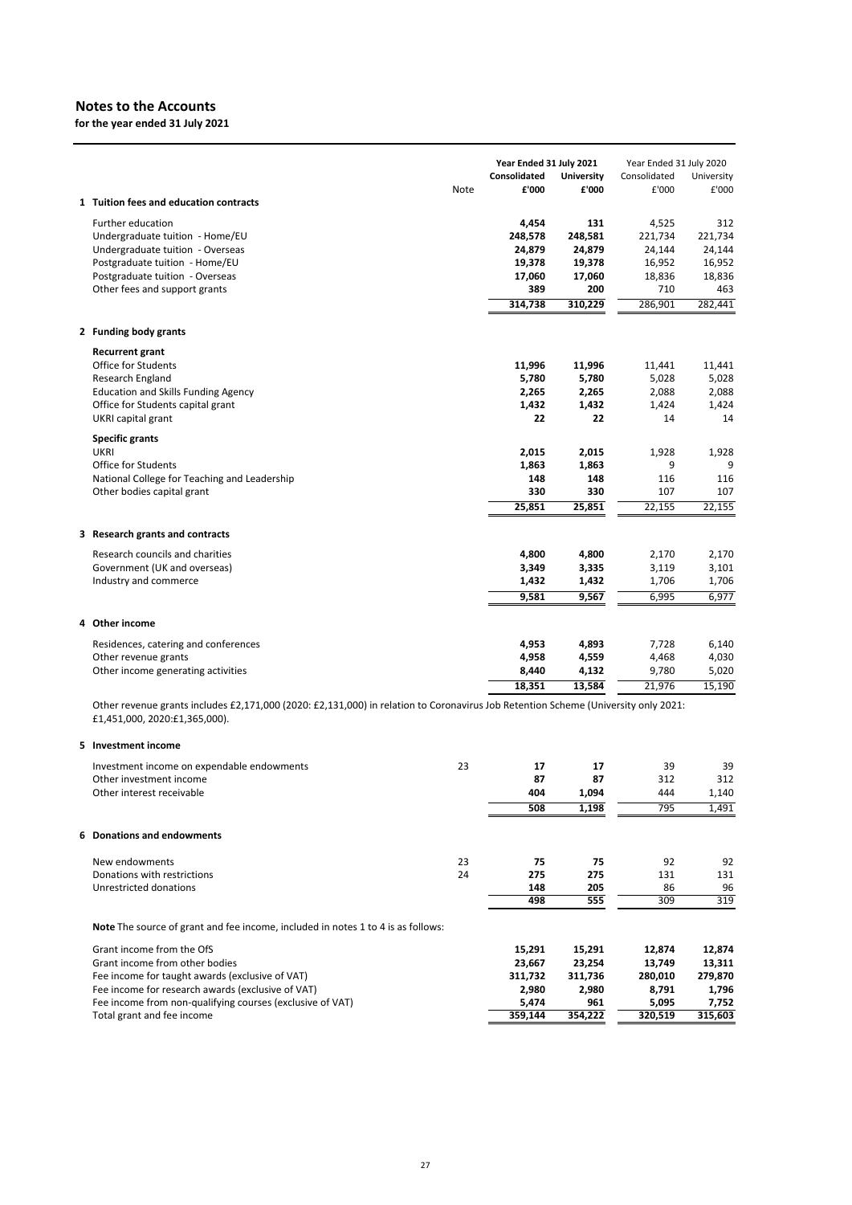# Notes to the Accounts

**for the year ended 31 July 2021**

| | Note | Year Ended 31 July 2021 Consolidated £'000 | Year Ended 31 July 2021 University £'000 | Year Ended 31 July 2020 Consolidated £'000 | Year Ended 31 July 2020 University £'000 |
|---|---|---|---|---|---|
| **1 Tuition fees and education contracts** | | | | | |
| Further education | | **4,454** | **131** | 4,525 | 312 |
| Undergraduate tuition - Home/EU | | **248,578** | **248,581** | 221,734 | 221,734 |
| Undergraduate tuition - Overseas | | **24,879** | **24,879** | 24,144 | 24,144 |
| Postgraduate tuition - Home/EU | | **19,378** | **19,378** | 16,952 | 16,952 |
| Postgraduate tuition - Overseas | | **17,060** | **17,060** | 18,836 | 18,836 |
| Other fees and support grants | | **389** | **200** | 710 | 463 |
| | | **314,738** | **310,229** | 286,901 | 282,441 |
| **2 Funding body grants** | | | | | |
| **Recurrent grant** | | | | | |
| Office for Students | | **11,996** | **11,996** | 11,441 | 11,441 |
| Research England | | **5,780** | **5,780** | 5,028 | 5,028 |
| Education and Skills Funding Agency | | **2,265** | **2,265** | 2,088 | 2,088 |
| Office for Students capital grant | | **1,432** | **1,432** | 1,424 | 1,424 |
| UKRI capital grant | | **22** | **22** | 14 | 14 |
| **Specific grants** | | | | | |
| UKRI | | **2,015** | **2,015** | 1,928 | 1,928 |
| Office for Students | | **1,863** | **1,863** | 9 | 9 |
| National College for Teaching and Leadership | | **148** | **148** | 116 | 116 |
| Other bodies capital grant | | **330** | **330** | 107 | 107 |
| | | **25,851** | **25,851** | 22,155 | 22,155 |
| **3 Research grants and contracts** | | | | | |
| Research councils and charities | | **4,800** | **4,800** | 2,170 | 2,170 |
| Government (UK and overseas) | | **3,349** | **3,335** | 3,119 | 3,101 |
| Industry and commerce | | **1,432** | **1,432** | 1,706 | 1,706 |
| | | **9,581** | **9,567** | 6,995 | 6,977 |
| **4 Other income** | | | | | |
| Residences, catering and conferences | | **4,953** | **4,893** | 7,728 | 6,140 |
| Other revenue grants | | **4,958** | **4,559** | 4,468 | 4,030 |
| Other income generating activities | | **8,440** | **4,132** | 9,780 | 5,020 |
| | | **18,351** | **13,584** | 21,976 | 15,190 |

Other revenue grants includes £2,171,000 (2020: £2,131,000) in relation to Coronavirus Job Retention Scheme (University only 2021: £1,451,000, 2020:£1,365,000).

| | Note | Year Ended 31 July 2021 Consolidated £'000 | Year Ended 31 July 2021 University £'000 | Year Ended 31 July 2020 Consolidated £'000 | Year Ended 31 July 2020 University £'000 |
|---|---|---|---|---|---|
| **5 Investment income** | | | | | |
| Investment income on expendable endowments | 23 | **17** | **17** | 39 | 39 |
| Other investment income | | **87** | **87** | 312 | 312 |
| Other interest receivable | | **404** | **1,094** | 444 | 1,140 |
| | | **508** | **1,198** | 795 | 1,491 |
| **6 Donations and endowments** | | | | | |
| New endowments | 23 | **75** | **75** | 92 | 92 |
| Donations with restrictions | 24 | **275** | **275** | 131 | 131 |
| Unrestricted donations | | **148** | **205** | 86 | 96 |
| | | **498** | **555** | 309 | 319 |

**Note** The source of grant and fee income, included in notes 1 to 4 is as follows:

| | Year Ended 31 July 2021 Consolidated £'000 | Year Ended 31 July 2021 University £'000 | Year Ended 31 July 2020 Consolidated £'000 | Year Ended 31 July 2020 University £'000 |
|---|---|---|---|---|
| Grant income from the OfS | **15,291** | **15,291** | **12,874** | **12,874** |
| Grant income from other bodies | **23,667** | **23,254** | **13,749** | **13,311** |
| Fee income for taught awards (exclusive of VAT) | **311,732** | **311,736** | **280,010** | **279,870** |
| Fee income for research awards (exclusive of VAT) | **2,980** | **2,980** | **8,791** | **1,796** |
| Fee income from non-qualifying courses (exclusive of VAT) | **5,474** | **961** | **5,095** | **7,752** |
| Total grant and fee income | **359,144** | **354,222** | **320,519** | **315,603** |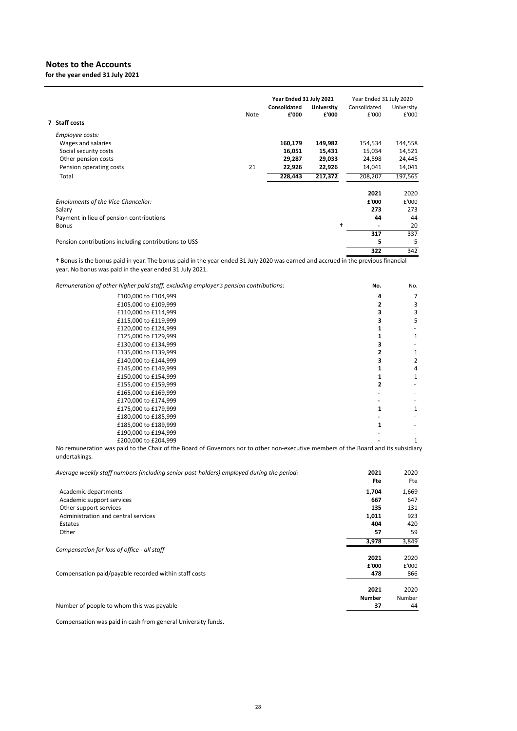# Notes to the Accounts

**for the year ended 31 July 2021**

| | Note | Year Ended 31 July 2021 | | Year Ended 31 July 2020 | |
|---|---|---|---|---|---|
| | | **Consolidated £'000** | **University £'000** | Consolidated £'000 | University £'000 |
| **7 Staff costs** | | | | | |
| *Employee costs:* | | | | | |
| Wages and salaries | | **160,179** | **149,982** | 154,534 | 144,558 |
| Social security costs | | **16,051** | **15,431** | 15,034 | 14,521 |
| Other pension costs | | **29,287** | **29,033** | 24,598 | 24,445 |
| Pension operating costs | 21 | **22,926** | **22,926** | 14,041 | 14,041 |
| Total | | **228,443** | **217,372** | 208,207 | 197,565 |

| *Emoluments of the Vice-Chancellor:* | **2021 £'000** | 2020 £'000 |
|---|---|---|
| Salary | **273** | 273 |
| Payment in lieu of pension contributions | **44** | 44 |
| Bonus † | **-** | 20 |
| | **317** | 337 |
| Pension contributions including contributions to USS | **5** | 5 |
| | **322** | 342 |

† Bonus is the bonus paid in year. The bonus paid in the year ended 31 July 2020 was earned and accrued in the previous financial year. No bonus was paid in the year ended 31 July 2021.

| *Remuneration of other higher paid staff, excluding employer's pension contributions:* | **No.** | No. |
|---|---|---|
| £100,000 to £104,999 | **4** | 7 |
| £105,000 to £109,999 | **2** | 3 |
| £110,000 to £114,999 | **3** | 3 |
| £115,000 to £119,999 | **3** | 5 |
| £120,000 to £124,999 | **1** | - |
| £125,000 to £129,999 | **1** | 1 |
| £130,000 to £134,999 | **3** | - |
| £135,000 to £139,999 | **2** | 1 |
| £140,000 to £144,999 | **3** | 2 |
| £145,000 to £149,999 | **1** | 4 |
| £150,000 to £154,999 | **1** | 1 |
| £155,000 to £159,999 | **2** | - |
| £165,000 to £169,999 | **-** | - |
| £170,000 to £174,999 | **-** | - |
| £175,000 to £179,999 | **1** | 1 |
| £180,000 to £185,999 | **-** | - |
| £185,000 to £189,999 | **1** | - |
| £190,000 to £194,999 | **-** | - |
| £200,000 to £204,999 | **-** | 1 |

No remuneration was paid to the Chair of the Board of Governors nor to other non-executive members of the Board and its subsidiary undertakings.

| *Average weekly staff numbers (including senior post-holders) employed during the period:* | **2021 Fte** | 2020 Fte |
|---|---|---|
| Academic departments | **1,704** | 1,669 |
| Academic support services | **667** | 647 |
| Other support services | **135** | 131 |
| Administration and central services | **1,011** | 923 |
| Estates | **404** | 420 |
| Other | **57** | 59 |
| | **3,978** | 3,849 |

*Compensation for loss of office - all staff*

| | **2021 £'000** | 2020 £'000 |
|---|---|---|
| Compensation paid/payable recorded within staff costs | **478** | 866 |

| | **2021 Number** | 2020 Number |
|---|---|---|
| Number of people to whom this was payable | **37** | 44 |

Compensation was paid in cash from general University funds.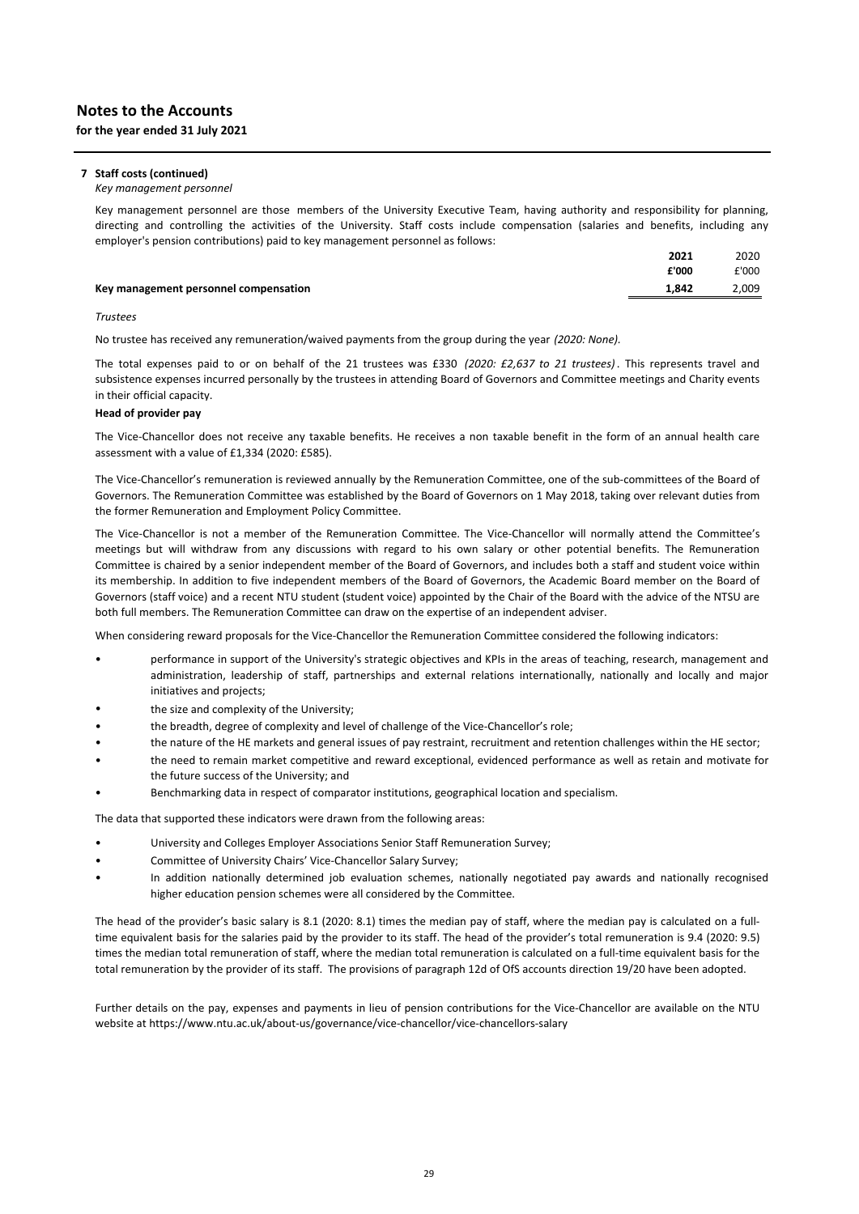# Notes to the Accounts

**for the year ended 31 July 2021**

**7 Staff costs (continued)**

*Key management personnel*

Key management personnel are those members of the University Executive Team, having authority and responsibility for planning, directing and controlling the activities of the University. Staff costs include compensation (salaries and benefits, including any employer's pension contributions) paid to key management personnel as follows:

| | **2021** | 2020 |
|---|---|---|
| | **£'000** | £'000 |
| **Key management personnel compensation** | **1,842** | 2,009 |

*Trustees*

No trustee has received any remuneration/waived payments from the group during the year *(2020: None).*

The total expenses paid to or on behalf of the 21 trustees was £330 *(2020: £2,637 to 21 trustees)*. This represents travel and subsistence expenses incurred personally by the trustees in attending Board of Governors and Committee meetings and Charity events in their official capacity.

**Head of provider pay**

The Vice-Chancellor does not receive any taxable benefits. He receives a non taxable benefit in the form of an annual health care assessment with a value of £1,334 (2020: £585).

The Vice-Chancellor's remuneration is reviewed annually by the Remuneration Committee, one of the sub-committees of the Board of Governors. The Remuneration Committee was established by the Board of Governors on 1 May 2018, taking over relevant duties from the former Remuneration and Employment Policy Committee.

The Vice-Chancellor is not a member of the Remuneration Committee. The Vice-Chancellor will normally attend the Committee's meetings but will withdraw from any discussions with regard to his own salary or other potential benefits. The Remuneration Committee is chaired by a senior independent member of the Board of Governors, and includes both a staff and student voice within its membership. In addition to five independent members of the Board of Governors, the Academic Board member on the Board of Governors (staff voice) and a recent NTU student (student voice) appointed by the Chair of the Board with the advice of the NTSU are both full members. The Remuneration Committee can draw on the expertise of an independent adviser.

When considering reward proposals for the Vice-Chancellor the Remuneration Committee considered the following indicators:

- performance in support of the University's strategic objectives and KPIs in the areas of teaching, research, management and administration, leadership of staff, partnerships and external relations internationally, nationally and locally and major initiatives and projects;
- the size and complexity of the University;
- the breadth, degree of complexity and level of challenge of the Vice-Chancellor's role;
- the nature of the HE markets and general issues of pay restraint, recruitment and retention challenges within the HE sector;
- the need to remain market competitive and reward exceptional, evidenced performance as well as retain and motivate for the future success of the University; and
- Benchmarking data in respect of comparator institutions, geographical location and specialism.

The data that supported these indicators were drawn from the following areas:

- University and Colleges Employer Associations Senior Staff Remuneration Survey;
- Committee of University Chairs' Vice-Chancellor Salary Survey;
- In addition nationally determined job evaluation schemes, nationally negotiated pay awards and nationally recognised higher education pension schemes were all considered by the Committee.

The head of the provider's basic salary is 8.1 (2020: 8.1) times the median pay of staff, where the median pay is calculated on a full-time equivalent basis for the salaries paid by the provider to its staff. The head of the provider's total remuneration is 9.4 (2020: 9.5) times the median total remuneration of staff, where the median total remuneration is calculated on a full-time equivalent basis for the total remuneration by the provider of its staff. The provisions of paragraph 12d of OfS accounts direction 19/20 have been adopted.

Further details on the pay, expenses and payments in lieu of pension contributions for the Vice-Chancellor are available on the NTU website at https://www.ntu.ac.uk/about-us/governance/vice-chancellor/vice-chancellors-salary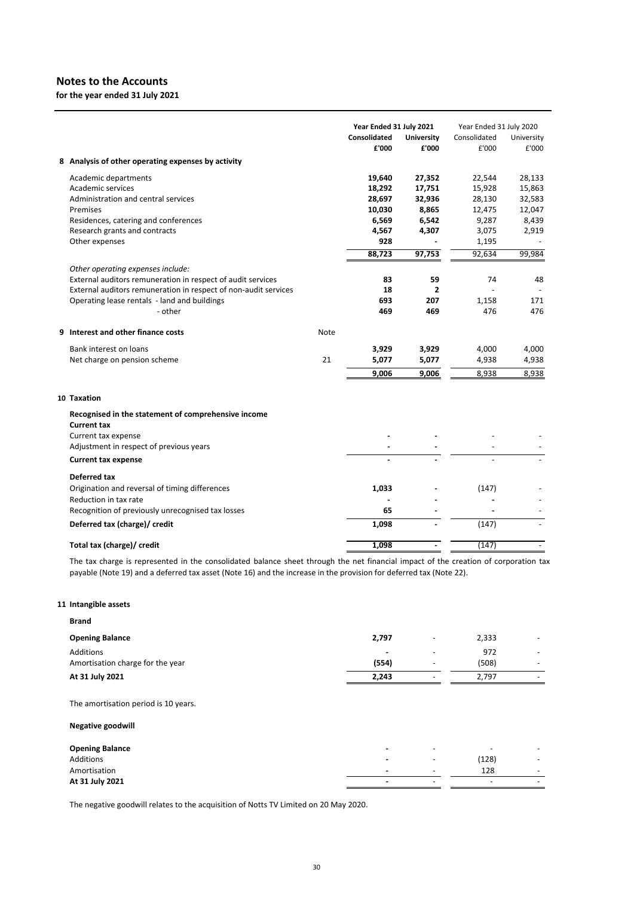# Notes to the Accounts

**for the year ended 31 July 2021**

| | Note | Year Ended 31 July 2021 | | Year Ended 31 July 2020 | |
|---|---|---|---|---|---|
| | | **Consolidated** | **University** | Consolidated | University |
| | | **£'000** | **£'000** | £'000 | £'000 |
| **8 Analysis of other operating expenses by activity** | | | | | |
| Academic departments | | **19,640** | **27,352** | 22,544 | 28,133 |
| Academic services | | **18,292** | **17,751** | 15,928 | 15,863 |
| Administration and central services | | **28,697** | **32,936** | 28,130 | 32,583 |
| Premises | | **10,030** | **8,865** | 12,475 | 12,047 |
| Residences, catering and conferences | | **6,569** | **6,542** | 9,287 | 8,439 |
| Research grants and contracts | | **4,567** | **4,307** | 3,075 | 2,919 |
| Other expenses | | **928** | **-** | 1,195 | - |
| | | **88,723** | **97,753** | 92,634 | 99,984 |
| *Other operating expenses include:* | | | | | |
| External auditors remuneration in respect of audit services | | **83** | **59** | 74 | 48 |
| External auditors remuneration in respect of non-audit services | | **18** | **2** | - | - |
| Operating lease rentals - land and buildings | | **693** | **207** | 1,158 | 171 |
| - other | | **469** | **469** | 476 | 476 |
| **9 Interest and other finance costs** | Note | | | | |
| Bank interest on loans | | **3,929** | **3,929** | 4,000 | 4,000 |
| Net charge on pension scheme | 21 | **5,077** | **5,077** | 4,938 | 4,938 |
| | | **9,006** | **9,006** | 8,938 | 8,938 |
| **10 Taxation** | | | | | |
| **Recognised in the statement of comprehensive income** | | | | | |
| **Current tax** | | | | | |
| Current tax expense | | **-** | **-** | - | - |
| Adjustment in respect of previous years | | **-** | **-** | - | - |
| **Current tax expense** | | **-** | **-** | - | - |
| **Deferred tax** | | | | | |
| Origination and reversal of timing differences | | **1,033** | **-** | (147) | - |
| Reduction in tax rate | | **-** | **-** | **-** | - |
| Recognition of previously unrecognised tax losses | | **65** | **-** | **-** | - |
| **Deferred tax (charge)/ credit** | | **1,098** | **-** | (147) | - |
| **Total tax (charge)/ credit** | | **1,098** | **-** | (147) | - |

The tax charge is represented in the consolidated balance sheet through the net financial impact of the creation of corporation tax payable (Note 19) and a deferred tax asset (Note 16) and the increase in the provision for deferred tax (Note 22).

**11 Intangible assets**

| | Consolidated 2021 | University 2021 | Consolidated 2020 | University 2020 |
|---|---|---|---|---|
| **Brand** | | | | |
| **Opening Balance** | **2,797** | - | 2,333 | - |
| Additions | **-** | - | 972 | - |
| Amortisation charge for the year | **(554)** | - | (508) | - |
| **At 31 July 2021** | **2,243** | - | 2,797 | - |

The amortisation period is 10 years.

| | Consolidated 2021 | University 2021 | Consolidated 2020 | University 2020 |
|---|---|---|---|---|
| **Negative goodwill** | | | | |
| **Opening Balance** | **-** | - | - | - |
| Additions | **-** | - | (128) | - |
| Amortisation | **-** | - | 128 | - |
| **At 31 July 2021** | **-** | - | - | - |

The negative goodwill relates to the acquisition of Notts TV Limited on 20 May 2020.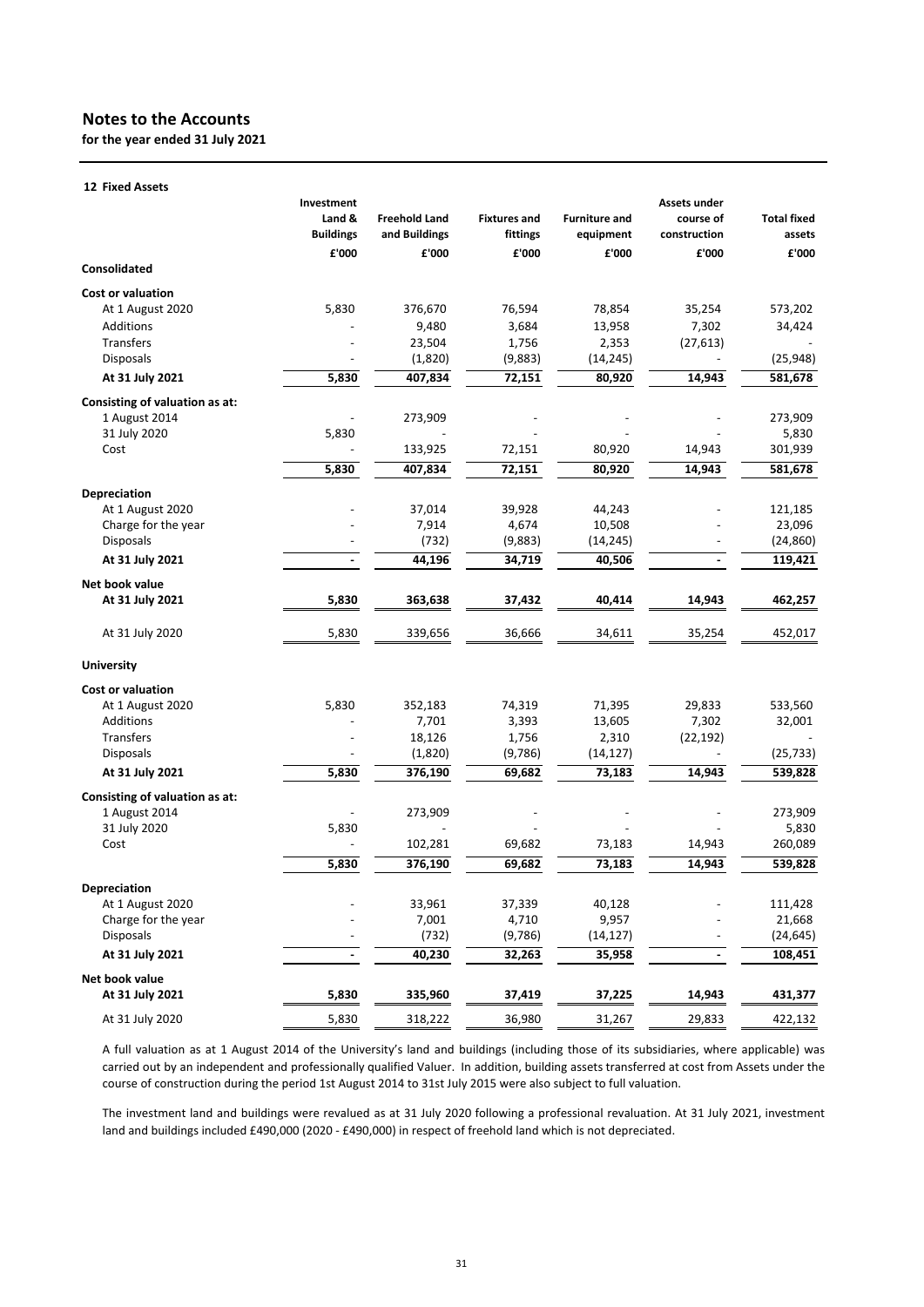# Notes to the Accounts

**for the year ended 31 July 2021**

**12 Fixed Assets**

| | Investment Land & Buildings | Freehold Land and Buildings | Fixtures and fittings | Furniture and equipment | Assets under course of construction | Total fixed assets |
|---|---|---|---|---|---|---|
| | £'000 | £'000 | £'000 | £'000 | £'000 | £'000 |
| **Consolidated** | | | | | | |
| **Cost or valuation** | | | | | | |
| At 1 August 2020 | 5,830 | 376,670 | 76,594 | 78,854 | 35,254 | 573,202 |
| Additions | - | 9,480 | 3,684 | 13,958 | 7,302 | 34,424 |
| Transfers | - | 23,504 | 1,756 | 2,353 | (27,613) | - |
| Disposals | - | (1,820) | (9,883) | (14,245) | - | (25,948) |
| **At 31 July 2021** | **5,830** | **407,834** | **72,151** | **80,920** | **14,943** | **581,678** |
| **Consisting of valuation as at:** | | | | | | |
| 1 August 2014 | - | 273,909 | - | - | - | 273,909 |
| 31 July 2020 | 5,830 | - | - | - | - | 5,830 |
| Cost | - | 133,925 | 72,151 | 80,920 | 14,943 | 301,939 |
| | **5,830** | **407,834** | **72,151** | **80,920** | **14,943** | **581,678** |
| **Depreciation** | | | | | | |
| At 1 August 2020 | - | 37,014 | 39,928 | 44,243 | - | 121,185 |
| Charge for the year | - | 7,914 | 4,674 | 10,508 | - | 23,096 |
| Disposals | - | (732) | (9,883) | (14,245) | - | (24,860) |
| **At 31 July 2021** | **-** | **44,196** | **34,719** | **40,506** | **-** | **119,421** |
| **Net book value** | | | | | | |
| **At 31 July 2021** | **5,830** | **363,638** | **37,432** | **40,414** | **14,943** | **462,257** |
| At 31 July 2020 | 5,830 | 339,656 | 36,666 | 34,611 | 35,254 | 452,017 |
| **University** | | | | | | |
| **Cost or valuation** | | | | | | |
| At 1 August 2020 | 5,830 | 352,183 | 74,319 | 71,395 | 29,833 | 533,560 |
| Additions | - | 7,701 | 3,393 | 13,605 | 7,302 | 32,001 |
| Transfers | - | 18,126 | 1,756 | 2,310 | (22,192) | - |
| Disposals | - | (1,820) | (9,786) | (14,127) | - | (25,733) |
| **At 31 July 2021** | **5,830** | **376,190** | **69,682** | **73,183** | **14,943** | **539,828** |
| **Consisting of valuation as at:** | | | | | | |
| 1 August 2014 | - | 273,909 | - | - | - | 273,909 |
| 31 July 2020 | 5,830 | - | - | - | - | 5,830 |
| Cost | - | 102,281 | 69,682 | 73,183 | 14,943 | 260,089 |
| | **5,830** | **376,190** | **69,682** | **73,183** | **14,943** | **539,828** |
| **Depreciation** | | | | | | |
| At 1 August 2020 | - | 33,961 | 37,339 | 40,128 | - | 111,428 |
| Charge for the year | - | 7,001 | 4,710 | 9,957 | - | 21,668 |
| Disposals | - | (732) | (9,786) | (14,127) | - | (24,645) |
| **At 31 July 2021** | **-** | **40,230** | **32,263** | **35,958** | **-** | **108,451** |
| **Net book value** | | | | | | |
| **At 31 July 2021** | **5,830** | **335,960** | **37,419** | **37,225** | **14,943** | **431,377** |
| At 31 July 2020 | 5,830 | 318,222 | 36,980 | 31,267 | 29,833 | 422,132 |

A full valuation as at 1 August 2014 of the University's land and buildings (including those of its subsidiaries, where applicable) was carried out by an independent and professionally qualified Valuer. In addition, building assets transferred at cost from Assets under the course of construction during the period 1st August 2014 to 31st July 2015 were also subject to full valuation.

The investment land and buildings were revalued as at 31 July 2020 following a professional revaluation. At 31 July 2021, investment land and buildings included £490,000 (2020 - £490,000) in respect of freehold land which is not depreciated.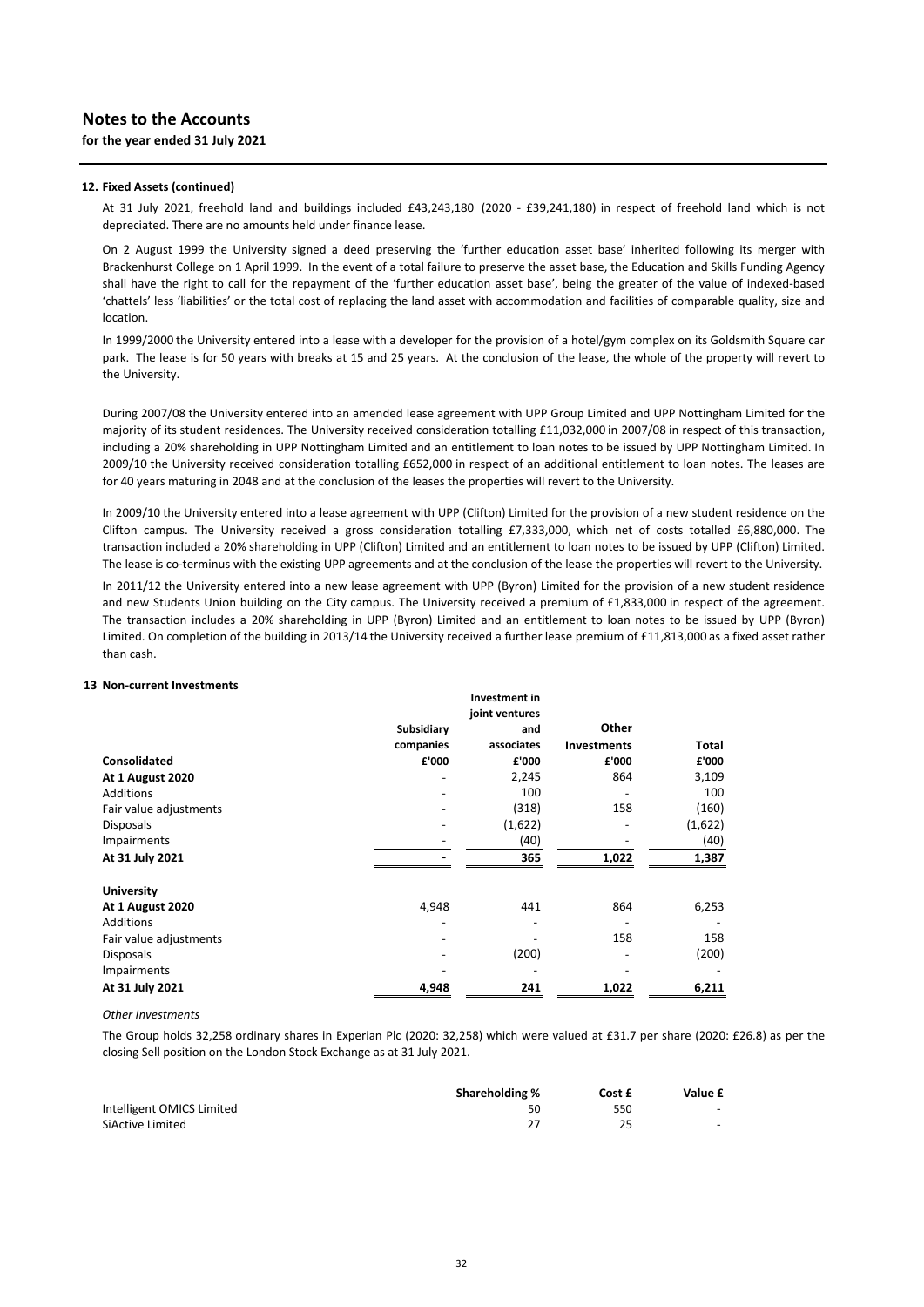# Notes to the Accounts

**for the year ended 31 July 2021**

**12. Fixed Assets (continued)**

At 31 July 2021, freehold land and buildings included £43,243,180 (2020 - £39,241,180) in respect of freehold land which is not depreciated. There are no amounts held under finance lease.

On 2 August 1999 the University signed a deed preserving the 'further education asset base' inherited following its merger with Brackenhurst College on 1 April 1999. In the event of a total failure to preserve the asset base, the Education and Skills Funding Agency shall have the right to call for the repayment of the 'further education asset base', being the greater of the value of indexed-based 'chattels' less 'liabilities' or the total cost of replacing the land asset with accommodation and facilities of comparable quality, size and location.

In 1999/2000 the University entered into a lease with a developer for the provision of a hotel/gym complex on its Goldsmith Square car park. The lease is for 50 years with breaks at 15 and 25 years. At the conclusion of the lease, the whole of the property will revert to the University.

During 2007/08 the University entered into an amended lease agreement with UPP Group Limited and UPP Nottingham Limited for the majority of its student residences. The University received consideration totalling £11,032,000 in 2007/08 in respect of this transaction, including a 20% shareholding in UPP Nottingham Limited and an entitlement to loan notes to be issued by UPP Nottingham Limited. In 2009/10 the University received consideration totalling £652,000 in respect of an additional entitlement to loan notes. The leases are for 40 years maturing in 2048 and at the conclusion of the leases the properties will revert to the University.

In 2009/10 the University entered into a lease agreement with UPP (Clifton) Limited for the provision of a new student residence on the Clifton campus. The University received a gross consideration totalling £7,333,000, which net of costs totalled £6,880,000. The transaction included a 20% shareholding in UPP (Clifton) Limited and an entitlement to loan notes to be issued by UPP (Clifton) Limited. The lease is co-terminus with the existing UPP agreements and at the conclusion of the lease the properties will revert to the University.

In 2011/12 the University entered into a new lease agreement with UPP (Byron) Limited for the provision of a new student residence and new Students Union building on the City campus. The University received a premium of £1,833,000 in respect of the agreement. The transaction includes a 20% shareholding in UPP (Byron) Limited and an entitlement to loan notes to be issued by UPP (Byron) Limited. On completion of the building in 2013/14 the University received a further lease premium of £11,813,000 as a fixed asset rather than cash.

**13 Non-current Investments**

| | Subsidiary companies | Investment in joint ventures and associates | Other Investments | Total |
|---|---|---|---|---|
| **Consolidated** | **£'000** | **£'000** | **£'000** | **£'000** |
| **At 1 August 2020** | - | 2,245 | 864 | 3,109 |
| Additions | - | 100 | - | 100 |
| Fair value adjustments | - | (318) | 158 | (160) |
| Disposals | - | (1,622) | - | (1,622) |
| Impairments | - | (40) | - | (40) |
| **At 31 July 2021** | **-** | **365** | **1,022** | **1,387** |
| | | | | |
| **University** | | | | |
| **At 1 August 2020** | 4,948 | 441 | 864 | 6,253 |
| Additions | - | - | - | - |
| Fair value adjustments | - | - | 158 | 158 |
| Disposals | - | (200) | - | (200) |
| Impairments | - | - | - | - |
| **At 31 July 2021** | **4,948** | **241** | **1,022** | **6,211** |

*Other Investments*

The Group holds 32,258 ordinary shares in Experian Plc (2020: 32,258) which were valued at £31.7 per share (2020: £26.8) as per the closing Sell position on the London Stock Exchange as at 31 July 2021.

| | Shareholding % | Cost £ | Value £ |
|---|---|---|---|
| Intelligent OMICS Limited | 50 | 550 | - |
| SiActive Limited | 27 | 25 | - |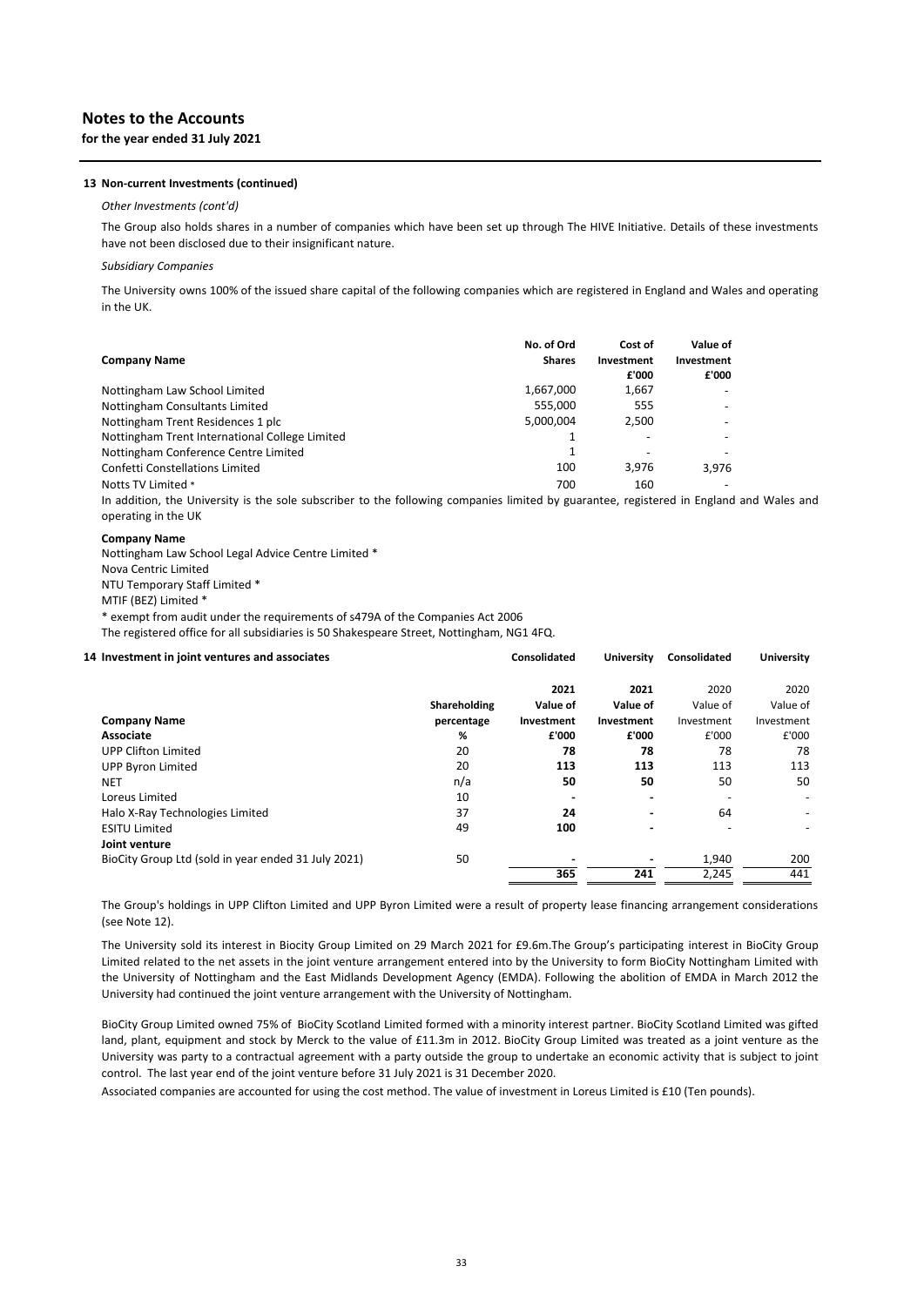## Notes to the Accounts

**for the year ended 31 July 2021**

### 13 Non-current Investments (continued)

*Other Investments (cont'd)*

The Group also holds shares in a number of companies which have been set up through The HIVE Initiative. Details of these investments have not been disclosed due to their insignificant nature.

*Subsidiary Companies*

The University owns 100% of the issued share capital of the following companies which are registered in England and Wales and operating in the UK.

| Company Name | No. of Ord Shares | Cost of Investment £'000 | Value of Investment £'000 |
|---|---|---|---|
| Nottingham Law School Limited | 1,667,000 | 1,667 | - |
| Nottingham Consultants Limited | 555,000 | 555 | - |
| Nottingham Trent Residences 1 plc | 5,000,004 | 2,500 | - |
| Nottingham Trent International College Limited | 1 | - | - |
| Nottingham Conference Centre Limited | 1 | - | - |
| Confetti Constellations Limited | 100 | 3,976 | 3,976 |
| Notts TV Limited * | 700 | 160 | - |

In addition, the University is the sole subscriber to the following companies limited by guarantee, registered in England and Wales and operating in the UK

**Company Name**

Nottingham Law School Legal Advice Centre Limited *
Nova Centric Limited
NTU Temporary Staff Limited *
MTIF (BEZ) Limited *

* exempt from audit under the requirements of s479A of the Companies Act 2006

The registered office for all subsidiaries is 50 Shakespeare Street, Nottingham, NG1 4FQ.

### 14 Investment in joint ventures and associates

| | | Consolidated | University | Consolidated | University |
|---|---|---|---|---|---|
| | | **2021** | **2021** | 2020 | 2020 |
| | Shareholding | Value of | Value of | Value of | Value of |
| **Company Name** | **percentage** | **Investment** | **Investment** | Investment | Investment |
| **Associate** | **%** | **£'000** | **£'000** | £'000 | £'000 |
| UPP Clifton Limited | 20 | **78** | **78** | 78 | 78 |
| UPP Byron Limited | 20 | **113** | **113** | 113 | 113 |
| NET | n/a | **50** | **50** | 50 | 50 |
| Loreus Limited | 10 | **-** | **-** | - | - |
| Halo X-Ray Technologies Limited | 37 | **24** | **-** | 64 | - |
| ESITU Limited | 49 | **100** | **-** | - | - |
| **Joint venture** | | | | | |
| BioCity Group Ltd (sold in year ended 31 July 2021) | 50 | **-** | **-** | 1,940 | 200 |
| | | **365** | **241** | 2,245 | 441 |

The Group's holdings in UPP Clifton Limited and UPP Byron Limited were a result of property lease financing arrangement considerations (see Note 12).

The University sold its interest in Biocity Group Limited on 29 March 2021 for £9.6m.The Group's participating interest in BioCity Group Limited related to the net assets in the joint venture arrangement entered into by the University to form BioCity Nottingham Limited with the University of Nottingham and the East Midlands Development Agency (EMDA). Following the abolition of EMDA in March 2012 the University had continued the joint venture arrangement with the University of Nottingham.

BioCity Group Limited owned 75% of BioCity Scotland Limited formed with a minority interest partner. BioCity Scotland Limited was gifted land, plant, equipment and stock by Merck to the value of £11.3m in 2012. BioCity Group Limited was treated as a joint venture as the University was party to a contractual agreement with a party outside the group to undertake an economic activity that is subject to joint control. The last year end of the joint venture before 31 July 2021 is 31 December 2020.

Associated companies are accounted for using the cost method. The value of investment in Loreus Limited is £10 (Ten pounds).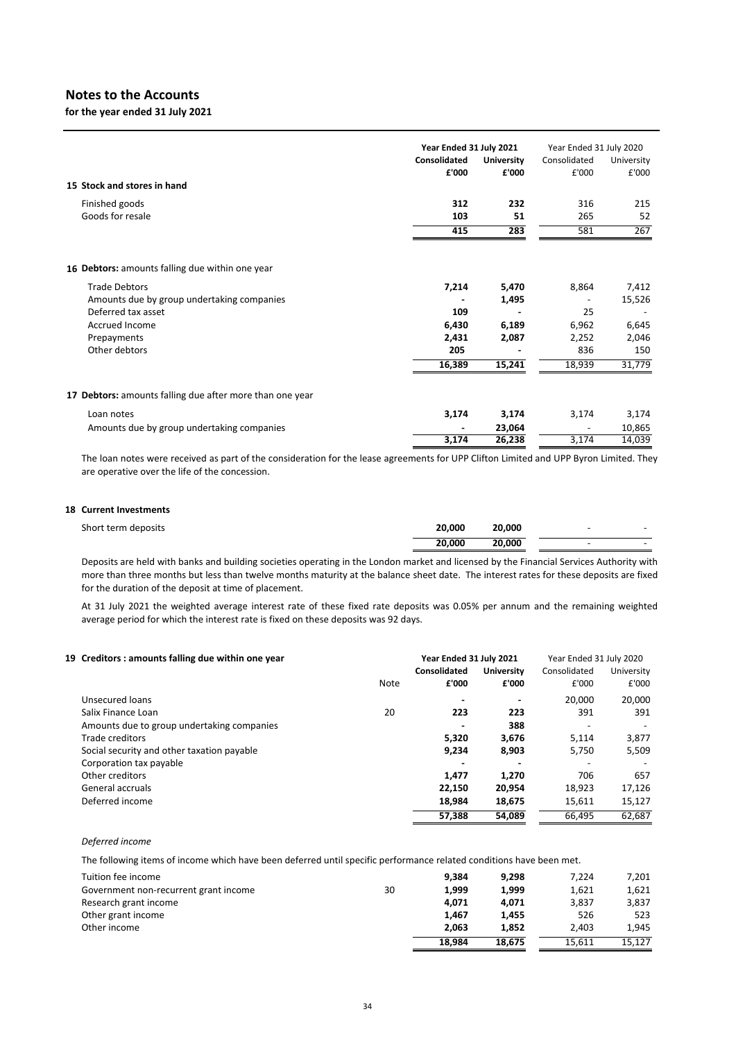# Notes to the Accounts

**for the year ended 31 July 2021**

| | Year Ended 31 July 2021 | | Year Ended 31 July 2020 | |
|---|---|---|---|---|
| | **Consolidated** | **University** | Consolidated | University |
| | **£'000** | **£'000** | £'000 | £'000 |
| **15 Stock and stores in hand** | | | | |
| Finished goods | **312** | **232** | 316 | 215 |
| Goods for resale | **103** | **51** | 265 | 52 |
| | **415** | **283** | 581 | 267 |
| **16 Debtors:** amounts falling due within one year | | | | |
| Trade Debtors | **7,214** | **5,470** | 8,864 | 7,412 |
| Amounts due by group undertaking companies | **-** | **1,495** | - | 15,526 |
| Deferred tax asset | **109** | **-** | 25 | - |
| Accrued Income | **6,430** | **6,189** | 6,962 | 6,645 |
| Prepayments | **2,431** | **2,087** | 2,252 | 2,046 |
| Other debtors | **205** | **-** | 836 | 150 |
| | **16,389** | **15,241** | 18,939 | 31,779 |
| **17 Debtors:** amounts falling due after more than one year | | | | |
| Loan notes | **3,174** | **3,174** | 3,174 | 3,174 |
| Amounts due by group undertaking companies | **-** | **23,064** | - | 10,865 |
| | **3,174** | **26,238** | 3,174 | 14,039 |

The loan notes were received as part of the consideration for the lease agreements for UPP Clifton Limited and UPP Byron Limited. They are operative over the life of the concession.

**18 Current Investments**

| | | | | |
|---|---|---|---|---|
| Short term deposits | **20,000** | **20,000** | - | - |
| | **20,000** | **20,000** | - | - |

Deposits are held with banks and building societies operating in the London market and licensed by the Financial Services Authority with more than three months but less than twelve months maturity at the balance sheet date. The interest rates for these deposits are fixed for the duration of the deposit at time of placement.

At 31 July 2021 the weighted average interest rate of these fixed rate deposits was 0.05% per annum and the remaining weighted average period for which the interest rate is fixed on these deposits was 92 days.

| **19 Creditors : amounts falling due within one year** | | Year Ended 31 July 2021 | | Year Ended 31 July 2020 | |
|---|---|---|---|---|---|
| | | **Consolidated** | **University** | Consolidated | University |
| | Note | **£'000** | **£'000** | £'000 | £'000 |
| Unsecured loans | | **-** | **-** | 20,000 | 20,000 |
| Salix Finance Loan | 20 | **223** | **223** | 391 | 391 |
| Amounts due to group undertaking companies | | **-** | **388** | - | - |
| Trade creditors | | **5,320** | **3,676** | 5,114 | 3,877 |
| Social security and other taxation payable | | **9,234** | **8,903** | 5,750 | 5,509 |
| Corporation tax payable | | **-** | **-** | - | - |
| Other creditors | | **1,477** | **1,270** | 706 | 657 |
| General accruals | | **22,150** | **20,954** | 18,923 | 17,126 |
| Deferred income | | **18,984** | **18,675** | 15,611 | 15,127 |
| | | **57,388** | **54,089** | 66,495 | 62,687 |

*Deferred income*

The following items of income which have been deferred until specific performance related conditions have been met.

| | | | | | |
|---|---|---|---|---|---|
| Tuition fee income | | **9,384** | **9,298** | 7,224 | 7,201 |
| Government non-recurrent grant income | 30 | **1,999** | **1,999** | 1,621 | 1,621 |
| Research grant income | | **4,071** | **4,071** | 3,837 | 3,837 |
| Other grant income | | **1,467** | **1,455** | 526 | 523 |
| Other income | | **2,063** | **1,852** | 2,403 | 1,945 |
| | | **18,984** | **18,675** | 15,611 | 15,127 |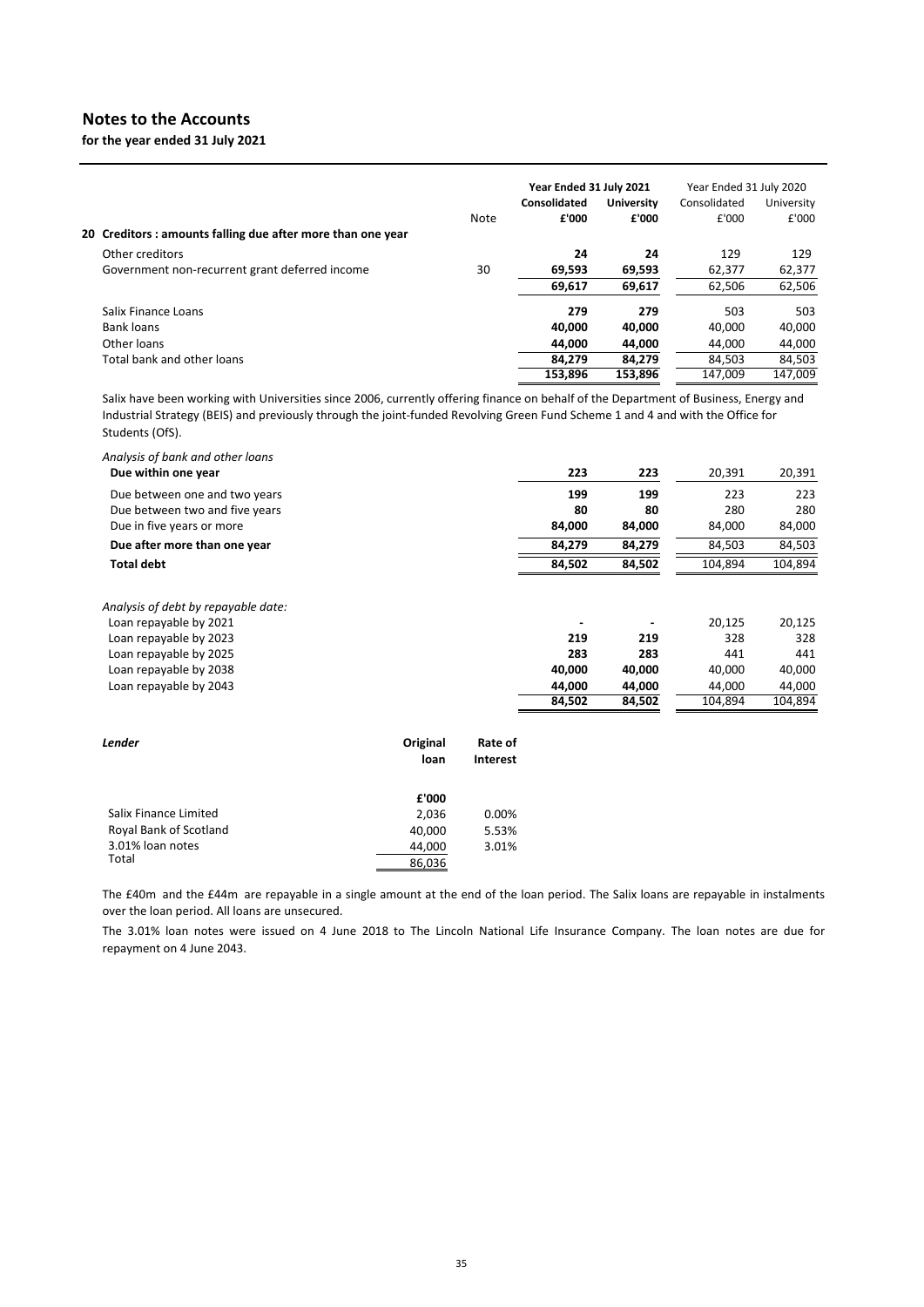## Notes to the Accounts

**for the year ended 31 July 2021**

| | Note | Year Ended 31 July 2021 Consolidated £'000 | Year Ended 31 July 2021 University £'000 | Year Ended 31 July 2020 Consolidated £'000 | Year Ended 31 July 2020 University £'000 |
|---|---|---|---|---|---|
| **20 Creditors : amounts falling due after more than one year** | | | | | |
| Other creditors | | **24** | **24** | 129 | 129 |
| Government non-recurrent grant deferred income | 30 | **69,593** | **69,593** | 62,377 | 62,377 |
| | | **69,617** | **69,617** | 62,506 | 62,506 |
| Salix Finance Loans | | **279** | **279** | 503 | 503 |
| Bank loans | | **40,000** | **40,000** | 40,000 | 40,000 |
| Other loans | | **44,000** | **44,000** | 44,000 | 44,000 |
| Total bank and other loans | | **84,279** | **84,279** | 84,503 | 84,503 |
| | | **153,896** | **153,896** | 147,009 | 147,009 |

Salix have been working with Universities since 2006, currently offering finance on behalf of the Department of Business, Energy and Industrial Strategy (BEIS) and previously through the joint-funded Revolving Green Fund Scheme 1 and 4 and with the Office for Students (OfS).

| *Analysis of bank and other loans* | | | | |
|---|---|---|---|---|
| **Due within one year** | **223** | **223** | 20,391 | 20,391 |
| Due between one and two years | **199** | **199** | 223 | 223 |
| Due between two and five years | **80** | **80** | 280 | 280 |
| Due in five years or more | **84,000** | **84,000** | 84,000 | 84,000 |
| **Due after more than one year** | **84,279** | **84,279** | 84,503 | 84,503 |
| **Total debt** | **84,502** | **84,502** | 104,894 | 104,894 |

| *Analysis of debt by repayable date:* | | | | |
|---|---|---|---|---|
| Loan repayable by 2021 | **-** | **-** | 20,125 | 20,125 |
| Loan repayable by 2023 | **219** | **219** | 328 | 328 |
| Loan repayable by 2025 | **283** | **283** | 441 | 441 |
| Loan repayable by 2038 | **40,000** | **40,000** | 40,000 | 40,000 |
| Loan repayable by 2043 | **44,000** | **44,000** | 44,000 | 44,000 |
| | **84,502** | **84,502** | 104,894 | 104,894 |

| *Lender* | Original loan | Rate of Interest |
|---|---|---|
| | £'000 | |
| Salix Finance Limited | 2,036 | 0.00% |
| Royal Bank of Scotland | 40,000 | 5.53% |
| 3.01% loan notes | 44,000 | 3.01% |
| Total | 86,036 | |

The £40m and the £44m are repayable in a single amount at the end of the loan period. The Salix loans are repayable in instalments over the loan period. All loans are unsecured.

The 3.01% loan notes were issued on 4 June 2018 to The Lincoln National Life Insurance Company. The loan notes are due for repayment on 4 June 2043.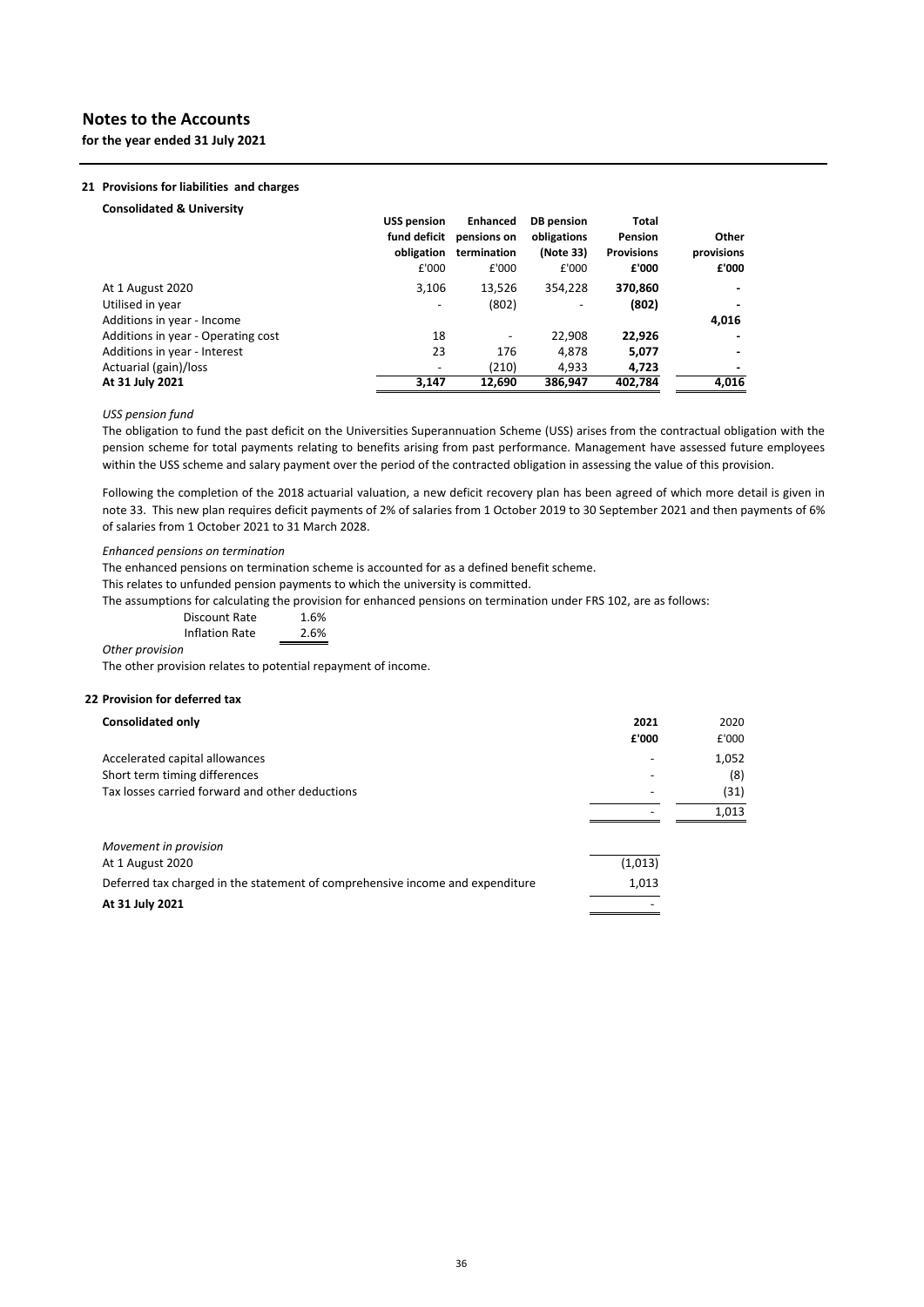# Notes to the Accounts

**for the year ended 31 July 2021**

## 21 Provisions for liabilities and charges

**Consolidated & University**

| | USS pension fund deficit obligation £'000 | Enhanced pensions on termination £'000 | DB pension obligations (Note 33) £'000 | Total Pension Provisions £'000 | Other provisions £'000 |
|---|---|---|---|---|---|
| At 1 August 2020 | 3,106 | 13,526 | 354,228 | **370,860** | - |
| Utilised in year | - | (802) | - | **(802)** | - |
| Additions in year - Income | | | | | **4,016** |
| Additions in year - Operating cost | 18 | - | 22,908 | **22,926** | - |
| Additions in year - Interest | 23 | 176 | 4,878 | **5,077** | - |
| Actuarial (gain)/loss | - | (210) | 4,933 | **4,723** | - |
| **At 31 July 2021** | **3,147** | **12,690** | **386,947** | **402,784** | **4,016** |

*USS pension fund*

The obligation to fund the past deficit on the Universities Superannuation Scheme (USS) arises from the contractual obligation with the pension scheme for total payments relating to benefits arising from past performance. Management have assessed future employees within the USS scheme and salary payment over the period of the contracted obligation in assessing the value of this provision.

Following the completion of the 2018 actuarial valuation, a new deficit recovery plan has been agreed of which more detail is given in note 33. This new plan requires deficit payments of 2% of salaries from 1 October 2019 to 30 September 2021 and then payments of 6% of salaries from 1 October 2021 to 31 March 2028.

*Enhanced pensions on termination*

The enhanced pensions on termination scheme is accounted for as a defined benefit scheme.

This relates to unfunded pension payments to which the university is committed.

The assumptions for calculating the provision for enhanced pensions on termination under FRS 102, are as follows:

| | |
|---|---|
| Discount Rate | 1.6% |
| Inflation Rate | 2.6% |

*Other provision*

The other provision relates to potential repayment of income.

## 22 Provision for deferred tax

| Consolidated only | 2021 £'000 | 2020 £'000 |
|---|---|---|
| Accelerated capital allowances | - | 1,052 |
| Short term timing differences | - | (8) |
| Tax losses carried forward and other deductions | - | (31) |
| | - | 1,013 |

| *Movement in provision* | |
|---|---|
| At 1 August 2020 | (1,013) |
| Deferred tax charged in the statement of comprehensive income and expenditure | 1,013 |
| **At 31 July 2021** | - |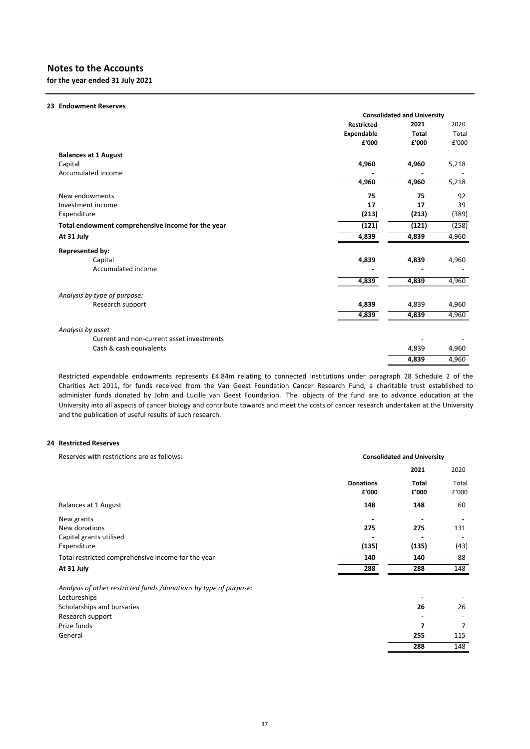# Notes to the Accounts

**for the year ended 31 July 2021**

#### 23 Endowment Reserves

| | Consolidated and University | | |
|---|---|---|---|
| | **Restricted Expendable £'000** | **2021 Total £'000** | 2020 Total £'000 |
| **Balances at 1 August** | | | |
| Capital | **4,960** | **4,960** | 5,218 |
| Accumulated income | **-** | **-** | - |
| | **4,960** | **4,960** | 5,218 |
| New endowments | **75** | **75** | 92 |
| Investment income | **17** | **17** | 39 |
| Expenditure | **(213)** | **(213)** | (389) |
| **Total endowment comprehensive income for the year** | **(121)** | **(121)** | (258) |
| **At 31 July** | **4,839** | **4,839** | 4,960 |
| **Represented by:** | | | |
| Capital | **4,839** | **4,839** | 4,960 |
| Accumulated income | **-** | **-** | - |
| | **4,839** | **4,839** | 4,960 |
| *Analysis by type of purpose:* | | | |
| Research support | **4,839** | 4,839 | 4,960 |
| | **4,839** | **4,839** | 4,960 |
| *Analysis by asset* | | | |
| Current and non-current asset investments | | - | - |
| Cash & cash equivalents | | 4,839 | 4,960 |
| | | **4,839** | 4,960 |

Restricted expendable endowments represents £4.84m relating to connected institutions under paragraph 28 Schedule 2 of the Charities Act 2011, for funds received from the Van Geest Foundation Cancer Research Fund, a charitable trust established to administer funds donated by John and Lucille van Geest Foundation. The objects of the fund are to advance education at the University into all aspects of cancer biology and contribute towards and meet the costs of cancer research undertaken at the University and the publication of useful results of such research.

#### 24 Restricted Reserves

Reserves with restrictions are as follows:

| | Consolidated and University | | |
|---|---|---|---|
| | **Donations £'000** | **2021 Total £'000** | 2020 Total £'000 |
| Balances at 1 August | **148** | **148** | 60 |
| New grants | **-** | **-** | - |
| New donations | **275** | **275** | 131 |
| Capital grants utilised | **-** | **-** | - |
| Expenditure | **(135)** | **(135)** | (43) |
| Total restricted comprehensive income for the year | **140** | **140** | 88 |
| **At 31 July** | **288** | **288** | 148 |
| *Analysis of other restricted funds /donations by type of purpose:* | | | |
| Lectureships | | **-** | - |
| Scholarships and bursaries | | **26** | 26 |
| Research support | | **-** | - |
| Prize funds | | **7** | 7 |
| General | | **255** | 115 |
| | | **288** | 148 |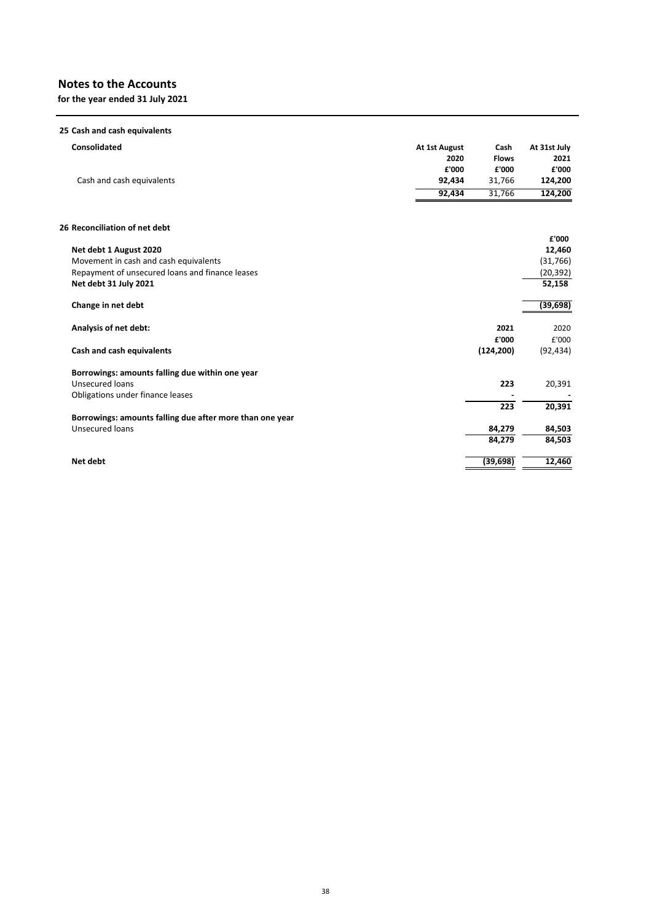# Notes to the Accounts

**for the year ended 31 July 2021**

## 25 Cash and cash equivalents

| **Consolidated** | **At 1st August 2020** | **Cash Flows** | **At 31st July 2021** |
|---|---|---|---|
| | **£'000** | **£'000** | **£'000** |
| Cash and cash equivalents | **92,434** | 31,766 | **124,200** |
| | **92,434** | 31,766 | **124,200** |

## 26 Reconciliation of net debt

| | £'000 |
|---|---|
| **Net debt 1 August 2020** | **12,460** |
| Movement in cash and cash equivalents | (31,766) |
| Repayment of unsecured loans and finance leases | (20,392) |
| **Net debt 31 July 2021** | **52,158** |
| | |
| **Change in net debt** | **(39,698)** |

| **Analysis of net debt:** | **2021** | 2020 |
|---|---|---|
| | **£'000** | £'000 |
| **Cash and cash equivalents** | **(124,200)** | (92,434) |
| | | |
| **Borrowings: amounts falling due within one year** | | |
| Unsecured loans | **223** | 20,391 |
| Obligations under finance leases | **-** | - |
| | **223** | **20,391** |
| **Borrowings: amounts falling due after more than one year** | | |
| Unsecured loans | **84,279** | **84,503** |
| | **84,279** | **84,503** |
| | | |
| **Net debt** | **(39,698)** | **12,460** |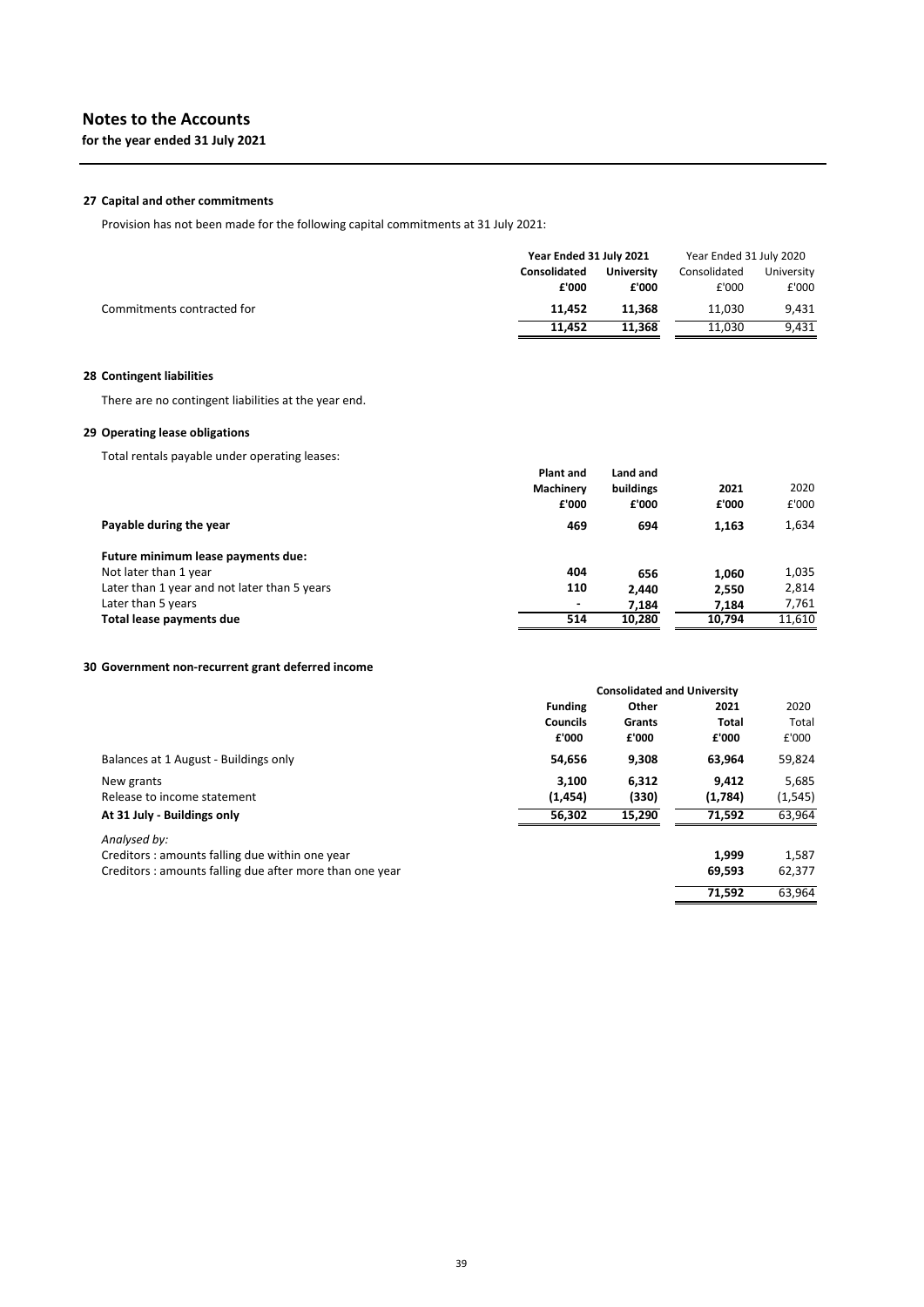# Notes to the Accounts

**for the year ended 31 July 2021**

### 27 Capital and other commitments

Provision has not been made for the following capital commitments at 31 July 2021:

| | Year Ended 31 July 2021 | | Year Ended 31 July 2020 | |
|---|---|---|---|---|
| | **Consolidated** | **University** | Consolidated | University |
| | **£'000** | **£'000** | £'000 | £'000 |
| Commitments contracted for | **11,452** | **11,368** | 11,030 | 9,431 |
| | **11,452** | **11,368** | 11,030 | 9,431 |

### 28 Contingent liabilities

There are no contingent liabilities at the year end.

### 29 Operating lease obligations

Total rentals payable under operating leases:

| | Plant and Machinery | Land and buildings | 2021 | 2020 |
|---|---|---|---|---|
| | **£'000** | **£'000** | **£'000** | £'000 |
| **Payable during the year** | **469** | **694** | **1,163** | 1,634 |
| **Future minimum lease payments due:** | | | | |
| Not later than 1 year | **404** | **656** | **1,060** | 1,035 |
| Later than 1 year and not later than 5 years | **110** | **2,440** | **2,550** | 2,814 |
| Later than 5 years | **-** | **7,184** | **7,184** | 7,761 |
| **Total lease payments due** | **514** | **10,280** | **10,794** | 11,610 |

### 30 Government non-recurrent grant deferred income

| | Consolidated and University | | | |
|---|---|---|---|---|
| | **Funding Councils** | **Other Grants** | **2021 Total** | 2020 Total |
| | **£'000** | **£'000** | **£'000** | £'000 |
| Balances at 1 August - Buildings only | **54,656** | **9,308** | **63,964** | 59,824 |
| New grants | **3,100** | **6,312** | **9,412** | 5,685 |
| Release to income statement | **(1,454)** | **(330)** | **(1,784)** | (1,545) |
| **At 31 July - Buildings only** | **56,302** | **15,290** | **71,592** | 63,964 |
| *Analysed by:* | | | | |
| Creditors : amounts falling due within one year | | | **1,999** | 1,587 |
| Creditors : amounts falling due after more than one year | | | **69,593** | 62,377 |
| | | | **71,592** | 63,964 |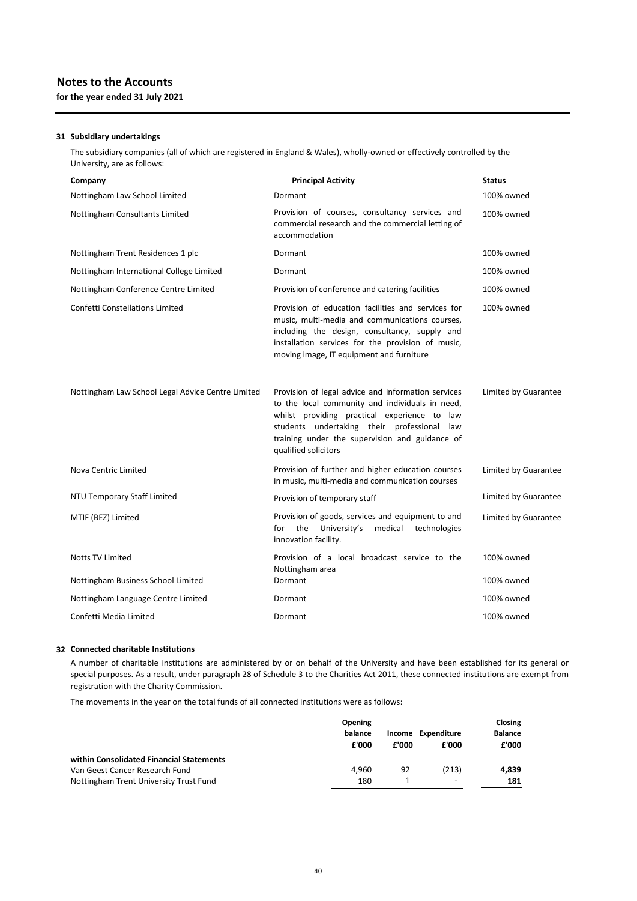# Notes to the Accounts

**for the year ended 31 July 2021**

## 31 Subsidiary undertakings

The subsidiary companies (all of which are registered in England & Wales), wholly-owned or effectively controlled by the University, are as follows:

| Company | Principal Activity | Status |
|---|---|---|
| Nottingham Law School Limited | Dormant | 100% owned |
| Nottingham Consultants Limited | Provision of courses, consultancy services and commercial research and the commercial letting of accommodation | 100% owned |
| Nottingham Trent Residences 1 plc | Dormant | 100% owned |
| Nottingham International College Limited | Dormant | 100% owned |
| Nottingham Conference Centre Limited | Provision of conference and catering facilities | 100% owned |
| Confetti Constellations Limited | Provision of education facilities and services for music, multi-media and communications courses, including the design, consultancy, supply and installation services for the provision of music, moving image, IT equipment and furniture | 100% owned |
| Nottingham Law School Legal Advice Centre Limited | Provision of legal advice and information services to the local community and individuals in need, whilst providing practical experience to law students undertaking their professional law training under the supervision and guidance of qualified solicitors | Limited by Guarantee |
| Nova Centric Limited | Provision of further and higher education courses in music, multi-media and communication courses | Limited by Guarantee |
| NTU Temporary Staff Limited | Provision of temporary staff | Limited by Guarantee |
| MTIF (BEZ) Limited | Provision of goods, services and equipment to and for the University's medical technologies innovation facility. | Limited by Guarantee |
| Notts TV Limited | Provision of a local broadcast service to the Nottingham area | 100% owned |
| Nottingham Business School Limited | Dormant | 100% owned |
| Nottingham Language Centre Limited | Dormant | 100% owned |
| Confetti Media Limited | Dormant | 100% owned |

## 32 Connected charitable Institutions

A number of charitable institutions are administered by or on behalf of the University and have been established for its general or special purposes. As a result, under paragraph 28 of Schedule 3 to the Charities Act 2011, these connected institutions are exempt from registration with the Charity Commission.

The movements in the year on the total funds of all connected institutions were as follows:

| | Opening balance £'000 | Income £'000 | Expenditure £'000 | Closing Balance £'000 |
|---|---|---|---|---|
| **within Consolidated Financial Statements** | | | | |
| Van Geest Cancer Research Fund | 4,960 | 92 | (213) | **4,839** |
| Nottingham Trent University Trust Fund | 180 | 1 | - | **181** |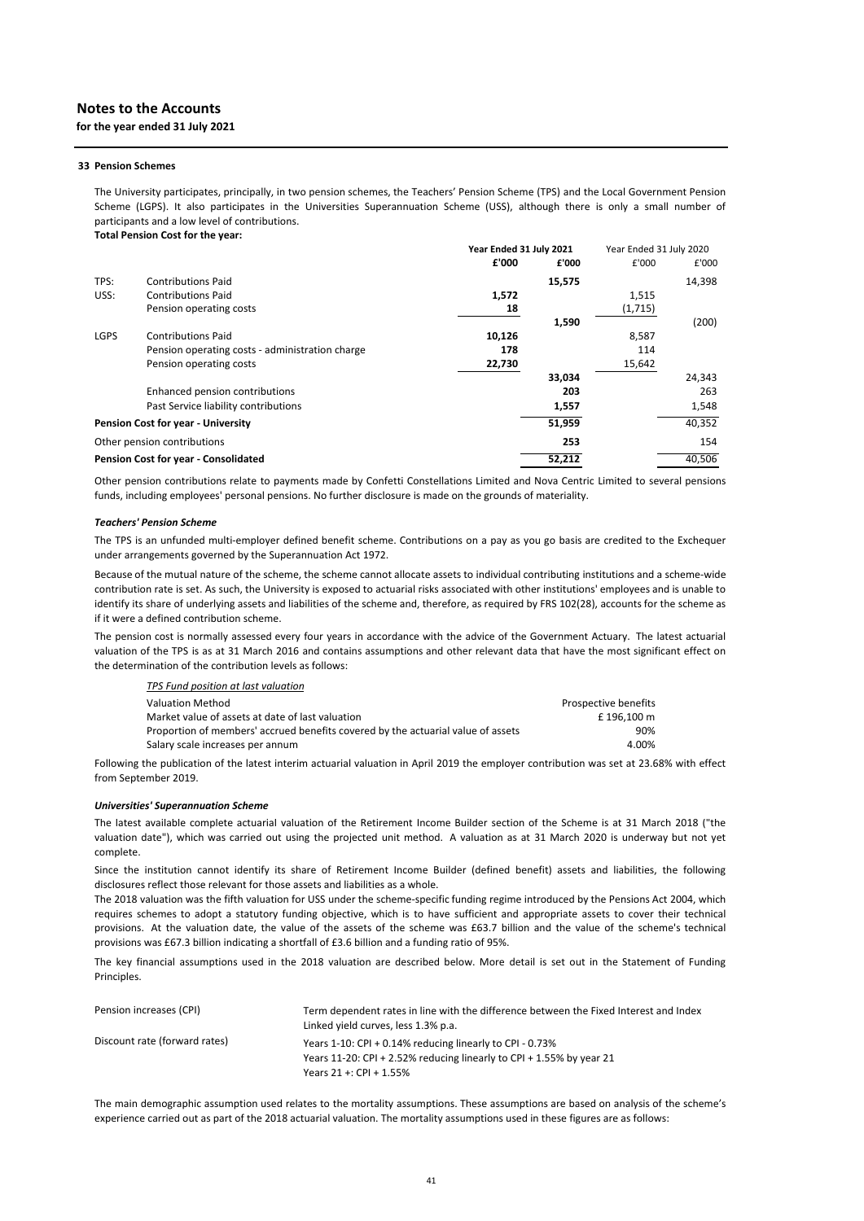# Notes to the Accounts

**for the year ended 31 July 2021**

## 33 Pension Schemes

The University participates, principally, in two pension schemes, the Teachers' Pension Scheme (TPS) and the Local Government Pension Scheme (LGPS). It also participates in the Universities Superannuation Scheme (USS), although there is only a small number of participants and a low level of contributions.

**Total Pension Cost for the year:**

| | | Year Ended 31 July 2021 | | Year Ended 31 July 2020 | |
|---|---|---|---|---|---|
| | | **£'000** | **£'000** | £'000 | £'000 |
| TPS: | Contributions Paid | | **15,575** | | 14,398 |
| USS: | Contributions Paid | **1,572** | | 1,515 | |
| | Pension operating costs | **18** | | (1,715) | |
| | | | **1,590** | | (200) |
| LGPS | Contributions Paid | **10,126** | | 8,587 | |
| | Pension operating costs - administration charge | **178** | | 114 | |
| | Pension operating costs | **22,730** | | 15,642 | |
| | | | **33,034** | | 24,343 |
| | Enhanced pension contributions | | **203** | | 263 |
| | Past Service liability contributions | | **1,557** | | 1,548 |
| **Pension Cost for year - University** | | | **51,959** | | 40,352 |
| Other pension contributions | | | **253** | | 154 |
| **Pension Cost for year - Consolidated** | | | **52,212** | | 40,506 |

Other pension contributions relate to payments made by Confetti Constellations Limited and Nova Centric Limited to several pensions funds, including employees' personal pensions. No further disclosure is made on the grounds of materiality.

### *Teachers' Pension Scheme*

The TPS is an unfunded multi-employer defined benefit scheme. Contributions on a pay as you go basis are credited to the Exchequer under arrangements governed by the Superannuation Act 1972.

Because of the mutual nature of the scheme, the scheme cannot allocate assets to individual contributing institutions and a scheme-wide contribution rate is set. As such, the University is exposed to actuarial risks associated with other institutions' employees and is unable to identify its share of underlying assets and liabilities of the scheme and, therefore, as required by FRS 102(28), accounts for the scheme as if it were a defined contribution scheme.

The pension cost is normally assessed every four years in accordance with the advice of the Government Actuary. The latest actuarial valuation of the TPS is as at 31 March 2016 and contains assumptions and other relevant data that have the most significant effect on the determination of the contribution levels as follows:

| *TPS Fund position at last valuation* | |
|---|---|
| Valuation Method | Prospective benefits |
| Market value of assets at date of last valuation | £ 196,100 m |
| Proportion of members' accrued benefits covered by the actuarial value of assets | 90% |
| Salary scale increases per annum | 4.00% |

Following the publication of the latest interim actuarial valuation in April 2019 the employer contribution was set at 23.68% with effect from September 2019.

### *Universities' Superannuation Scheme*

The latest available complete actuarial valuation of the Retirement Income Builder section of the Scheme is at 31 March 2018 ("the valuation date"), which was carried out using the projected unit method. A valuation as at 31 March 2020 is underway but not yet complete.

Since the institution cannot identify its share of Retirement Income Builder (defined benefit) assets and liabilities, the following disclosures reflect those relevant for those assets and liabilities as a whole.

The 2018 valuation was the fifth valuation for USS under the scheme-specific funding regime introduced by the Pensions Act 2004, which requires schemes to adopt a statutory funding objective, which is to have sufficient and appropriate assets to cover their technical provisions. At the valuation date, the value of the assets of the scheme was £63.7 billion and the value of the scheme's technical provisions was £67.3 billion indicating a shortfall of £3.6 billion and a funding ratio of 95%.

The key financial assumptions used in the 2018 valuation are described below. More detail is set out in the Statement of Funding Principles.

| | |
|---|---|
| Pension increases (CPI) | Term dependent rates in line with the difference between the Fixed Interest and Index Linked yield curves, less 1.3% p.a. |
| Discount rate (forward rates) | Years 1-10: CPI + 0.14% reducing linearly to CPI - 0.73%<br>Years 11-20: CPI + 2.52% reducing linearly to CPI + 1.55% by year 21<br>Years 21 +: CPI + 1.55% |

The main demographic assumption used relates to the mortality assumptions. These assumptions are based on analysis of the scheme's experience carried out as part of the 2018 actuarial valuation. The mortality assumptions used in these figures are as follows: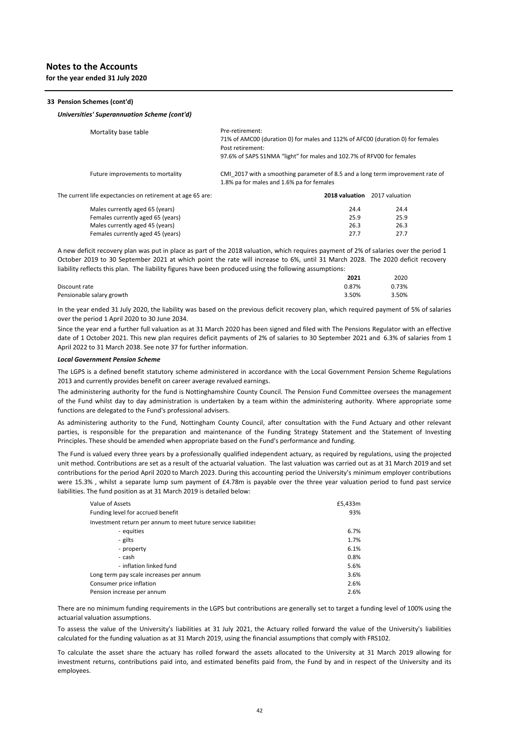# Notes to the Accounts

**for the year ended 31 July 2020**

**33 Pension Schemes (cont'd)**

***Universities' Superannuation Scheme (cont'd)***

| | |
|---|---|
| Mortality base table | Pre-retirement: 71% of AMC00 (duration 0) for males and 112% of AFC00 (duration 0) for females Post retirement: 97.6% of SAPS S1NMA "light" for males and 102.7% of RFV00 for females |
| Future improvements to mortality | CMI_2017 with a smoothing parameter of 8.5 and a long term improvement rate of 1.8% pa for males and 1.6% pa for females |

| The current life expectancies on retirement at age 65 are: | **2018 valuation** | 2017 valuation |
|---|---|---|
| Males currently aged 65 (years) | 24.4 | 24.4 |
| Females currently aged 65 (years) | 25.9 | 25.9 |
| Males currently aged 45 (years) | 26.3 | 26.3 |
| Females currently aged 45 (years) | 27.7 | 27.7 |

A new deficit recovery plan was put in place as part of the 2018 valuation, which requires payment of 2% of salaries over the period 1 October 2019 to 30 September 2021 at which point the rate will increase to 6%, until 31 March 2028. The 2020 deficit recovery liability reflects this plan. The liability figures have been produced using the following assumptions:

| | **2021** | 2020 |
|---|---|---|
| Discount rate | 0.87% | 0.73% |
| Pensionable salary growth | 3.50% | 3.50% |

In the year ended 31 July 2020, the liability was based on the previous deficit recovery plan, which required payment of 5% of salaries over the period 1 April 2020 to 30 June 2034.

Since the year end a further full valuation as at 31 March 2020 has been signed and filed with The Pensions Regulator with an effective date of 1 October 2021. This new plan requires deficit payments of 2% of salaries to 30 September 2021 and 6.3% of salaries from 1 April 2022 to 31 March 2038. See note 37 for further information.

***Local Government Pension Scheme***

The LGPS is a defined benefit statutory scheme administered in accordance with the Local Government Pension Scheme Regulations 2013 and currently provides benefit on career average revalued earnings.

The administering authority for the fund is Nottinghamshire County Council. The Pension Fund Committee oversees the management of the Fund whilst day to day administration is undertaken by a team within the administering authority. Where appropriate some functions are delegated to the Fund's professional advisers.

As administering authority to the Fund, Nottingham County Council, after consultation with the Fund Actuary and other relevant parties, is responsible for the preparation and maintenance of the Funding Strategy Statement and the Statement of Investing Principles. These should be amended when appropriate based on the Fund's performance and funding.

The Fund is valued every three years by a professionally qualified independent actuary, as required by regulations, using the projected unit method. Contributions are set as a result of the actuarial valuation. The last valuation was carried out as at 31 March 2019 and set contributions for the period April 2020 to March 2023. During this accounting period the University's minimum employer contributions were 15.3% , whilst a separate lump sum payment of £4.78m is payable over the three year valuation period to fund past service liabilities. The fund position as at 31 March 2019 is detailed below:

| | |
|---|---|
| Value of Assets | £5,433m |
| Funding level for accrued benefit | 93% |
| Investment return per annum to meet future service liabilities | |
| - equities | 6.7% |
| - gilts | 1.7% |
| - property | 6.1% |
| - cash | 0.8% |
| - inflation linked fund | 5.6% |
| Long term pay scale increases per annum | 3.6% |
| Consumer price inflation | 2.6% |
| Pension increase per annum | 2.6% |

There are no minimum funding requirements in the LGPS but contributions are generally set to target a funding level of 100% using the actuarial valuation assumptions.

To assess the value of the University's liabilities at 31 July 2021, the Actuary rolled forward the value of the University's liabilities calculated for the funding valuation as at 31 March 2019, using the financial assumptions that comply with FRS102.

To calculate the asset share the actuary has rolled forward the assets allocated to the University at 31 March 2019 allowing for investment returns, contributions paid into, and estimated benefits paid from, the Fund by and in respect of the University and its employees.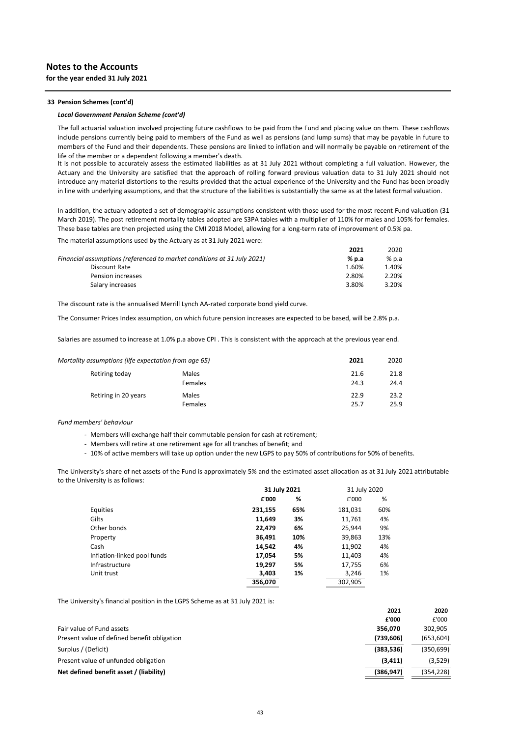# Notes to the Accounts

**for the year ended 31 July 2021**

### 33 Pension Schemes (cont'd)

***Local Government Pension Scheme (cont'd)***

The full actuarial valuation involved projecting future cashflows to be paid from the Fund and placing value on them. These cashflows include pensions currently being paid to members of the Fund as well as pensions (and lump sums) that may be payable in future to members of the Fund and their dependents. These pensions are linked to inflation and will normally be payable on retirement of the life of the member or a dependent following a member's death.

It is not possible to accurately assess the estimated liabilities as at 31 July 2021 without completing a full valuation. However, the Actuary and the University are satisfied that the approach of rolling forward previous valuation data to 31 July 2021 should not introduce any material distortions to the results provided that the actual experience of the University and the Fund has been broadly in line with underlying assumptions, and that the structure of the liabilities is substantially the same as at the latest formal valuation.

In addition, the actuary adopted a set of demographic assumptions consistent with those used for the most recent Fund valuation (31 March 2019). The post retirement mortality tables adopted are S3PA tables with a multiplier of 110% for males and 105% for females. These base tables are then projected using the CMI 2018 Model, allowing for a long-term rate of improvement of 0.5% pa.

The material assumptions used by the Actuary as at 31 July 2021 were:

| | **2021** | 2020 |
|---|---|---|
| *Financial assumptions (referenced to market conditions at 31 July 2021)* | **% p.a** | % p.a |
| Discount Rate | 1.60% | 1.40% |
| Pension increases | 2.80% | 2.20% |
| Salary increases | 3.80% | 3.20% |

The discount rate is the annualised Merrill Lynch AA-rated corporate bond yield curve.

The Consumer Prices Index assumption, on which future pension increases are expected to be based, will be 2.8% p.a.

Salaries are assumed to increase at 1.0% p.a above CPI . This is consistent with the approach at the previous year end.

| *Mortality assumptions (life expectation from age 65)* | | **2021** | 2020 |
|---|---|---|---|
| Retiring today | Males | 21.6 | 21.8 |
| | Females | 24.3 | 24.4 |
| Retiring in 20 years | Males | 22.9 | 23.2 |
| | Females | 25.7 | 25.9 |

*Fund members' behaviour*

- Members will exchange half their commutable pension for cash at retirement;
- Members will retire at one retirement age for all tranches of benefit; and
- 10% of active members will take up option under the new LGPS to pay 50% of contributions for 50% of benefits.

The University's share of net assets of the Fund is approximately 5% and the estimated asset allocation as at 31 July 2021 attributable to the University is as follows:

| | **31 July 2021** | | 31 July 2020 | |
|---|---|---|---|---|
| | **£'000** | **%** | £'000 | % |
| Equities | **231,155** | **65%** | 181,031 | 60% |
| Gilts | **11,649** | **3%** | 11,761 | 4% |
| Other bonds | **22,479** | **6%** | 25,944 | 9% |
| Property | **36,491** | **10%** | 39,863 | 13% |
| Cash | **14,542** | **4%** | 11,902 | 4% |
| Inflation-linked pool funds | **17,054** | **5%** | 11,403 | 4% |
| Infrastructure | **19,297** | **5%** | 17,755 | 6% |
| Unit trust | **3,403** | **1%** | 3,246 | 1% |
| | **356,070** | | 302,905 | |

The University's financial position in the LGPS Scheme as at 31 July 2021 is:

| | **2021** | **2020** |
|---|---|---|
| | **£'000** | £'000 |
| Fair value of Fund assets | **356,070** | 302,905 |
| Present value of defined benefit obligation | **(739,606)** | (653,604) |
| Surplus / (Deficit) | **(383,536)** | (350,699) |
| Present value of unfunded obligation | **(3,411)** | (3,529) |
| **Net defined benefit asset / (liability)** | **(386,947)** | (354,228) |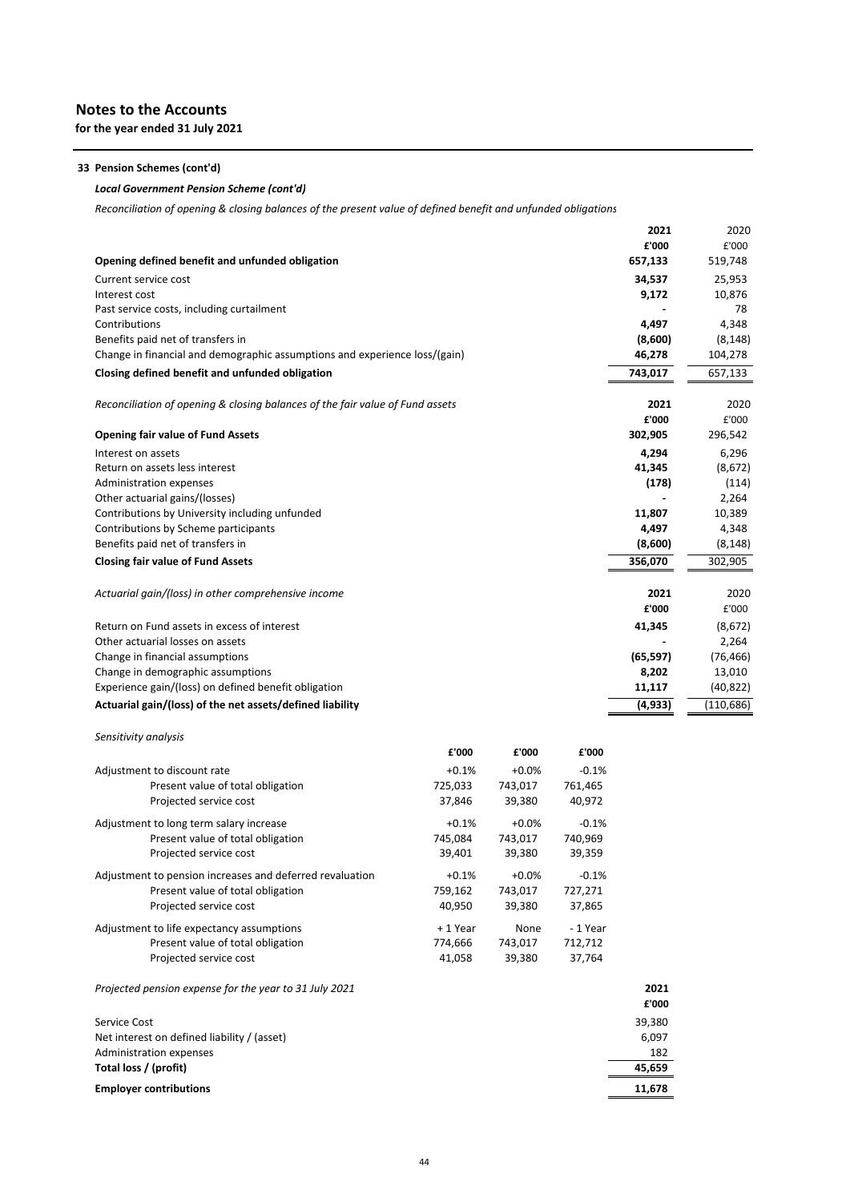## Notes to the Accounts

**for the year ended 31 July 2021**

**33 Pension Schemes (cont'd)**

***Local Government Pension Scheme (cont'd)***

*Reconciliation of opening & closing balances of the present value of defined benefit and unfunded obligations*

| | 2021 | 2020 |
|---|---|---|
| | £'000 | £'000 |
| **Opening defined benefit and unfunded obligation** | **657,133** | 519,748 |
| Current service cost | **34,537** | 25,953 |
| Interest cost | **9,172** | 10,876 |
| Past service costs, including curtailment | **-** | 78 |
| Contributions | **4,497** | 4,348 |
| Benefits paid net of transfers in | **(8,600)** | (8,148) |
| Change in financial and demographic assumptions and experience loss/(gain) | **46,278** | 104,278 |
| **Closing defined benefit and unfunded obligation** | **743,017** | 657,133 |

| *Reconciliation of opening & closing balances of the fair value of Fund assets* | 2021 | 2020 |
|---|---|---|
| | £'000 | £'000 |
| **Opening fair value of Fund Assets** | **302,905** | 296,542 |
| Interest on assets | **4,294** | 6,296 |
| Return on assets less interest | **41,345** | (8,672) |
| Administration expenses | **(178)** | (114) |
| Other actuarial gains/(losses) | **-** | 2,264 |
| Contributions by University including unfunded | **11,807** | 10,389 |
| Contributions by Scheme participants | **4,497** | 4,348 |
| Benefits paid net of transfers in | **(8,600)** | (8,148) |
| **Closing fair value of Fund Assets** | **356,070** | 302,905 |

| *Actuarial gain/(loss) in other comprehensive income* | 2021 | 2020 |
|---|---|---|
| | £'000 | £'000 |
| Return on Fund assets in excess of interest | **41,345** | (8,672) |
| Other actuarial losses on assets | **-** | 2,264 |
| Change in financial assumptions | **(65,597)** | (76,466) |
| Change in demographic assumptions | **8,202** | 13,010 |
| Experience gain/(loss) on defined benefit obligation | **11,117** | (40,822) |
| **Actuarial gain/(loss) of the net assets/defined liability** | **(4,933)** | (110,686) |

*Sensitivity analysis*

| | £'000 | £'000 | £'000 |
|---|---|---|---|
| Adjustment to discount rate | +0.1% | +0.0% | -0.1% |
| Present value of total obligation | 725,033 | 743,017 | 761,465 |
| Projected service cost | 37,846 | 39,380 | 40,972 |
| Adjustment to long term salary increase | +0.1% | +0.0% | -0.1% |
| Present value of total obligation | 745,084 | 743,017 | 740,969 |
| Projected service cost | 39,401 | 39,380 | 39,359 |
| Adjustment to pension increases and deferred revaluation | +0.1% | +0.0% | -0.1% |
| Present value of total obligation | 759,162 | 743,017 | 727,271 |
| Projected service cost | 40,950 | 39,380 | 37,865 |
| Adjustment to life expectancy assumptions | + 1 Year | None | - 1 Year |
| Present value of total obligation | 774,666 | 743,017 | 712,712 |
| Projected service cost | 41,058 | 39,380 | 37,764 |

| *Projected pension expense for the year to 31 July 2021* | 2021 |
|---|---|
| | £'000 |
| Service Cost | 39,380 |
| Net interest on defined liability / (asset) | 6,097 |
| Administration expenses | 182 |
| **Total loss / (profit)** | **45,659** |
| **Employer contributions** | **11,678** |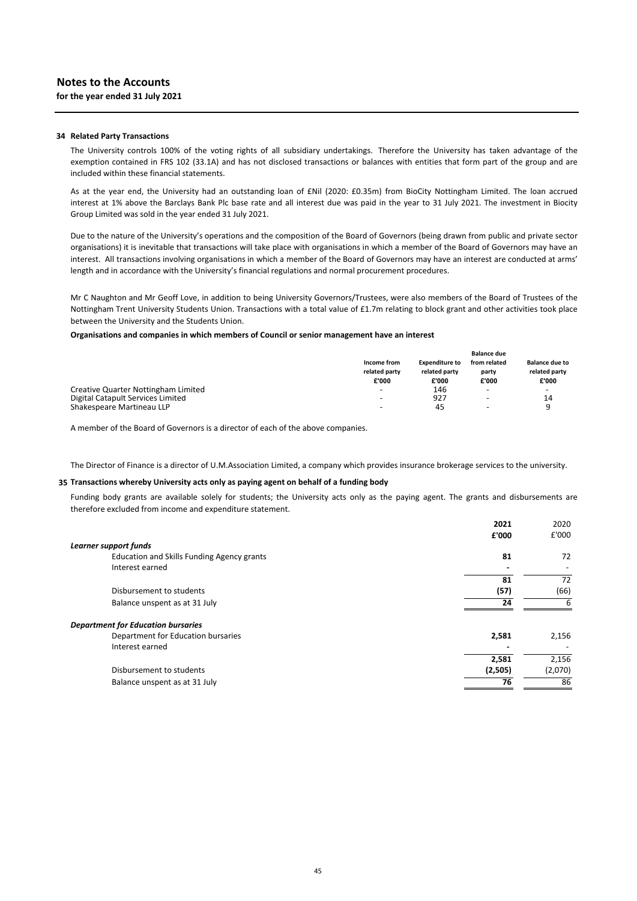# Notes to the Accounts

**for the year ended 31 July 2021**

### 34 Related Party Transactions

The University controls 100% of the voting rights of all subsidiary undertakings. Therefore the University has taken advantage of the exemption contained in FRS 102 (33.1A) and has not disclosed transactions or balances with entities that form part of the group and are included within these financial statements.

As at the year end, the University had an outstanding loan of £Nil (2020: £0.35m) from BioCity Nottingham Limited. The loan accrued interest at 1% above the Barclays Bank Plc base rate and all interest due was paid in the year to 31 July 2021. The investment in Biocity Group Limited was sold in the year ended 31 July 2021.

Due to the nature of the University's operations and the composition of the Board of Governors (being drawn from public and private sector organisations) it is inevitable that transactions will take place with organisations in which a member of the Board of Governors may have an interest. All transactions involving organisations in which a member of the Board of Governors may have an interest are conducted at arms' length and in accordance with the University's financial regulations and normal procurement procedures.

Mr C Naughton and Mr Geoff Love, in addition to being University Governors/Trustees, were also members of the Board of Trustees of the Nottingham Trent University Students Union. Transactions with a total value of £1.7m relating to block grant and other activities took place between the University and the Students Union.

**Organisations and companies in which members of Council or senior management have an interest**

| | Income from related party £'000 | Expenditure to related party £'000 | Balance due from related party £'000 | Balance due to related party £'000 |
|---|---|---|---|---|
| Creative Quarter Nottingham Limited | - | 146 | - | - |
| Digital Catapult Services Limited | - | 927 | - | 14 |
| Shakespeare Martineau LLP | - | 45 | - | 9 |

A member of the Board of Governors is a director of each of the above companies.

The Director of Finance is a director of U.M.Association Limited, a company which provides insurance brokerage services to the university.

### 35 Transactions whereby University acts only as paying agent on behalf of a funding body

Funding body grants are available solely for students; the University acts only as the paying agent. The grants and disbursements are therefore excluded from income and expenditure statement.

| | **2021 £'000** | 2020 £'000 |
|---|---|---|
| ***Learner support funds*** | | |
| Education and Skills Funding Agency grants | **81** | 72 |
| Interest earned | **-** | - |
| | **81** | 72 |
| Disbursement to students | **(57)** | (66) |
| Balance unspent as at 31 July | **24** | 6 |
| ***Department for Education bursaries*** | | |
| Department for Education bursaries | **2,581** | 2,156 |
| Interest earned | **-** | - |
| | **2,581** | 2,156 |
| Disbursement to students | **(2,505)** | (2,070) |
| Balance unspent as at 31 July | **76** | 86 |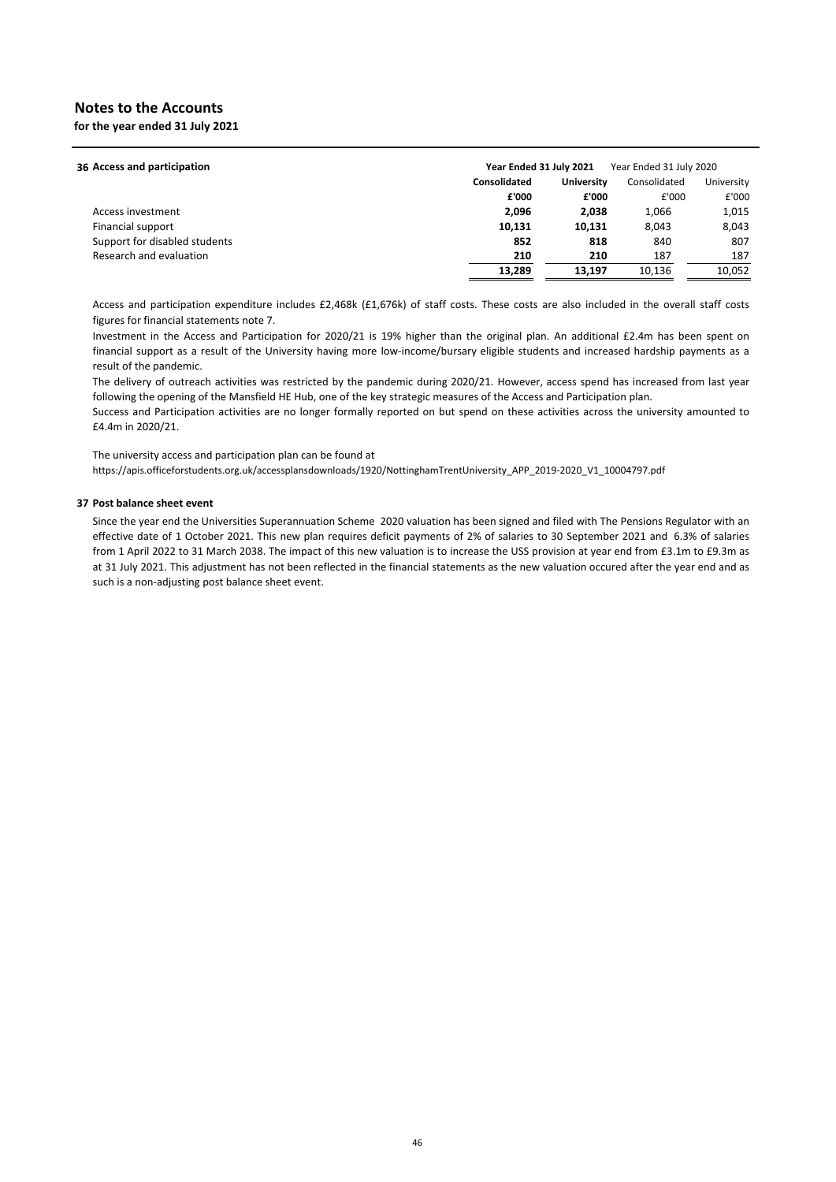# Notes to the Accounts

**for the year ended 31 July 2021**

## 36 Access and participation

| | **Year Ended 31 July 2021** | | Year Ended 31 July 2020 | |
|---|---|---|---|---|
| | **Consolidated** | **University** | Consolidated | University |
| | **£'000** | **£'000** | £'000 | £'000 |
| Access investment | **2,096** | **2,038** | 1,066 | 1,015 |
| Financial support | **10,131** | **10,131** | 8,043 | 8,043 |
| Support for disabled students | **852** | **818** | 840 | 807 |
| Research and evaluation | **210** | **210** | 187 | 187 |
| | **13,289** | **13,197** | 10,136 | 10,052 |

Access and participation expenditure includes £2,468k (£1,676k) of staff costs. These costs are also included in the overall staff costs figures for financial statements note 7.

Investment in the Access and Participation for 2020/21 is 19% higher than the original plan. An additional £2.4m has been spent on financial support as a result of the University having more low-income/bursary eligible students and increased hardship payments as a result of the pandemic.

The delivery of outreach activities was restricted by the pandemic during 2020/21. However, access spend has increased from last year following the opening of the Mansfield HE Hub, one of the key strategic measures of the Access and Participation plan.

Success and Participation activities are no longer formally reported on but spend on these activities across the university amounted to £4.4m in 2020/21.

The university access and participation plan can be found at
https://apis.officeforstudents.org.uk/accessplansdownloads/1920/NottinghamTrentUniversity_APP_2019-2020_V1_10004797.pdf

## 37 Post balance sheet event

Since the year end the Universities Superannuation Scheme 2020 valuation has been signed and filed with The Pensions Regulator with an effective date of 1 October 2021. This new plan requires deficit payments of 2% of salaries to 30 September 2021 and 6.3% of salaries from 1 April 2022 to 31 March 2038. The impact of this new valuation is to increase the USS provision at year end from £3.1m to £9.3m as at 31 July 2021. This adjustment has not been reflected in the financial statements as the new valuation occured after the year end and as such is a non-adjusting post balance sheet event.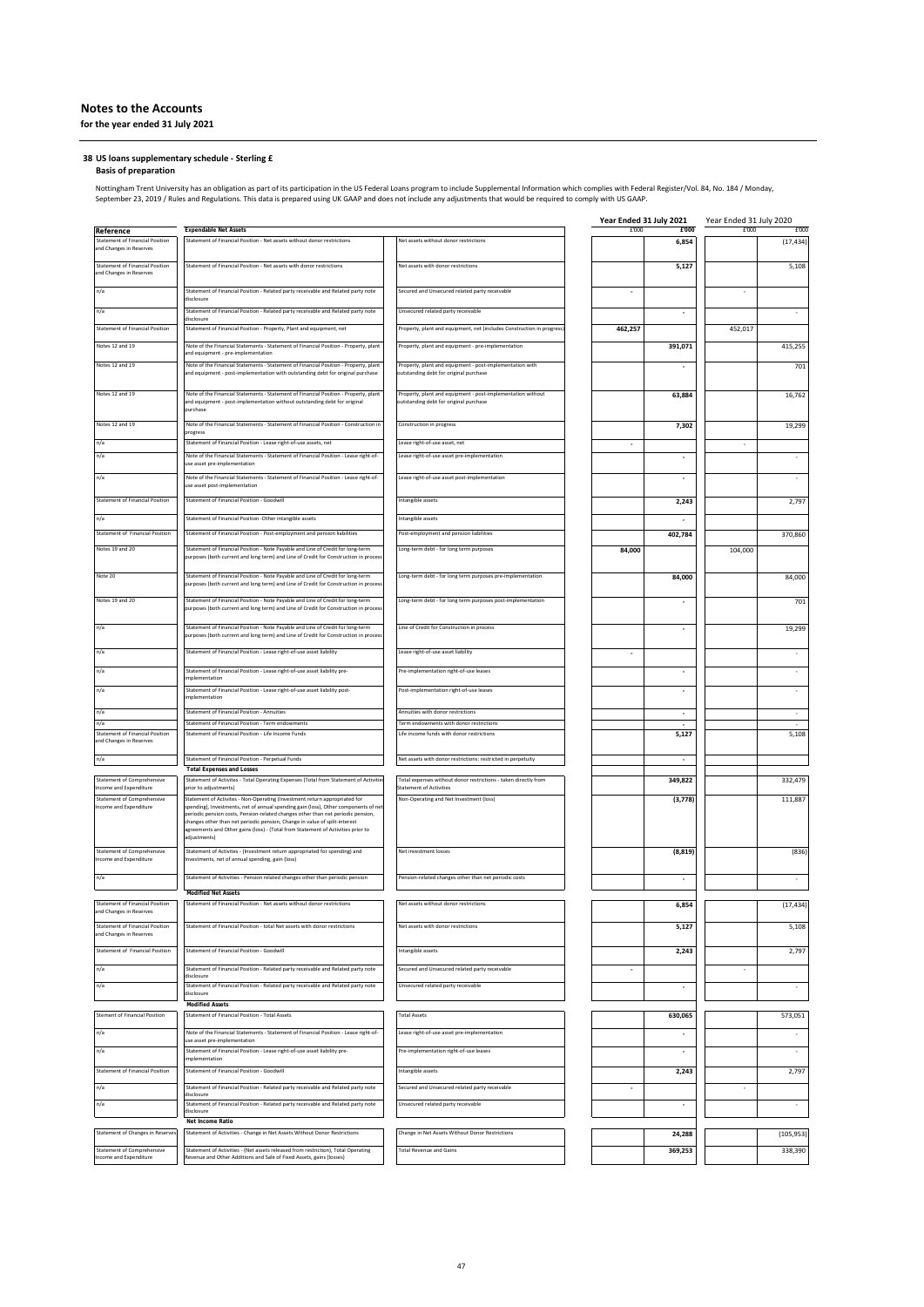# Notes to the Accounts

**for the year ended 31 July 2021**

## 38 US loans supplementary schedule - Sterling £

**Basis of preparation**

Nottingham Trent University has an obligation as part of its participation in the US Federal Loans program to include Supplemental Information which complies with Federal Register/Vol. 84, No. 184 / Monday, September 23, 2019 / Rules and Regulations. This data is prepared using UK GAAP and does not include any adjustments that would be required to comply with US GAAP.

| Reference | | | Year Ended 31 July 2021 £'000 | £'000 | Year Ended 31 July 2020 £'000 | £'000 |
|---|---|---|---|---|---|---|
| | **Expendable Net Assets** | | | | | |
| Statement of Financial Position and Changes in Reserves | Statement of Financial Position - Net assets without donor restrictions | Net assets without donor restrictions | | 6,854 | | (17,434) |
| Statement of Financial Position and Changes in Reserves | Statement of Financial Position - Net assets with donor restrictions | Net assets with donor restrictions | | 5,127 | | 5,108 |
| n/a | Statement of Financial Position - Related party receivable and Related party note disclosure | Secured and Unsecured related party receivable | - | | - | |
| n/a | Statement of Financial Position - Related party receivable and Related party note disclosure | Unsecured related party receivable | | - | | - |
| Statement of Financial Position | Statement of Financial Position - Property, Plant and equipment, net | Property, plant and equipment, net (includes Construction in progress) | 462,257 | | 452,017 | |
| Notes 12 and 19 | Note of the Financial Statements - Statement of Financial Position - Property, plant and equipment - pre-implementation | Property, plant and equipment - pre-implementation | | 391,071 | | 415,255 |
| Notes 12 and 19 | Note of the Financial Statements - Statement of Financial Position - Property, plant and equipment - post-implementation with outstanding debt for original purchase | Property, plant and equipment - post-implementation with outstanding debt for original purchase | | - | | 701 |
| Notes 12 and 19 | Note of the Financial Statements - Statement of Financial Position - Property, plant and equipment - post-implementation without outstanding debt for original purchase | Property, plant and equipment - post-implementation without outstanding debt for original purchase | | 63,884 | | 16,762 |
| Notes 12 and 19 | Note of the Financial Statements - Statement of Financial Position - Construction in progress | Construction in progress | | 7,302 | | 19,299 |
| n/a | Statement of Financial Position - Lease right-of-use assets, net | Lease right-of-use asset, net | - | | - | |
| n/a | Note of the Financial Statements - Statement of Financial Position - Lease right-of-use asset pre-implementation | Lease right-of-use asset pre-implementation | | - | | - |
| n/a | Note of the Financial Statements - Statement of Financial Position - Lease right-of-use asset post-implementation | Lease right-of-use asset post-implementation | | - | | - |
| Statement of Financial Position | Statement of Financial Position - Goodwill | Intangible assets | | 2,243 | | 2,797 |
| n/a | Statement of Financial Position -Other intangible assets | Intangible assets | | - | | |
| Statement of Financial Position | Statement of Financial Position - Post-employment and pension liabilities | Post-employment and pension liabilities | | 402,784 | | 370,860 |
| Notes 19 and 20 | Statement of Financial Position - Note Payable and Line of Credit for long-term purposes (both current and long term) and Line of Credit for Construction in process | Long-term debt - for long term purposes | 84,000 | | 104,000 | |
| Note 20 | Statement of Financial Position - Note Payable and Line of Credit for long-term purposes (both current and long term) and Line of Credit for Construction in process | Long-term debt - for long term purposes pre-implementation | | 84,000 | | 84,000 |
| Notes 19 and 20 | Statement of Financial Position - Note Payable and Line of Credit for long-term purposes (both current and long term) and Line of Credit for Construction in process | Long-term debt - for long term purposes post-implementation | | - | | 701 |
| n/a | Statement of Financial Position - Note Payable and Line of Credit for long-term purposes (both current and long term) and Line of Credit for Construction in process | Line of Credit for Construction in process | | - | | 19,299 |
| n/a | Statement of Financial Position - Lease right-of-use asset liability | Lease right-of-use asset liability | - | | | - |
| n/a | Statement of Financial Position - Lease right-of-use asset liability pre-implementation | Pre-implementation right-of-use leases | | - | | - |
| n/a | Statement of Financial Position - Lease right-of-use asset liability post-implementation | Post-implementation right-of-use leases | | - | | - |
| n/a | Statement of Financial Position - Annuities | Annuities with donor restrictions | | - | | - |
| n/a | Statement of Financial Position - Term endowments | Term endowments with donor restrictions | | - | | - |
| Statement of Financial Position and Changes in Reserves | Statement of Financial Position - Life Income Funds | Life income funds with donor restrictions | | 5,127 | | 5,108 |
| n/a | Statement of Financial Position - Perpetual Funds | Net assets with donor restrictions: restricted in perpetuity | | - | | |
| | **Total Expenses and Losses** | | | | | |
| Statement of Comprehensive Income and Expenditure | Statement of Activities - Total Operating Expenses (Total from Statement of Activities prior to adjustments) | Total expenses without donor restrictions - taken directly from Statement of Activities | | 349,822 | | 332,479 |
| Statement of Comprehensive Income and Expenditure | Statement of Activites - Non-Operating (Investment return appropriated for spending), Investments, net of annual spending gain (loss), Other components of net periodic pension costs, Pension-related changes other than net periodic pension, changes other than net periodic pension, Change in value of split-interest agreements and Other gains (loss) - (Total from Statement of Activities prior to adjustments) | Non-Operating and Net Investment (loss) | | (3,778) | | 111,887 |
| Statement of Comprehensive Income and Expenditure | Statement of Activities - (Investment return appropriated for spending) and Investments, net of annual spending, gain (loss) | Net investment losses | | (8,819) | | (836) |
| n/a | Statement of Activities - Pension related changes other than periodic pension | Pension-related changes other than net periodic costs | | - | | - |
| | **Modified Net Assets** | | | | | |
| Statement of Financial Position and Changes in Reserves | Statement of Financial Position - Net assets without donor restrictions | Net assets without donor restrictions | | 6,854 | | (17,434) |
| Statement of Financial Position and Changes in Reserves | Statement of Financial Position - total Net assets with donor restrictions | Net assets with donor restrictions | | 5,127 | | 5,108 |
| Statement of Financial Position | Statement of Financial Position - Goodwill | Intangible assets | | 2,243 | | 2,797 |
| n/a | Statement of Financial Position - Related party receivable and Related party note disclosure | Secured and Unsecured related party receivable | - | | - | |
| n/a | Statement of Financial Position - Related party receivable and Related party note disclosure | Unsecured related party receivable | | - | | - |
| | **Modified Assets** | | | | | |
| Stement of Financial Position | Statement of Financial Position - Total Assets | Total Assets | | 630,065 | | 573,051 |
| n/a | Note of the Financial Statements - Statement of Financial Position - Lease right-of-use asset pre-implementation | Lease right-of-use asset pre-implementation | | - | | - |
| n/a | Statement of Financial Position - Lease right-of-use asset liability pre-implementation | Pre-implementation right-of-use leases | | - | | - |
| Statement of Financial Position | Statement of Financial Position - Goodwill | Intangible assets | | 2,243 | | 2,797 |
| n/a | Statement of Financial Position - Related party receivable and Related party note disclosure | Secured and Unsecured related party receivable | - | | - | |
| n/a | Statement of Financial Position - Related party receivable and Related party note disclosure | Unsecured related party receivable | | - | | - |
| | **Net Income Ratio** | | | | | |
| Statement of Changes in Reserves | Statement of Activities - Change in Net Assets Without Donor Restrictions | Change in Net Assets Without Donor Restrictions | | 24,288 | | (105,953) |
| Statement of Comprehensive Income and Expenditure | Statement of Activities - (Net assets released from restriction), Total Operating Revenue and Other Additions and Sale of Fixed Assets, gains (losses) | Total Revenue and Gains | | 369,253 | | 338,390 |